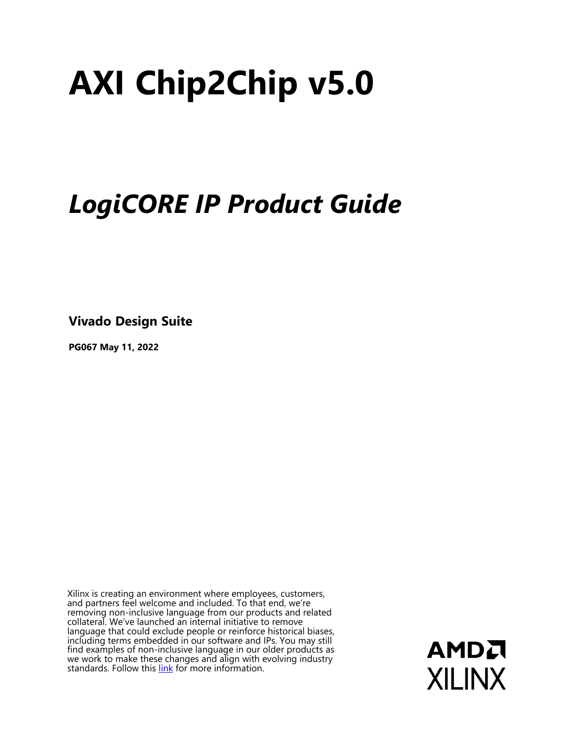# AXI Chip2Chip v5.0

## *LogiCORE IP Product Guide*

**Vivado Design Suite**

**PG067 May 11, 2022**

Xilinx is creating an environment where employees, customers, and partners feel welcome and included. To that end, we're removing non-inclusive language from our products and related collateral. We've launched an internal initiative to remove language that could exclude people or reinforce historical biases, including terms embedded in our software and IPs. You may still find examples of non-inclusive language in our older products as we work to make these changes and align with evolving industry standards. Follow this link for more information.

AMD
XILINX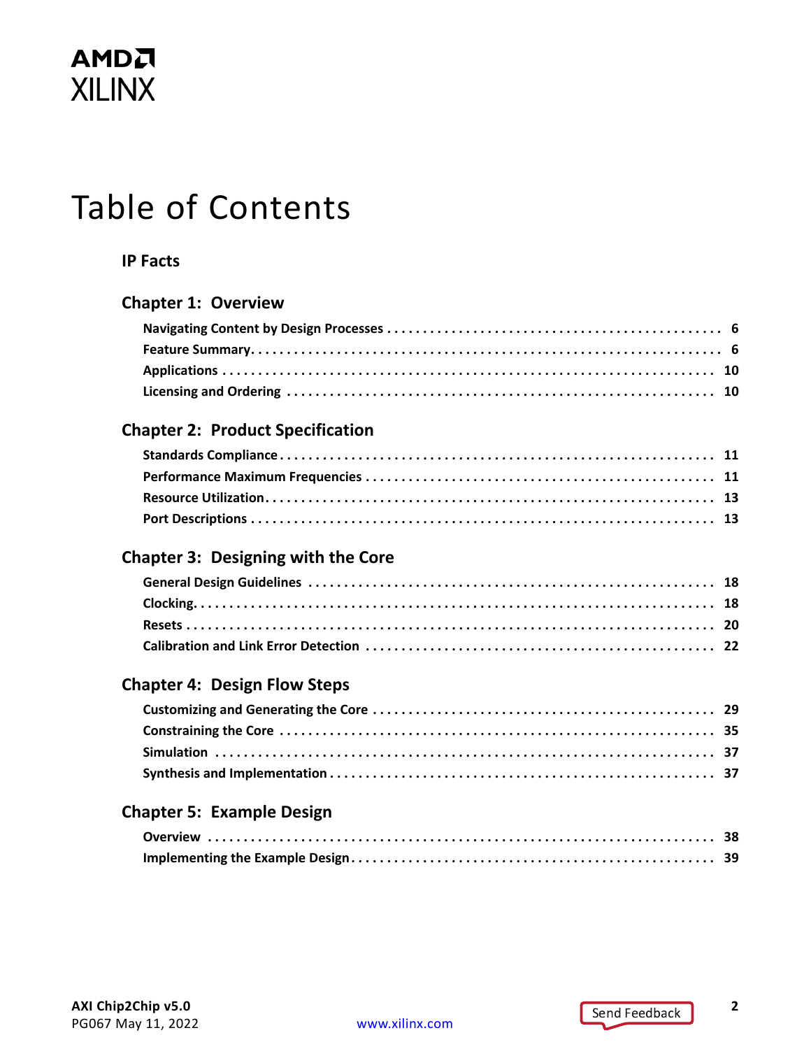# Table of Contents

## IP Facts

## Chapter 1: Overview

- Navigating Content by Design Processes . . . . . 6
- Feature Summary . . . . . 6
- Applications . . . . . 10
- Licensing and Ordering . . . . . 10

## Chapter 2: Product Specification

- Standards Compliance . . . . . 11
- Performance Maximum Frequencies . . . . . 11
- Resource Utilization . . . . . 13
- Port Descriptions . . . . . 13

## Chapter 3: Designing with the Core

- General Design Guidelines . . . . . 18
- Clocking . . . . . 18
- Resets . . . . . 20
- Calibration and Link Error Detection . . . . . 22

## Chapter 4: Design Flow Steps

- Customizing and Generating the Core . . . . . 29
- Constraining the Core . . . . . 35
- Simulation . . . . . 37
- Synthesis and Implementation . . . . . 37

## Chapter 5: Example Design

- Overview . . . . . 38
- Implementing the Example Design . . . . . 39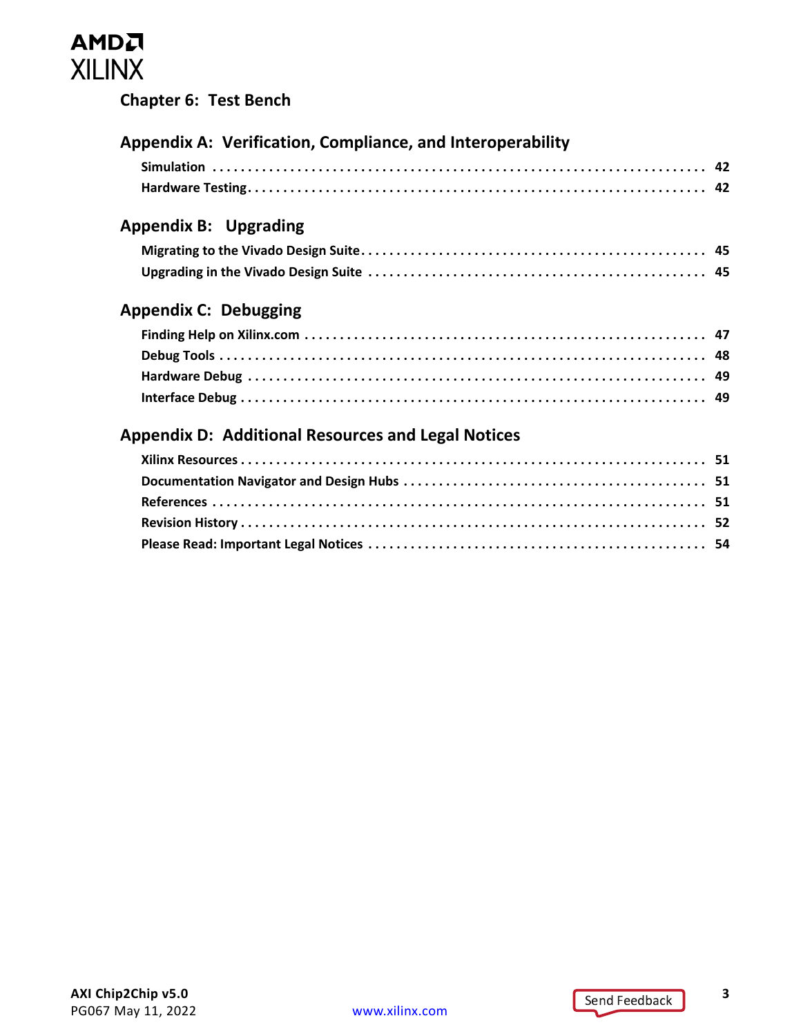## Chapter 6: Test Bench

## Appendix A: Verification, Compliance, and Interoperability

Simulation ........................................................................ 42
Hardware Testing ................................................................ 42

## Appendix B: Upgrading

Migrating to the Vivado Design Suite ........................................ 45
Upgrading in the Vivado Design Suite ........................................ 45

## Appendix C: Debugging

Finding Help on Xilinx.com ..................................................... 47
Debug Tools ....................................................................... 48
Hardware Debug .................................................................. 49
Interface Debug .................................................................. 49

## Appendix D: Additional Resources and Legal Notices

Xilinx Resources .................................................................. 51
Documentation Navigator and Design Hubs ................................ 51
References ........................................................................ 51
Revision History .................................................................. 52
Please Read: Important Legal Notices ....................................... 54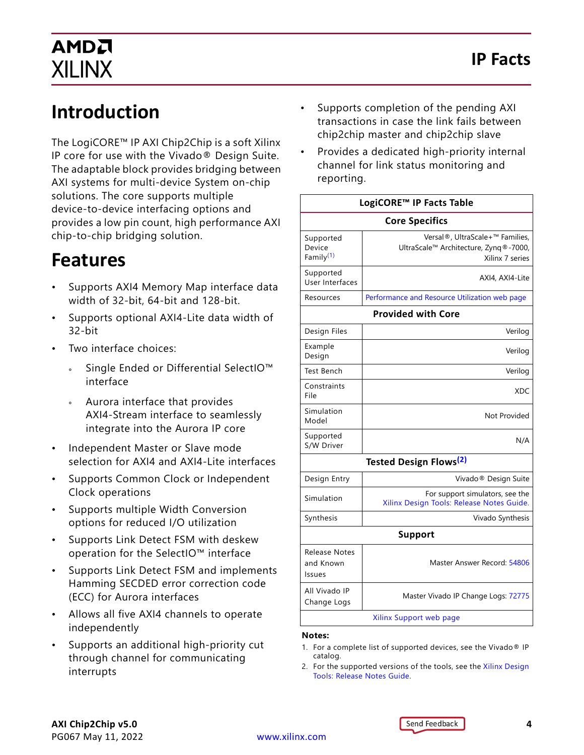# IP Facts

## Introduction

The LogiCORE™ IP AXI Chip2Chip is a soft Xilinx IP core for use with the Vivado® Design Suite. The adaptable block provides bridging between AXI systems for multi-device System on-chip solutions. The core supports multiple device-to-device interfacing options and provides a low pin count, high performance AXI chip-to-chip bridging solution.

## Features

- Supports AXI4 Memory Map interface data width of 32-bit, 64-bit and 128-bit.
- Supports optional AXI4-Lite data width of 32-bit
- Two interface choices:
  - Single Ended or Differential SelectIO™ interface
  - Aurora interface that provides AXI4-Stream interface to seamlessly integrate into the Aurora IP core
- Independent Master or Slave mode selection for AXI4 and AXI4-Lite interfaces
- Supports Common Clock or Independent Clock operations
- Supports multiple Width Conversion options for reduced I/O utilization
- Supports Link Detect FSM with deskew operation for the SelectIO™ interface
- Supports Link Detect FSM and implements Hamming SECDED error correction code (ECC) for Aurora interfaces
- Allows all five AXI4 channels to operate independently
- Supports an additional high-priority cut through channel for communicating interrupts
- Supports completion of the pending AXI transactions in case the link fails between chip2chip master and chip2chip slave
- Provides a dedicated high-priority internal channel for link status monitoring and reporting.

| LogiCORE™ IP Facts Table | |
|---|---|
| **Core Specifics** | |
| Supported Device Family(1) | Versal®, UltraScale+™ Families, UltraScale™ Architecture, Zynq®-7000, Xilinx 7 series |
| Supported User Interfaces | AXI4, AXI4-Lite |
| Resources | Performance and Resource Utilization web page |
| **Provided with Core** | |
| Design Files | Verilog |
| Example Design | Verilog |
| Test Bench | Verilog |
| Constraints File | XDC |
| Simulation Model | Not Provided |
| Supported S/W Driver | N/A |
| **Tested Design Flows(2)** | |
| Design Entry | Vivado® Design Suite |
| Simulation | For support simulators, see the Xilinx Design Tools: Release Notes Guide. |
| Synthesis | Vivado Synthesis |
| **Support** | |
| Release Notes and Known Issues | Master Answer Record: 54806 |
| All Vivado IP Change Logs | Master Vivado IP Change Logs: 72775 |
| Xilinx Support web page | |

**Notes:**

1. For a complete list of supported devices, see the Vivado® IP catalog.
2. For the supported versions of the tools, see the Xilinx Design Tools: Release Notes Guide.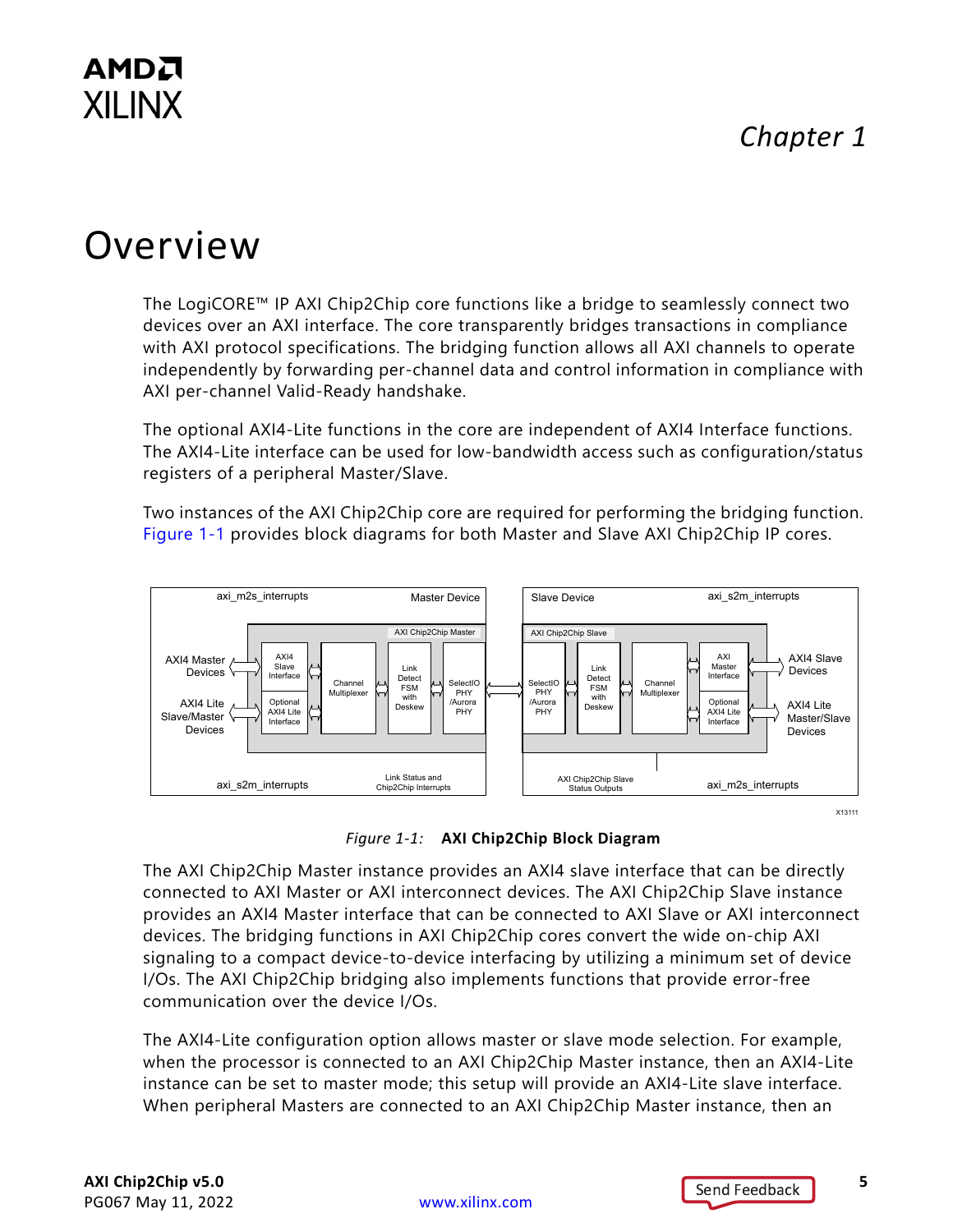# Chapter 1

# Overview

The LogiCORE™ IP AXI Chip2Chip core functions like a bridge to seamlessly connect two devices over an AXI interface. The core transparently bridges transactions in compliance with AXI protocol specifications. The bridging function allows all AXI channels to operate independently by forwarding per-channel data and control information in compliance with AXI per-channel Valid-Ready handshake.

The optional AXI4-Lite functions in the core are independent of AXI4 Interface functions. The AXI4-Lite interface can be used for low-bandwidth access such as configuration/status registers of a peripheral Master/Slave.

Two instances of the AXI Chip2Chip core are required for performing the bridging function. Figure 1-1 provides block diagrams for both Master and Slave AXI Chip2Chip IP cores.

*Figure 1-1:* **AXI Chip2Chip Block Diagram**

The AXI Chip2Chip Master instance provides an AXI4 slave interface that can be directly connected to AXI Master or AXI interconnect devices. The AXI Chip2Chip Slave instance provides an AXI4 Master interface that can be connected to AXI Slave or AXI interconnect devices. The bridging functions in AXI Chip2Chip cores convert the wide on-chip AXI signaling to a compact device-to-device interfacing by utilizing a minimum set of device I/Os. The AXI Chip2Chip bridging also implements functions that provide error-free communication over the device I/Os.

The AXI4-Lite configuration option allows master or slave mode selection. For example, when the processor is connected to an AXI Chip2Chip Master instance, then an AXI4-Lite instance can be set to master mode; this setup will provide an AXI4-Lite slave interface. When peripheral Masters are connected to an AXI Chip2Chip Master instance, then an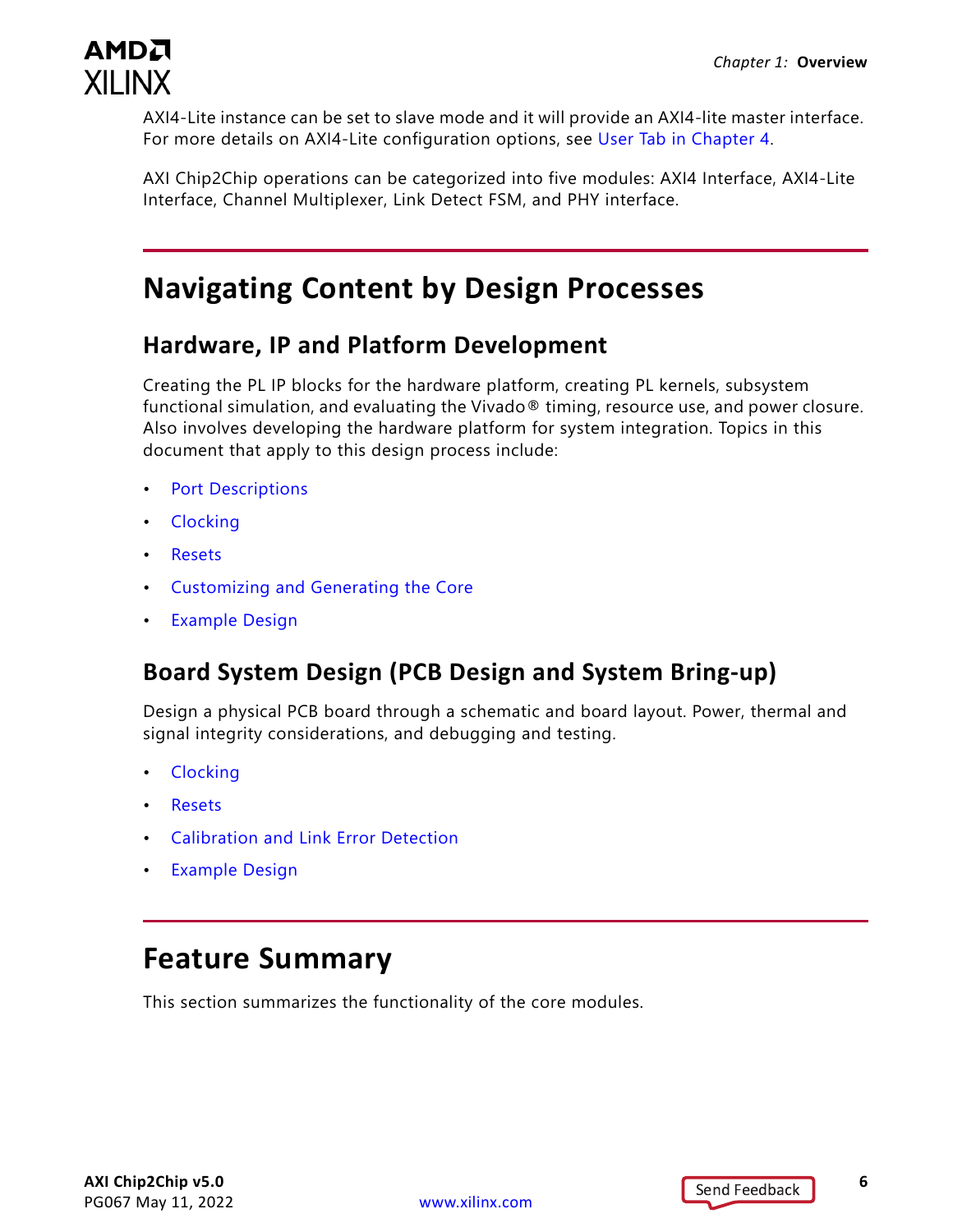AXI4-Lite instance can be set to slave mode and it will provide an AXI4-lite master interface. For more details on AXI4-Lite configuration options, see User Tab in Chapter 4.

AXI Chip2Chip operations can be categorized into five modules: AXI4 Interface, AXI4-Lite Interface, Channel Multiplexer, Link Detect FSM, and PHY interface.

## Navigating Content by Design Processes

### Hardware, IP and Platform Development

Creating the PL IP blocks for the hardware platform, creating PL kernels, subsystem functional simulation, and evaluating the Vivado® timing, resource use, and power closure. Also involves developing the hardware platform for system integration. Topics in this document that apply to this design process include:

- Port Descriptions
- Clocking
- Resets
- Customizing and Generating the Core
- Example Design

### Board System Design (PCB Design and System Bring-up)

Design a physical PCB board through a schematic and board layout. Power, thermal and signal integrity considerations, and debugging and testing.

- Clocking
- Resets
- Calibration and Link Error Detection
- Example Design

## Feature Summary

This section summarizes the functionality of the core modules.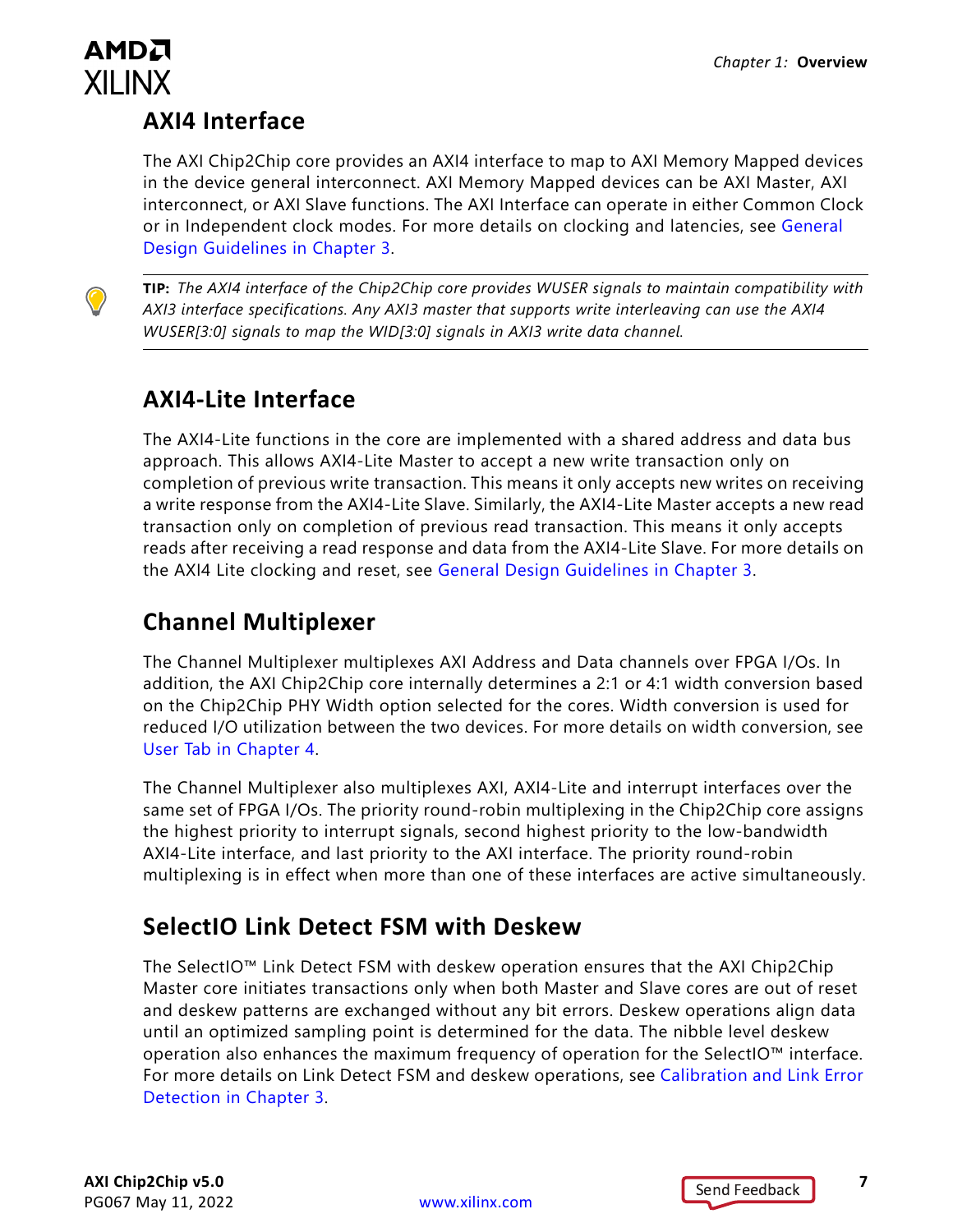## AXI4 Interface

The AXI Chip2Chip core provides an AXI4 interface to map to AXI Memory Mapped devices in the device general interconnect. AXI Memory Mapped devices can be AXI Master, AXI interconnect, or AXI Slave functions. The AXI Interface can operate in either Common Clock or in Independent clock modes. For more details on clocking and latencies, see General Design Guidelines in Chapter 3.

---

**TIP:** *The AXI4 interface of the Chip2Chip core provides WUSER signals to maintain compatibility with AXI3 interface specifications. Any AXI3 master that supports write interleaving can use the AXI4 WUSER[3:0] signals to map the WID[3:0] signals in AXI3 write data channel.*

---

## AXI4-Lite Interface

The AXI4-Lite functions in the core are implemented with a shared address and data bus approach. This allows AXI4-Lite Master to accept a new write transaction only on completion of previous write transaction. This means it only accepts new writes on receiving a write response from the AXI4-Lite Slave. Similarly, the AXI4-Lite Master accepts a new read transaction only on completion of previous read transaction. This means it only accepts reads after receiving a read response and data from the AXI4-Lite Slave. For more details on the AXI4 Lite clocking and reset, see General Design Guidelines in Chapter 3.

## Channel Multiplexer

The Channel Multiplexer multiplexes AXI Address and Data channels over FPGA I/Os. In addition, the AXI Chip2Chip core internally determines a 2:1 or 4:1 width conversion based on the Chip2Chip PHY Width option selected for the cores. Width conversion is used for reduced I/O utilization between the two devices. For more details on width conversion, see User Tab in Chapter 4.

The Channel Multiplexer also multiplexes AXI, AXI4-Lite and interrupt interfaces over the same set of FPGA I/Os. The priority round-robin multiplexing in the Chip2Chip core assigns the highest priority to interrupt signals, second highest priority to the low-bandwidth AXI4-Lite interface, and last priority to the AXI interface. The priority round-robin multiplexing is in effect when more than one of these interfaces are active simultaneously.

## SelectIO Link Detect FSM with Deskew

The SelectIO™ Link Detect FSM with deskew operation ensures that the AXI Chip2Chip Master core initiates transactions only when both Master and Slave cores are out of reset and deskew patterns are exchanged without any bit errors. Deskew operations align data until an optimized sampling point is determined for the data. The nibble level deskew operation also enhances the maximum frequency of operation for the SelectIO™ interface. For more details on Link Detect FSM and deskew operations, see Calibration and Link Error Detection in Chapter 3.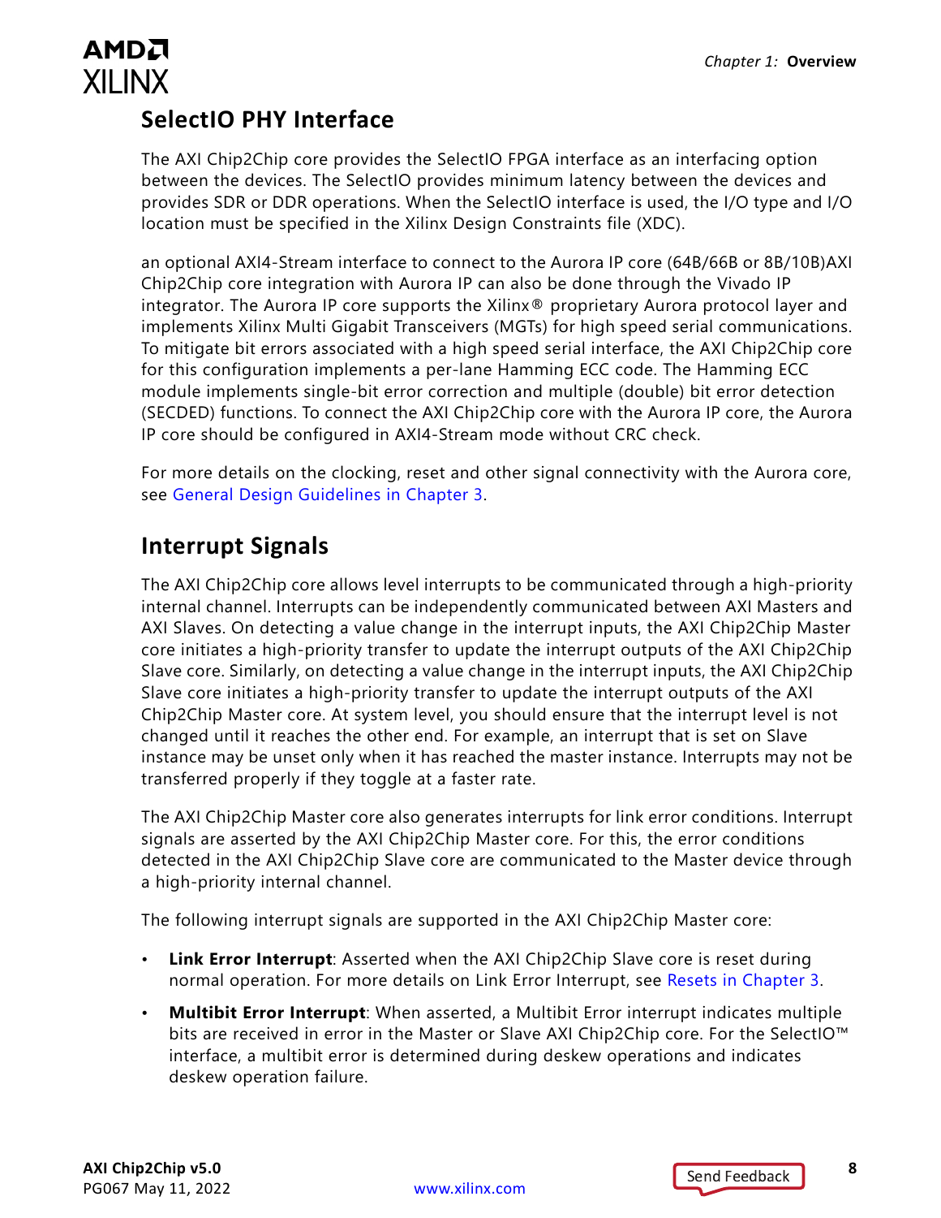## SelectIO PHY Interface

The AXI Chip2Chip core provides the SelectIO FPGA interface as an interfacing option between the devices. The SelectIO provides minimum latency between the devices and provides SDR or DDR operations. When the SelectIO interface is used, the I/O type and I/O location must be specified in the Xilinx Design Constraints file (XDC).

an optional AXI4-Stream interface to connect to the Aurora IP core (64B/66B or 8B/10B)AXI Chip2Chip core integration with Aurora IP can also be done through the Vivado IP integrator. The Aurora IP core supports the Xilinx® proprietary Aurora protocol layer and implements Xilinx Multi Gigabit Transceivers (MGTs) for high speed serial communications. To mitigate bit errors associated with a high speed serial interface, the AXI Chip2Chip core for this configuration implements a per-lane Hamming ECC code. The Hamming ECC module implements single-bit error correction and multiple (double) bit error detection (SECDED) functions. To connect the AXI Chip2Chip core with the Aurora IP core, the Aurora IP core should be configured in AXI4-Stream mode without CRC check.

For more details on the clocking, reset and other signal connectivity with the Aurora core, see General Design Guidelines in Chapter 3.

## Interrupt Signals

The AXI Chip2Chip core allows level interrupts to be communicated through a high-priority internal channel. Interrupts can be independently communicated between AXI Masters and AXI Slaves. On detecting a value change in the interrupt inputs, the AXI Chip2Chip Master core initiates a high-priority transfer to update the interrupt outputs of the AXI Chip2Chip Slave core. Similarly, on detecting a value change in the interrupt inputs, the AXI Chip2Chip Slave core initiates a high-priority transfer to update the interrupt outputs of the AXI Chip2Chip Master core. At system level, you should ensure that the interrupt level is not changed until it reaches the other end. For example, an interrupt that is set on Slave instance may be unset only when it has reached the master instance. Interrupts may not be transferred properly if they toggle at a faster rate.

The AXI Chip2Chip Master core also generates interrupts for link error conditions. Interrupt signals are asserted by the AXI Chip2Chip Master core. For this, the error conditions detected in the AXI Chip2Chip Slave core are communicated to the Master device through a high-priority internal channel.

The following interrupt signals are supported in the AXI Chip2Chip Master core:

- **Link Error Interrupt**: Asserted when the AXI Chip2Chip Slave core is reset during normal operation. For more details on Link Error Interrupt, see Resets in Chapter 3.
- **Multibit Error Interrupt**: When asserted, a Multibit Error interrupt indicates multiple bits are received in error in the Master or Slave AXI Chip2Chip core. For the SelectIO™ interface, a multibit error is determined during deskew operations and indicates deskew operation failure.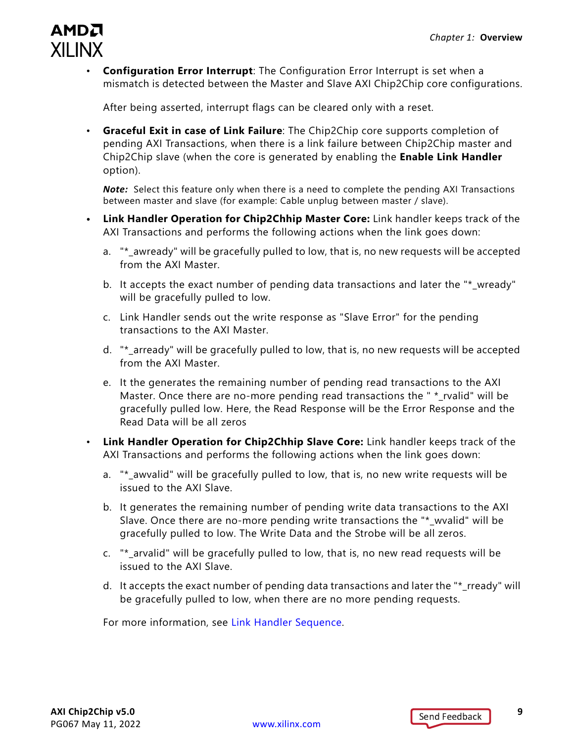- **Configuration Error Interrupt**: The Configuration Error Interrupt is set when a mismatch is detected between the Master and Slave AXI Chip2Chip core configurations.

  After being asserted, interrupt flags can be cleared only with a reset.

- **Graceful Exit in case of Link Failure**: The Chip2Chip core supports completion of pending AXI Transactions, when there is a link failure between Chip2Chip master and Chip2Chip slave (when the core is generated by enabling the **Enable Link Handler** option).

  ***Note:*** Select this feature only when there is a need to complete the pending AXI Transactions between master and slave (for example: Cable unplug between master / slave).

- **Link Handler Operation for Chip2Chhip Master Core:** Link handler keeps track of the AXI Transactions and performs the following actions when the link goes down:

  a. "*_awready" will be gracefully pulled to low, that is, no new requests will be accepted from the AXI Master.

  b. It accepts the exact number of pending data transactions and later the "*_wready" will be gracefully pulled to low.

  c. Link Handler sends out the write response as "Slave Error" for the pending transactions to the AXI Master.

  d. "*_arready" will be gracefully pulled to low, that is, no new requests will be accepted from the AXI Master.

  e. It the generates the remaining number of pending read transactions to the AXI Master. Once there are no-more pending read transactions the " *_rvalid" will be gracefully pulled low. Here, the Read Response will be the Error Response and the Read Data will be all zeros

- **Link Handler Operation for Chip2Chhip Slave Core:** Link handler keeps track of the AXI Transactions and performs the following actions when the link goes down:

  a. "*_awvalid" will be gracefully pulled to low, that is, no new write requests will be issued to the AXI Slave.

  b. It generates the remaining number of pending write data transactions to the AXI Slave. Once there are no-more pending write transactions the "*_wvalid" will be gracefully pulled to low. The Write Data and the Strobe will be all zeros.

  c. "*_arvalid" will be gracefully pulled to low, that is, no new read requests will be issued to the AXI Slave.

  d. It accepts the exact number of pending data transactions and later the "*_rready" will be gracefully pulled to low, when there are no more pending requests.

  For more information, see Link Handler Sequence.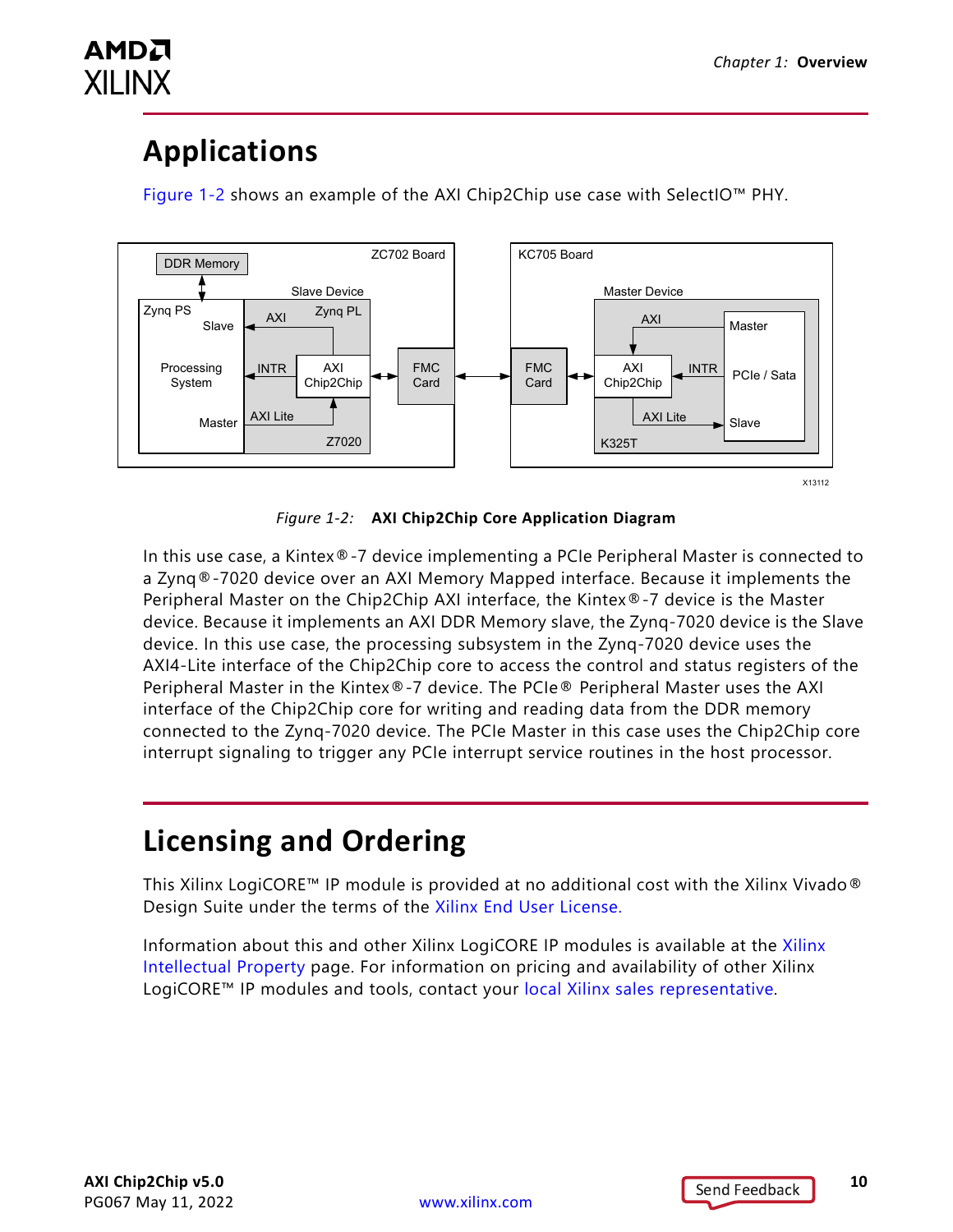## Applications

Figure 1-2 shows an example of the AXI Chip2Chip use case with SelectIO™ PHY.

*Figure 1-2:* **AXI Chip2Chip Core Application Diagram**

In this use case, a Kintex®-7 device implementing a PCIe Peripheral Master is connected to a Zynq®-7020 device over an AXI Memory Mapped interface. Because it implements the Peripheral Master on the Chip2Chip AXI interface, the Kintex®-7 device is the Master device. Because it implements an AXI DDR Memory slave, the Zynq-7020 device is the Slave device. In this use case, the processing subsystem in the Zynq-7020 device uses the AXI4-Lite interface of the Chip2Chip core to access the control and status registers of the Peripheral Master in the Kintex®-7 device. The PCIe® Peripheral Master uses the AXI interface of the Chip2Chip core for writing and reading data from the DDR memory connected to the Zynq-7020 device. The PCIe Master in this case uses the Chip2Chip core interrupt signaling to trigger any PCIe interrupt service routines in the host processor.

## Licensing and Ordering

This Xilinx LogiCORE™ IP module is provided at no additional cost with the Xilinx Vivado® Design Suite under the terms of the Xilinx End User License.

Information about this and other Xilinx LogiCORE IP modules is available at the Xilinx Intellectual Property page. For information on pricing and availability of other Xilinx LogiCORE™ IP modules and tools, contact your local Xilinx sales representative.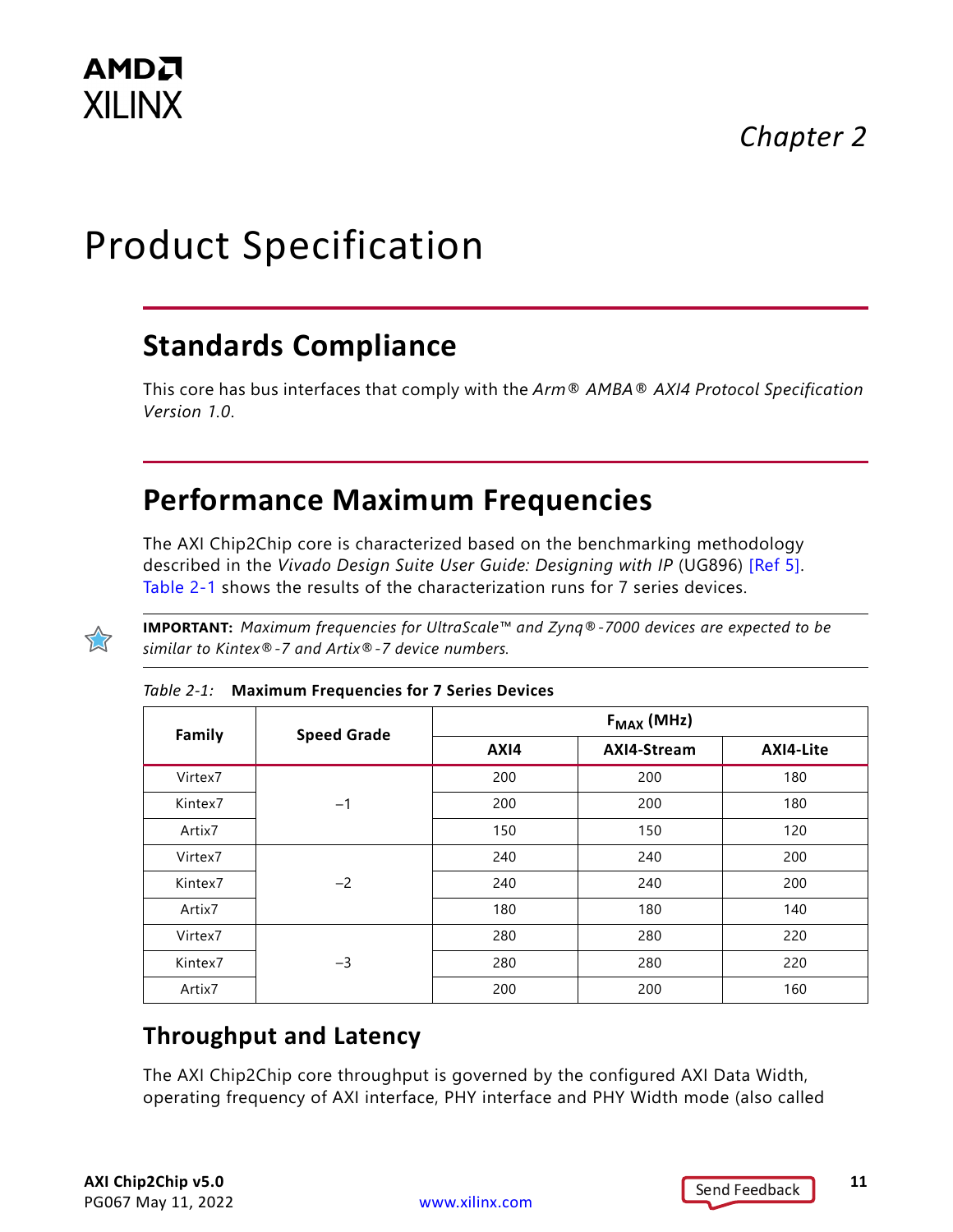# Chapter 2

# Product Specification

## Standards Compliance

This core has bus interfaces that comply with the *Arm® AMBA® AXI4 Protocol Specification Version 1.0*.

## Performance Maximum Frequencies

The AXI Chip2Chip core is characterized based on the benchmarking methodology described in the *Vivado Design Suite User Guide: Designing with IP* (UG896) [Ref 5]. Table 2-1 shows the results of the characterization runs for 7 series devices.

**IMPORTANT:** *Maximum frequencies for UltraScale™ and Zynq®-7000 devices are expected to be similar to Kintex®-7 and Artix®-7 device numbers.*

*Table 2-1:* **Maximum Frequencies for 7 Series Devices**

| Family | Speed Grade | $F_{MAX}$ (MHz) | | |
|---|---|---|---|---|
| | | AXI4 | AXI4-Stream | AXI4-Lite |
| Virtex7 | –1 | 200 | 200 | 180 |
| Kintex7 | | 200 | 200 | 180 |
| Artix7 | | 150 | 150 | 120 |
| Virtex7 | –2 | 240 | 240 | 200 |
| Kintex7 | | 240 | 240 | 200 |
| Artix7 | | 180 | 180 | 140 |
| Virtex7 | –3 | 280 | 280 | 220 |
| Kintex7 | | 280 | 280 | 220 |
| Artix7 | | 200 | 200 | 160 |

### Throughput and Latency

The AXI Chip2Chip core throughput is governed by the configured AXI Data Width, operating frequency of AXI interface, PHY interface and PHY Width mode (also called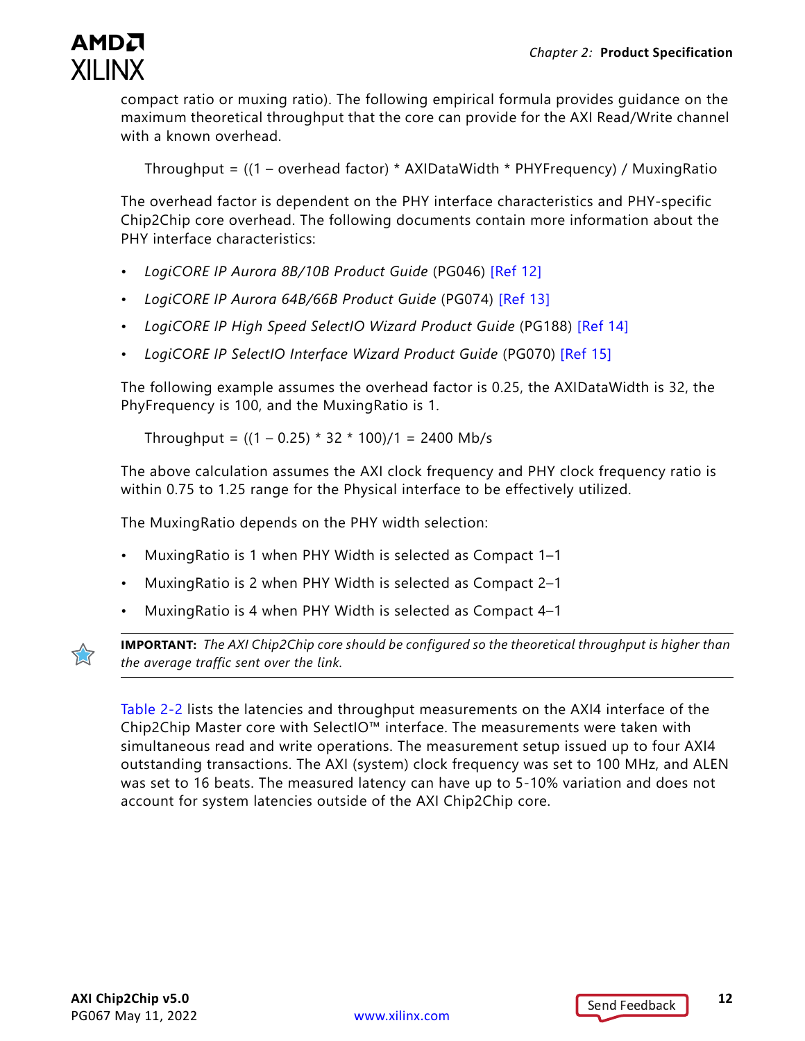compact ratio or muxing ratio). The following empirical formula provides guidance on the maximum theoretical throughput that the core can provide for the AXI Read/Write channel with a known overhead.

Throughput = ((1 – overhead factor) * AXIDataWidth * PHYFrequency) / MuxingRatio

The overhead factor is dependent on the PHY interface characteristics and PHY-specific Chip2Chip core overhead. The following documents contain more information about the PHY interface characteristics:

- *LogiCORE IP Aurora 8B/10B Product Guide* (PG046) [Ref 12]
- *LogiCORE IP Aurora 64B/66B Product Guide* (PG074) [Ref 13]
- *LogiCORE IP High Speed SelectIO Wizard Product Guide* (PG188) [Ref 14]
- *LogiCORE IP SelectIO Interface Wizard Product Guide* (PG070) [Ref 15]

The following example assumes the overhead factor is 0.25, the AXIDataWidth is 32, the PhyFrequency is 100, and the MuxingRatio is 1.

Throughput = ((1 – 0.25) * 32 * 100)/1 = 2400 Mb/s

The above calculation assumes the AXI clock frequency and PHY clock frequency ratio is within 0.75 to 1.25 range for the Physical interface to be effectively utilized.

The MuxingRatio depends on the PHY width selection:

- MuxingRatio is 1 when PHY Width is selected as Compact 1–1
- MuxingRatio is 2 when PHY Width is selected as Compact 2–1
- MuxingRatio is 4 when PHY Width is selected as Compact 4–1

**IMPORTANT:** *The AXI Chip2Chip core should be configured so the theoretical throughput is higher than the average traffic sent over the link.*

Table 2-2 lists the latencies and throughput measurements on the AXI4 interface of the Chip2Chip Master core with SelectIO™ interface. The measurements were taken with simultaneous read and write operations. The measurement setup issued up to four AXI4 outstanding transactions. The AXI (system) clock frequency was set to 100 MHz, and ALEN was set to 16 beats. The measured latency can have up to 5-10% variation and does not account for system latencies outside of the AXI Chip2Chip core.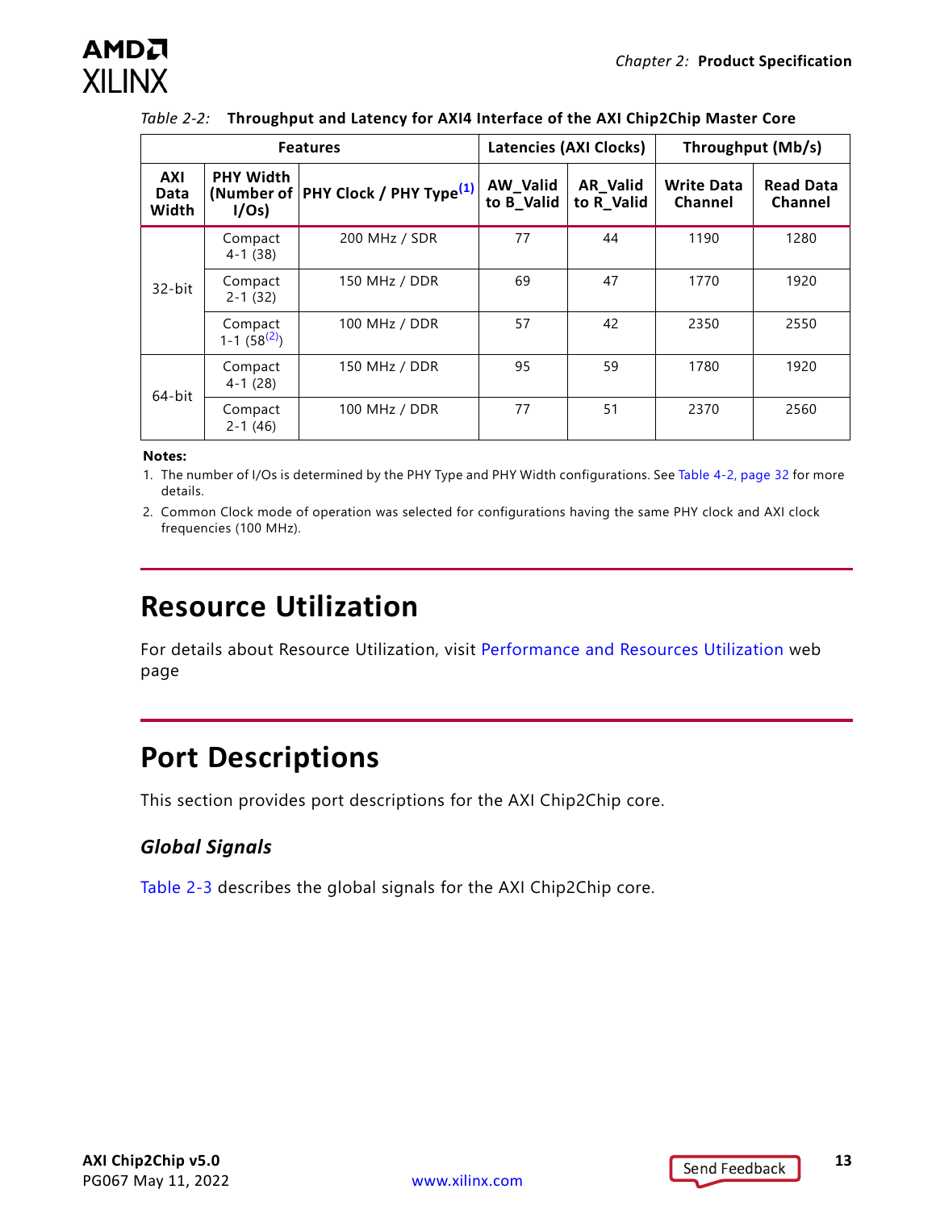*Table 2-2:* **Throughput and Latency for AXI4 Interface of the AXI Chip2Chip Master Core**

| Features | | | Latencies (AXI Clocks) | | Throughput (Mb/s) | |
|---|---|---|---|---|---|---|
| AXI Data Width | PHY Width (Number of I/Os) | PHY Clock / PHY Type[1] | AW_Valid to B_Valid | AR_Valid to R_Valid | Write Data Channel | Read Data Channel |
| 32-bit | Compact 4-1 (38) | 200 MHz / SDR | 77 | 44 | 1190 | 1280 |
| | Compact 2-1 (32) | 150 MHz / DDR | 69 | 47 | 1770 | 1920 |
| | Compact 1-1 (58[2]) | 100 MHz / DDR | 57 | 42 | 2350 | 2550 |
| 64-bit | Compact 4-1 (28) | 150 MHz / DDR | 95 | 59 | 1780 | 1920 |
| | Compact 2-1 (46) | 100 MHz / DDR | 77 | 51 | 2370 | 2560 |

**Notes:**

1. The number of I/Os is determined by the PHY Type and PHY Width configurations. See Table 4-2, page 32 for more details.
2. Common Clock mode of operation was selected for configurations having the same PHY clock and AXI clock frequencies (100 MHz).

# Resource Utilization

For details about Resource Utilization, visit Performance and Resources Utilization web page

# Port Descriptions

This section provides port descriptions for the AXI Chip2Chip core.

## *Global Signals*

Table 2-3 describes the global signals for the AXI Chip2Chip core.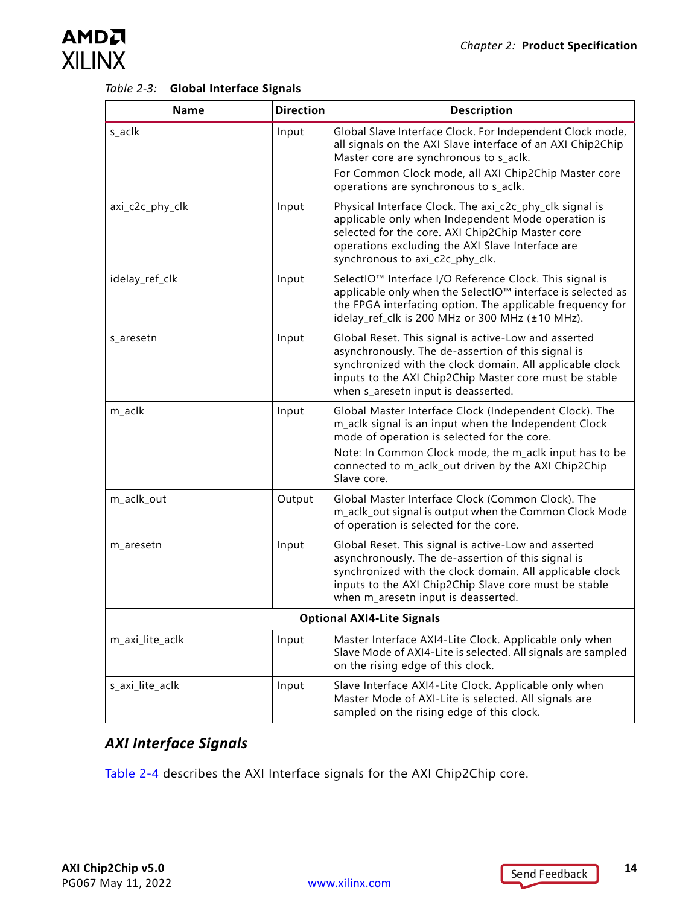*Table 2-3:* **Global Interface Signals**

| Name | Direction | Description |
| --- | --- | --- |
| s_aclk | Input | Global Slave Interface Clock. For Independent Clock mode, all signals on the AXI Slave interface of an AXI Chip2Chip Master core are synchronous to s_aclk.<br>For Common Clock mode, all AXI Chip2Chip Master core operations are synchronous to s_aclk. |
| axi_c2c_phy_clk | Input | Physical Interface Clock. The axi_c2c_phy_clk signal is applicable only when Independent Mode operation is selected for the core. AXI Chip2Chip Master core operations excluding the AXI Slave Interface are synchronous to axi_c2c_phy_clk. |
| idelay_ref_clk | Input | SelectIO™ Interface I/O Reference Clock. This signal is applicable only when the SelectIO™ interface is selected as the FPGA interfacing option. The applicable frequency for idelay_ref_clk is 200 MHz or 300 MHz (±10 MHz). |
| s_aresetn | Input | Global Reset. This signal is active-Low and asserted asynchronously. The de-assertion of this signal is synchronized with the clock domain. All applicable clock inputs to the AXI Chip2Chip Master core must be stable when s_aresetn input is deasserted. |
| m_aclk | Input | Global Master Interface Clock (Independent Clock). The m_aclk signal is an input when the Independent Clock mode of operation is selected for the core.<br>Note: In Common Clock mode, the m_aclk input has to be connected to m_aclk_out driven by the AXI Chip2Chip Slave core. |
| m_aclk_out | Output | Global Master Interface Clock (Common Clock). The m_aclk_out signal is output when the Common Clock Mode of operation is selected for the core. |
| m_aresetn | Input | Global Reset. This signal is active-Low and asserted asynchronously. The de-assertion of this signal is synchronized with the clock domain. All applicable clock inputs to the AXI Chip2Chip Slave core must be stable when m_aresetn input is deasserted. |
| **Optional AXI4-Lite Signals** | | |
| m_axi_lite_aclk | Input | Master Interface AXI4-Lite Clock. Applicable only when Slave Mode of AXI4-Lite is selected. All signals are sampled on the rising edge of this clock. |
| s_axi_lite_aclk | Input | Slave Interface AXI4-Lite Clock. Applicable only when Master Mode of AXI-Lite is selected. All signals are sampled on the rising edge of this clock. |

### *AXI Interface Signals*

Table 2-4 describes the AXI Interface signals for the AXI Chip2Chip core.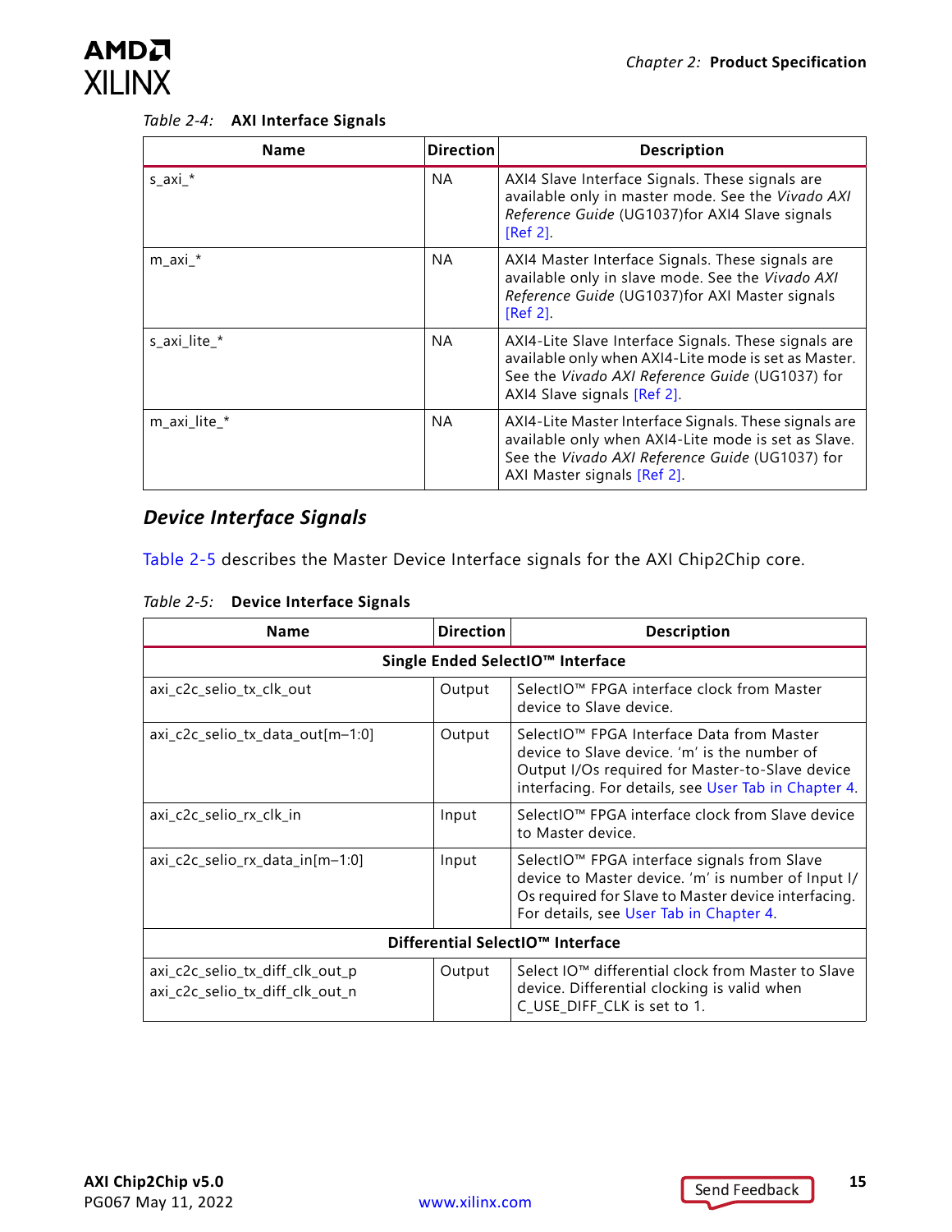Table 2-4: **AXI Interface Signals**

| Name | Direction | Description |
|---|---|---|
| s_axi_* | NA | AXI4 Slave Interface Signals. These signals are available only in master mode. See the *Vivado AXI Reference Guide* (UG1037)for AXI4 Slave signals [Ref 2]. |
| m_axi_* | NA | AXI4 Master Interface Signals. These signals are available only in slave mode. See the *Vivado AXI Reference Guide* (UG1037)for AXI Master signals [Ref 2]. |
| s_axi_lite_* | NA | AXI4-Lite Slave Interface Signals. These signals are available only when AXI4-Lite mode is set as Master. See the *Vivado AXI Reference Guide* (UG1037) for AXI4 Slave signals [Ref 2]. |
| m_axi_lite_* | NA | AXI4-Lite Master Interface Signals. These signals are available only when AXI4-Lite mode is set as Slave. See the *Vivado AXI Reference Guide* (UG1037) for AXI Master signals [Ref 2]. |

### *Device Interface Signals*

Table 2-5 describes the Master Device Interface signals for the AXI Chip2Chip core.

Table 2-5: **Device Interface Signals**

| Name | Direction | Description |
|---|---|---|
| **Single Ended SelectIO™ Interface** | | |
| axi_c2c_selio_tx_clk_out | Output | SelectIO™ FPGA interface clock from Master device to Slave device. |
| axi_c2c_selio_tx_data_out[m–1:0] | Output | SelectIO™ FPGA Interface Data from Master device to Slave device. 'm' is the number of Output I/Os required for Master-to-Slave device interfacing. For details, see User Tab in Chapter 4. |
| axi_c2c_selio_rx_clk_in | Input | SelectIO™ FPGA interface clock from Slave device to Master device. |
| axi_c2c_selio_rx_data_in[m–1:0] | Input | SelectIO™ FPGA interface signals from Slave device to Master device. 'm' is number of Input I/Os required for Slave to Master device interfacing. For details, see User Tab in Chapter 4. |
| **Differential SelectIO™ Interface** | | |
| axi_c2c_selio_tx_diff_clk_out_p<br>axi_c2c_selio_tx_diff_clk_out_n | Output | Select IO™ differential clock from Master to Slave device. Differential clocking is valid when C_USE_DIFF_CLK is set to 1. |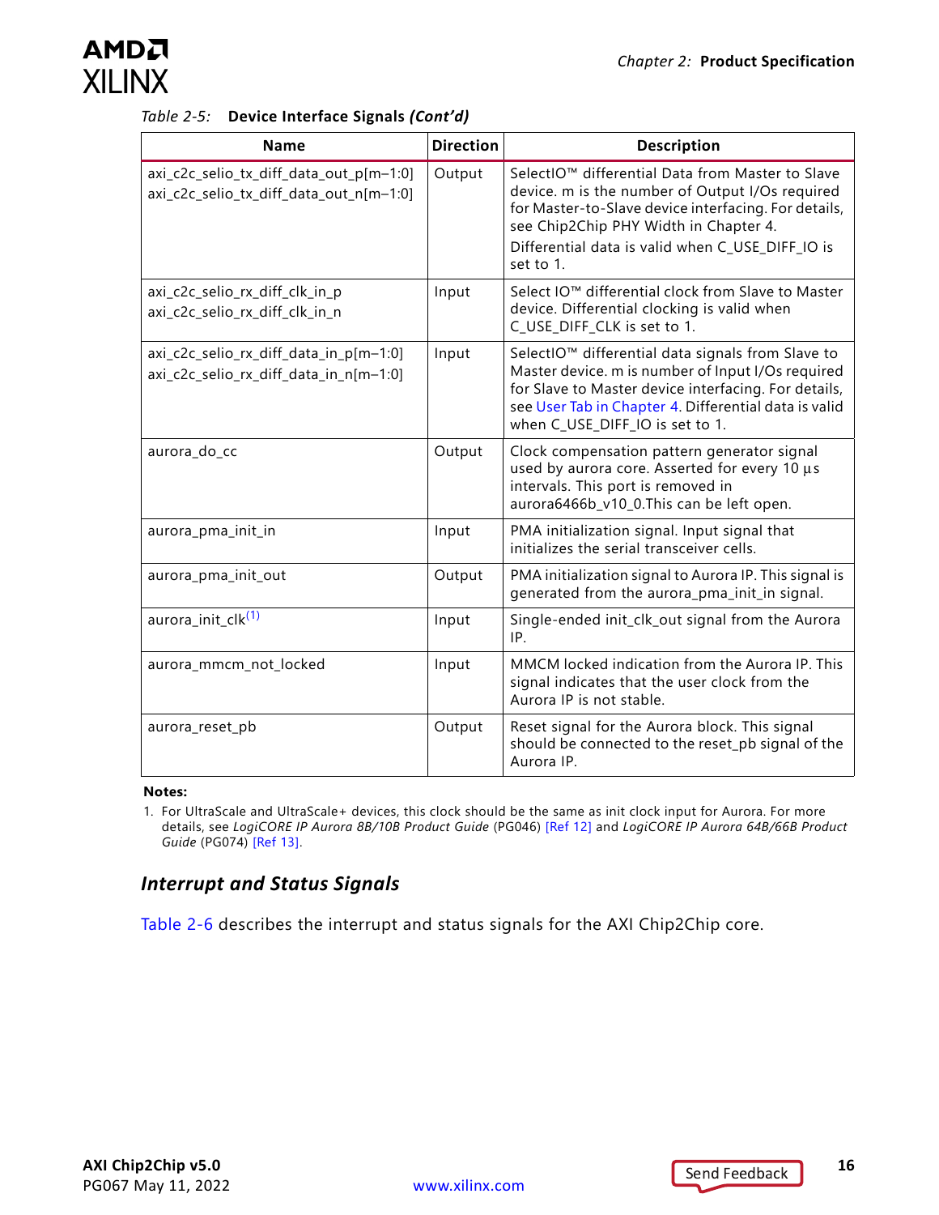Table 2-5: **Device Interface Signals *(Cont'd)***

| Name | Direction | Description |
|---|---|---|
| axi_c2c_selio_tx_diff_data_out_p[m–1:0]<br>axi_c2c_selio_tx_diff_data_out_n[m–1:0] | Output | SelectIO™ differential Data from Master to Slave device. m is the number of Output I/Os required for Master-to-Slave device interfacing. For details, see Chip2Chip PHY Width in Chapter 4.<br>Differential data is valid when C_USE_DIFF_IO is set to 1. |
| axi_c2c_selio_rx_diff_clk_in_p<br>axi_c2c_selio_rx_diff_clk_in_n | Input | Select IO™ differential clock from Slave to Master device. Differential clocking is valid when C_USE_DIFF_CLK is set to 1. |
| axi_c2c_selio_rx_diff_data_in_p[m–1:0]<br>axi_c2c_selio_rx_diff_data_in_n[m–1:0] | Input | SelectIO™ differential data signals from Slave to Master device. m is number of Input I/Os required for Slave to Master device interfacing. For details, see User Tab in Chapter 4. Differential data is valid when C_USE_DIFF_IO is set to 1. |
| aurora_do_cc | Output | Clock compensation pattern generator signal used by aurora core. Asserted for every 10 µs intervals. This port is removed in aurora6466b_v10_0.This can be left open. |
| aurora_pma_init_in | Input | PMA initialization signal. Input signal that initializes the serial transceiver cells. |
| aurora_pma_init_out | Output | PMA initialization signal to Aurora IP. This signal is generated from the aurora_pma_init_in signal. |
| aurora_init_clk[1] | Input | Single-ended init_clk_out signal from the Aurora IP. |
| aurora_mmcm_not_locked | Input | MMCM locked indication from the Aurora IP. This signal indicates that the user clock from the Aurora IP is not stable. |
| aurora_reset_pb | Output | Reset signal for the Aurora block. This signal should be connected to the reset_pb signal of the Aurora IP. |

**Notes:**

1. For UltraScale and UltraScale+ devices, this clock should be the same as init clock input for Aurora. For more details, see *LogiCORE IP Aurora 8B/10B Product Guide* (PG046) [Ref 12] and *LogiCORE IP Aurora 64B/66B Product Guide* (PG074) [Ref 13].

### *Interrupt and Status Signals*

Table 2-6 describes the interrupt and status signals for the AXI Chip2Chip core.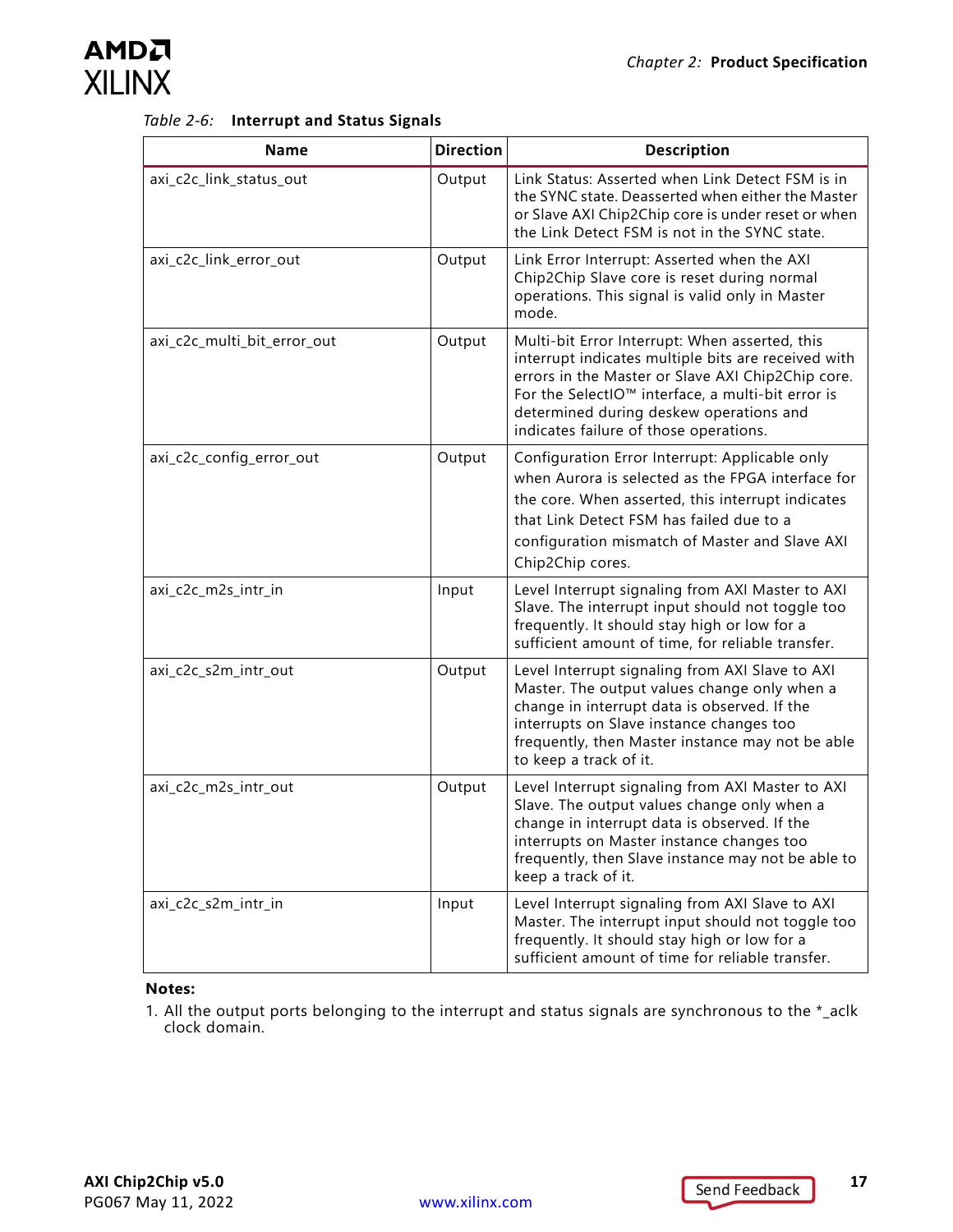*Table 2-6:* **Interrupt and Status Signals**

| Name | Direction | Description |
|---|---|---|
| axi_c2c_link_status_out | Output | Link Status: Asserted when Link Detect FSM is in the SYNC state. Deasserted when either the Master or Slave AXI Chip2Chip core is under reset or when the Link Detect FSM is not in the SYNC state. |
| axi_c2c_link_error_out | Output | Link Error Interrupt: Asserted when the AXI Chip2Chip Slave core is reset during normal operations. This signal is valid only in Master mode. |
| axi_c2c_multi_bit_error_out | Output | Multi-bit Error Interrupt: When asserted, this interrupt indicates multiple bits are received with errors in the Master or Slave AXI Chip2Chip core. For the SelectIO™ interface, a multi-bit error is determined during deskew operations and indicates failure of those operations. |
| axi_c2c_config_error_out | Output | Configuration Error Interrupt: Applicable only when Aurora is selected as the FPGA interface for the core. When asserted, this interrupt indicates that Link Detect FSM has failed due to a configuration mismatch of Master and Slave AXI Chip2Chip cores. |
| axi_c2c_m2s_intr_in | Input | Level Interrupt signaling from AXI Master to AXI Slave. The interrupt input should not toggle too frequently. It should stay high or low for a sufficient amount of time, for reliable transfer. |
| axi_c2c_s2m_intr_out | Output | Level Interrupt signaling from AXI Slave to AXI Master. The output values change only when a change in interrupt data is observed. If the interrupts on Slave instance changes too frequently, then Master instance may not be able to keep a track of it. |
| axi_c2c_m2s_intr_out | Output | Level Interrupt signaling from AXI Master to AXI Slave. The output values change only when a change in interrupt data is observed. If the interrupts on Master instance changes too frequently, then Slave instance may not be able to keep a track of it. |
| axi_c2c_s2m_intr_in | Input | Level Interrupt signaling from AXI Slave to AXI Master. The interrupt input should not toggle too frequently. It should stay high or low for a sufficient amount of time for reliable transfer. |

**Notes:**

1. All the output ports belonging to the interrupt and status signals are synchronous to the *_aclk clock domain.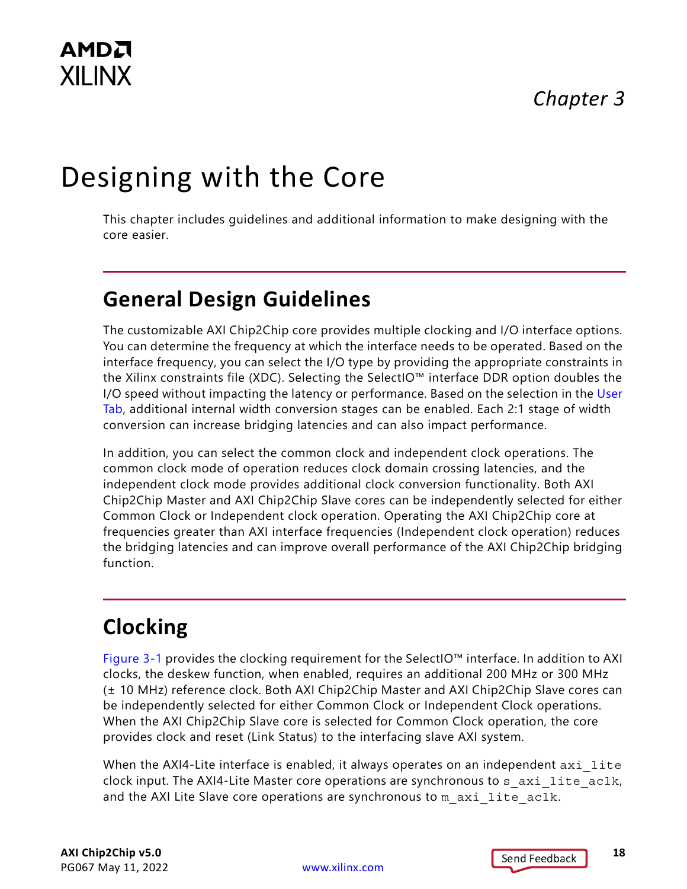*Chapter 3*

# Designing with the Core

This chapter includes guidelines and additional information to make designing with the core easier.

## General Design Guidelines

The customizable AXI Chip2Chip core provides multiple clocking and I/O interface options. You can determine the frequency at which the interface needs to be operated. Based on the interface frequency, you can select the I/O type by providing the appropriate constraints in the Xilinx constraints file (XDC). Selecting the SelectIO™ interface DDR option doubles the I/O speed without impacting the latency or performance. Based on the selection in the User Tab, additional internal width conversion stages can be enabled. Each 2:1 stage of width conversion can increase bridging latencies and can also impact performance.

In addition, you can select the common clock and independent clock operations. The common clock mode of operation reduces clock domain crossing latencies, and the independent clock mode provides additional clock conversion functionality. Both AXI Chip2Chip Master and AXI Chip2Chip Slave cores can be independently selected for either Common Clock or Independent clock operation. Operating the AXI Chip2Chip core at frequencies greater than AXI interface frequencies (Independent clock operation) reduces the bridging latencies and can improve overall performance of the AXI Chip2Chip bridging function.

## Clocking

Figure 3-1 provides the clocking requirement for the SelectIO™ interface. In addition to AXI clocks, the deskew function, when enabled, requires an additional 200 MHz or 300 MHz (± 10 MHz) reference clock. Both AXI Chip2Chip Master and AXI Chip2Chip Slave cores can be independently selected for either Common Clock or Independent Clock operations. When the AXI Chip2Chip Slave core is selected for Common Clock operation, the core provides clock and reset (Link Status) to the interfacing slave AXI system.

When the AXI4-Lite interface is enabled, it always operates on an independent `axi_lite` clock input. The AXI4-Lite Master core operations are synchronous to `s_axi_lite_aclk`, and the AXI Lite Slave core operations are synchronous to `m_axi_lite_aclk`.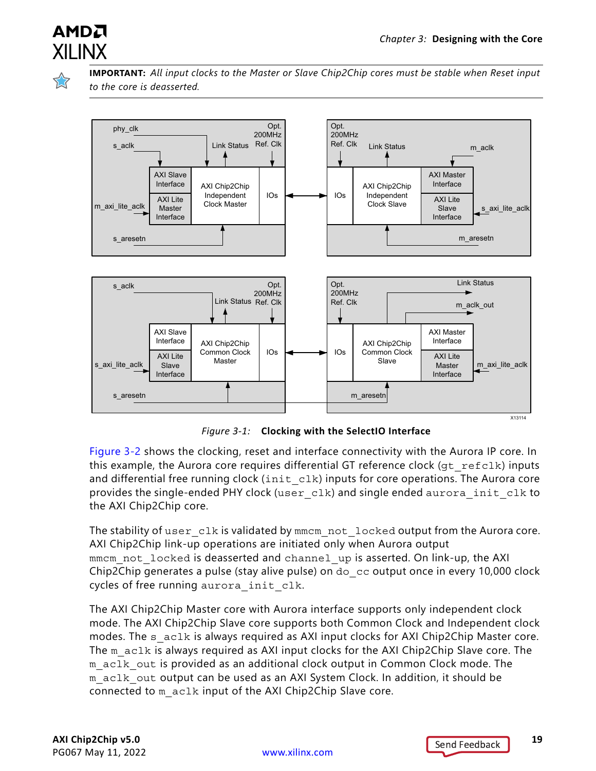**IMPORTANT:** *All input clocks to the Master or Slave Chip2Chip cores must be stable when Reset input to the core is deasserted.*

*Figure 3-1:* **Clocking with the SelectIO Interface**

Figure 3-2 shows the clocking, reset and interface connectivity with the Aurora IP core. In this example, the Aurora core requires differential GT reference clock (gt_refclk) inputs and differential free running clock (init_clk) inputs for core operations. The Aurora core provides the single-ended PHY clock (user_clk) and single ended aurora_init_clk to the AXI Chip2Chip core.

The stability of user_clk is validated by mmcm_not_locked output from the Aurora core. AXI Chip2Chip link-up operations are initiated only when Aurora output mmcm_not_locked is deasserted and channel_up is asserted. On link-up, the AXI Chip2Chip generates a pulse (stay alive pulse) on do_cc output once in every 10,000 clock cycles of free running aurora_init_clk.

The AXI Chip2Chip Master core with Aurora interface supports only independent clock mode. The AXI Chip2Chip Slave core supports both Common Clock and Independent clock modes. The s_aclk is always required as AXI input clocks for AXI Chip2Chip Master core. The m_aclk is always required as AXI input clocks for the AXI Chip2Chip Slave core. The m_aclk_out is provided as an additional clock output in Common Clock mode. The m_aclk_out output can be used as an AXI System Clock. In addition, it should be connected to m_aclk input of the AXI Chip2Chip Slave core.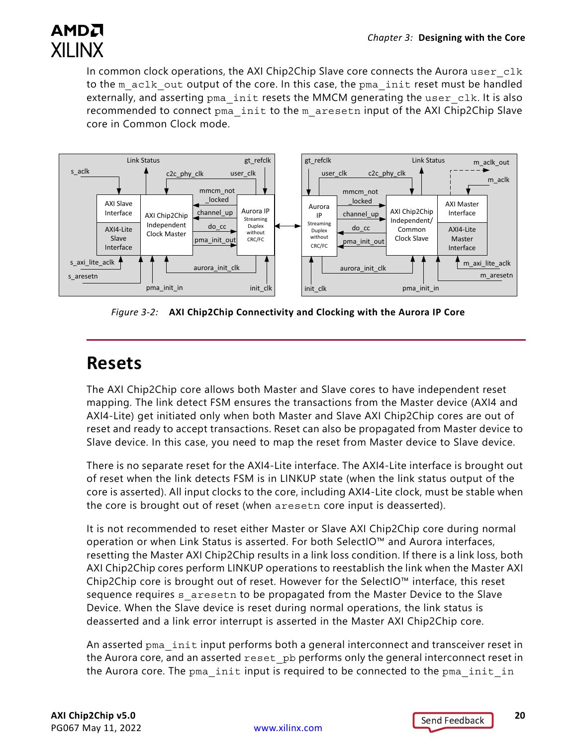In common clock operations, the AXI Chip2Chip Slave core connects the Aurora `user_clk` to the `m_aclk_out` output of the core. In this case, the `pma_init` reset must be handled externally, and asserting `pma_init` resets the MMCM generating the `user_clk`. It is also recommended to connect `pma_init` to the `m_aresetn` input of the AXI Chip2Chip Slave core in Common Clock mode.

*Figure 3-2:* **AXI Chip2Chip Connectivity and Clocking with the Aurora IP Core**

## Resets

The AXI Chip2Chip core allows both Master and Slave cores to have independent reset mapping. The link detect FSM ensures the transactions from the Master device (AXI4 and AXI4-Lite) get initiated only when both Master and Slave AXI Chip2Chip cores are out of reset and ready to accept transactions. Reset can also be propagated from Master device to Slave device. In this case, you need to map the reset from Master device to Slave device.

There is no separate reset for the AXI4-Lite interface. The AXI4-Lite interface is brought out of reset when the link detects FSM is in LINKUP state (when the link status output of the core is asserted). All input clocks to the core, including AXI4-Lite clock, must be stable when the core is brought out of reset (when `aresetn` core input is deasserted).

It is not recommended to reset either Master or Slave AXI Chip2Chip core during normal operation or when Link Status is asserted. For both SelectIO™ and Aurora interfaces, resetting the Master AXI Chip2Chip results in a link loss condition. If there is a link loss, both AXI Chip2Chip cores perform LINKUP operations to reestablish the link when the Master AXI Chip2Chip core is brought out of reset. However for the SelectIO™ interface, this reset sequence requires `s_aresetn` to be propagated from the Master Device to the Slave Device. When the Slave device is reset during normal operations, the link status is deasserted and a link error interrupt is asserted in the Master AXI Chip2Chip core.

An asserted `pma_init` input performs both a general interconnect and transceiver reset in the Aurora core, and an asserted `reset_pb` performs only the general interconnect reset in the Aurora core. The `pma_init` input is required to be connected to the `pma_init_in`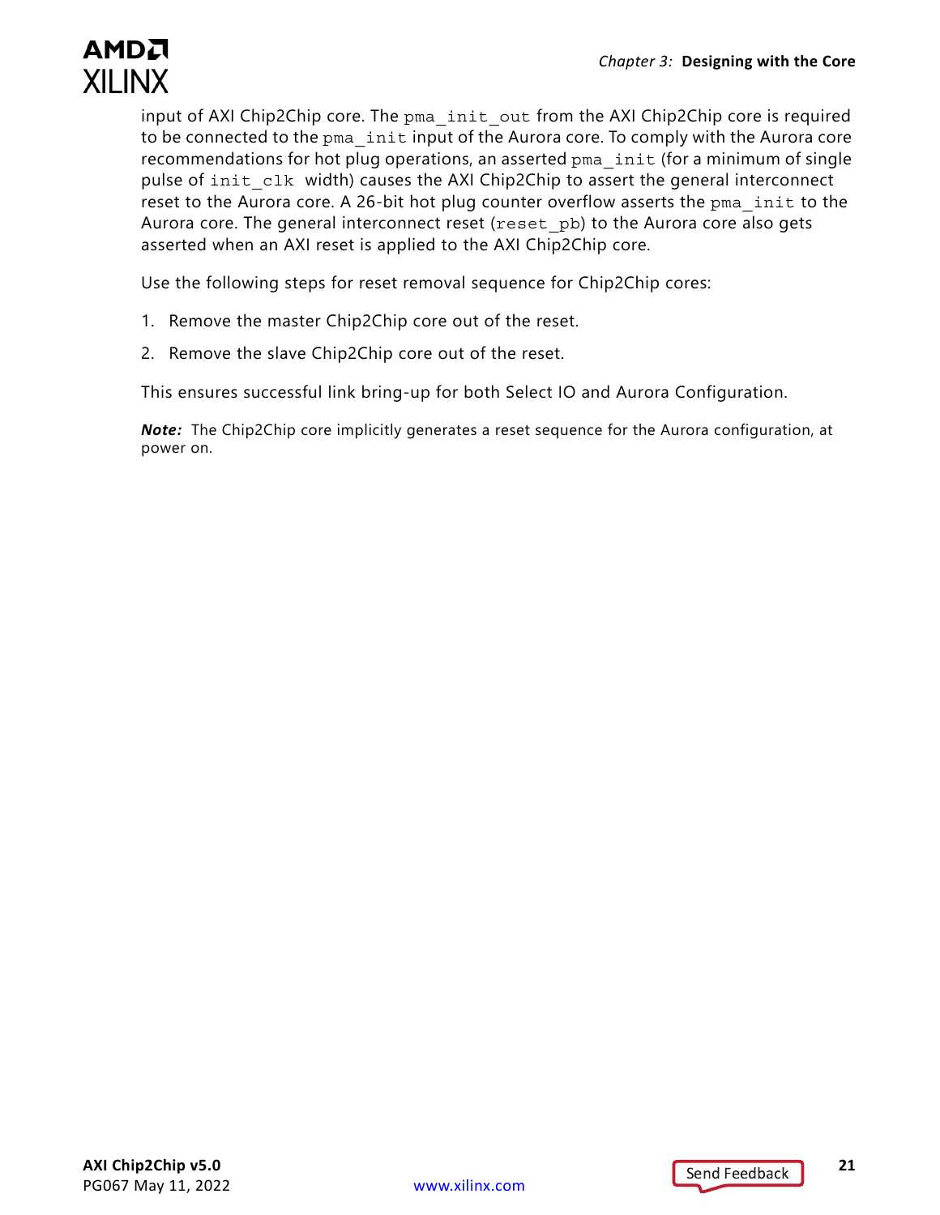input of AXI Chip2Chip core. The `pma_init_out` from the AXI Chip2Chip core is required to be connected to the `pma_init` input of the Aurora core. To comply with the Aurora core recommendations for hot plug operations, an asserted `pma_init` (for a minimum of single pulse of `init_clk` width) causes the AXI Chip2Chip to assert the general interconnect reset to the Aurora core. A 26-bit hot plug counter overflow asserts the `pma_init` to the Aurora core. The general interconnect reset (`reset_pb`) to the Aurora core also gets asserted when an AXI reset is applied to the AXI Chip2Chip core.

Use the following steps for reset removal sequence for Chip2Chip cores:

1. Remove the master Chip2Chip core out of the reset.
2. Remove the slave Chip2Chip core out of the reset.

This ensures successful link bring-up for both Select IO and Aurora Configuration.

***Note:*** The Chip2Chip core implicitly generates a reset sequence for the Aurora configuration, at power on.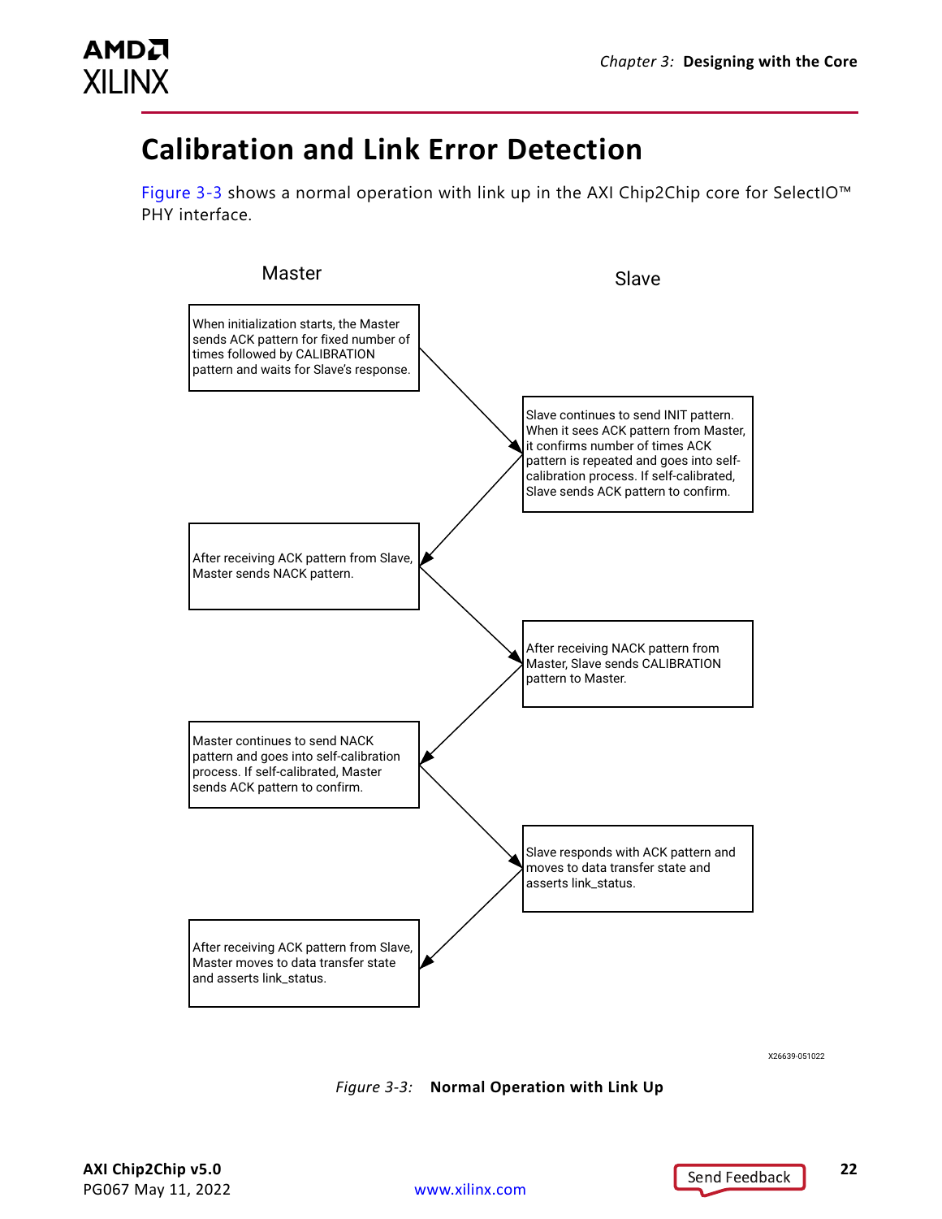## Calibration and Link Error Detection

Figure 3-3 shows a normal operation with link up in the AXI Chip2Chip core for SelectIO™ PHY interface.

Master

Slave

When initialization starts, the Master sends ACK pattern for fixed number of times followed by CALIBRATION pattern and waits for Slave's response.

Slave continues to send INIT pattern. When it sees ACK pattern from Master, it confirms number of times ACK pattern is repeated and goes into self-calibration process. If self-calibrated, Slave sends ACK pattern to confirm.

After receiving ACK pattern from Slave, Master sends NACK pattern.

After receiving NACK pattern from Master, Slave sends CALIBRATION pattern to Master.

Master continues to send NACK pattern and goes into self-calibration process. If self-calibrated, Master sends ACK pattern to confirm.

Slave responds with ACK pattern and moves to data transfer state and asserts link_status.

After receiving ACK pattern from Slave, Master moves to data transfer state and asserts link_status.

X26639-051022

*Figure 3-3:* **Normal Operation with Link Up**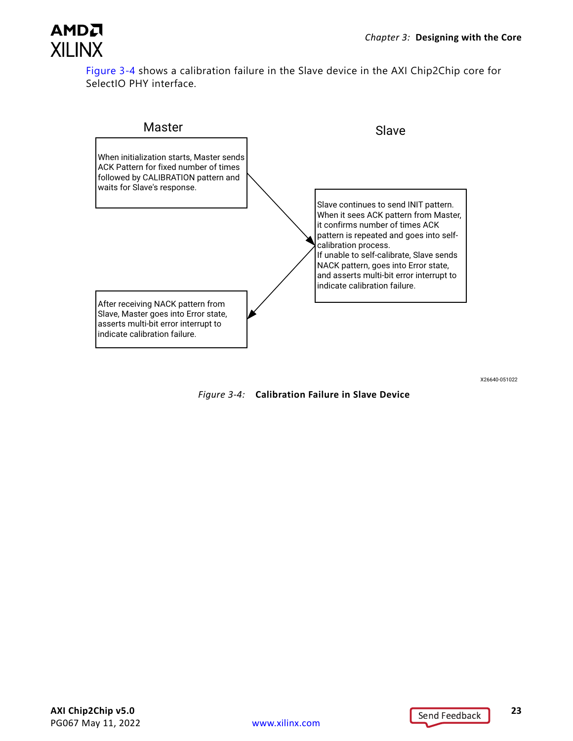Figure 3-4 shows a calibration failure in the Slave device in the AXI Chip2Chip core for SelectIO PHY interface.

Master

When initialization starts, Master sends ACK Pattern for fixed number of times followed by CALIBRATION pattern and waits for Slave's response.

Slave

Slave continues to send INIT pattern. When it sees ACK pattern from Master, it confirms number of times ACK pattern is repeated and goes into self-calibration process.
If unable to self-calibrate, Slave sends NACK pattern, goes into Error state, and asserts multi-bit error interrupt to indicate calibration failure.

After receiving NACK pattern from Slave, Master goes into Error state, asserts multi-bit error interrupt to indicate calibration failure.

X26640-051022

*Figure 3-4:* **Calibration Failure in Slave Device**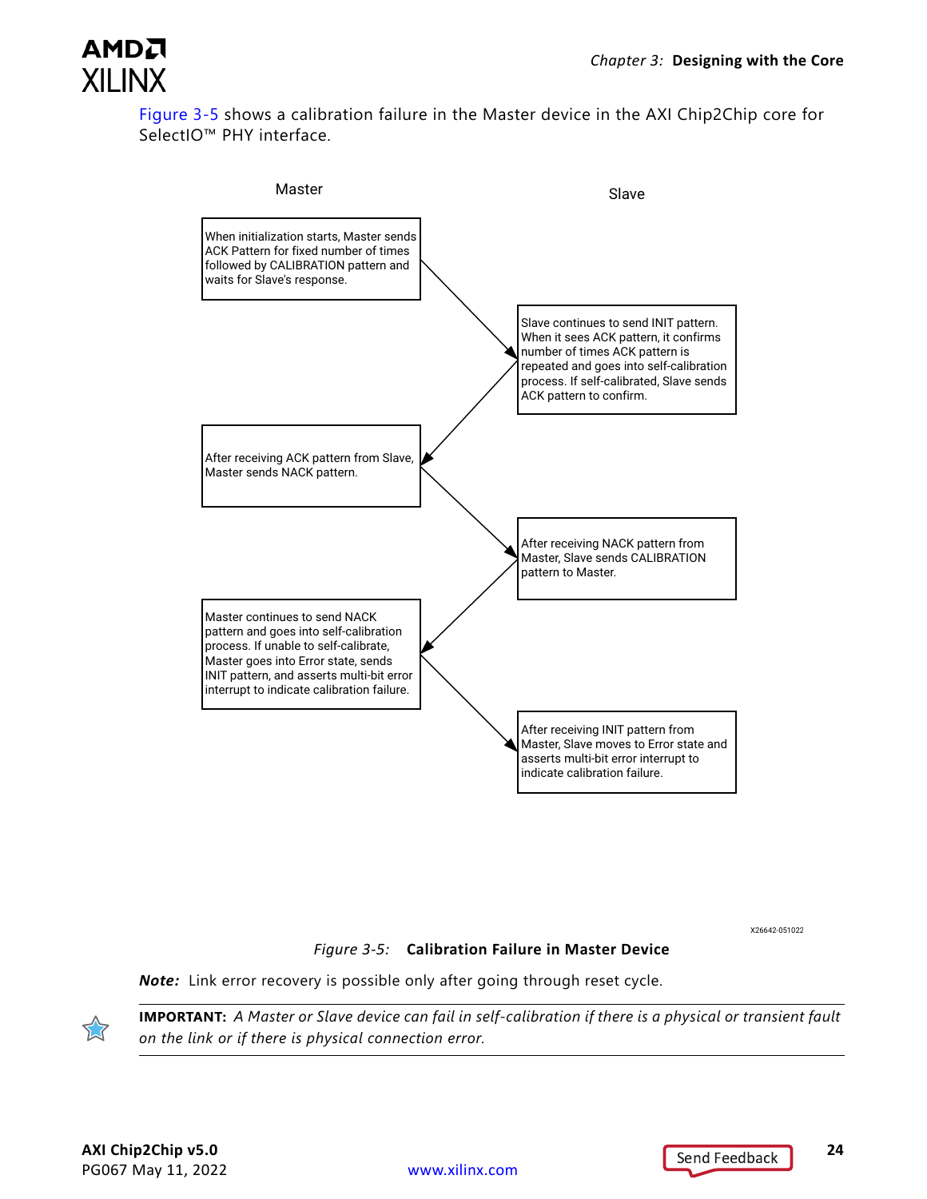Figure 3-5 shows a calibration failure in the Master device in the AXI Chip2Chip core for SelectIO™ PHY interface.

Master

Slave

When initialization starts, Master sends ACK Pattern for fixed number of times followed by CALIBRATION pattern and waits for Slave's response.

Slave continues to send INIT pattern. When it sees ACK pattern, it confirms number of times ACK pattern is repeated and goes into self-calibration process. If self-calibrated, Slave sends ACK pattern to confirm.

After receiving ACK pattern from Slave, Master sends NACK pattern.

After receiving NACK pattern from Master, Slave sends CALIBRATION pattern to Master.

Master continues to send NACK pattern and goes into self-calibration process. If unable to self-calibrate, Master goes into Error state, sends INIT pattern, and asserts multi-bit error interrupt to indicate calibration failure.

After receiving INIT pattern from Master, Slave moves to Error state and asserts multi-bit error interrupt to indicate calibration failure.

X26642-051022

*Figure 3-5:* **Calibration Failure in Master Device**

***Note:*** Link error recovery is possible only after going through reset cycle.

**IMPORTANT:** *A Master or Slave device can fail in self-calibration if there is a physical or transient fault on the link or if there is physical connection error.*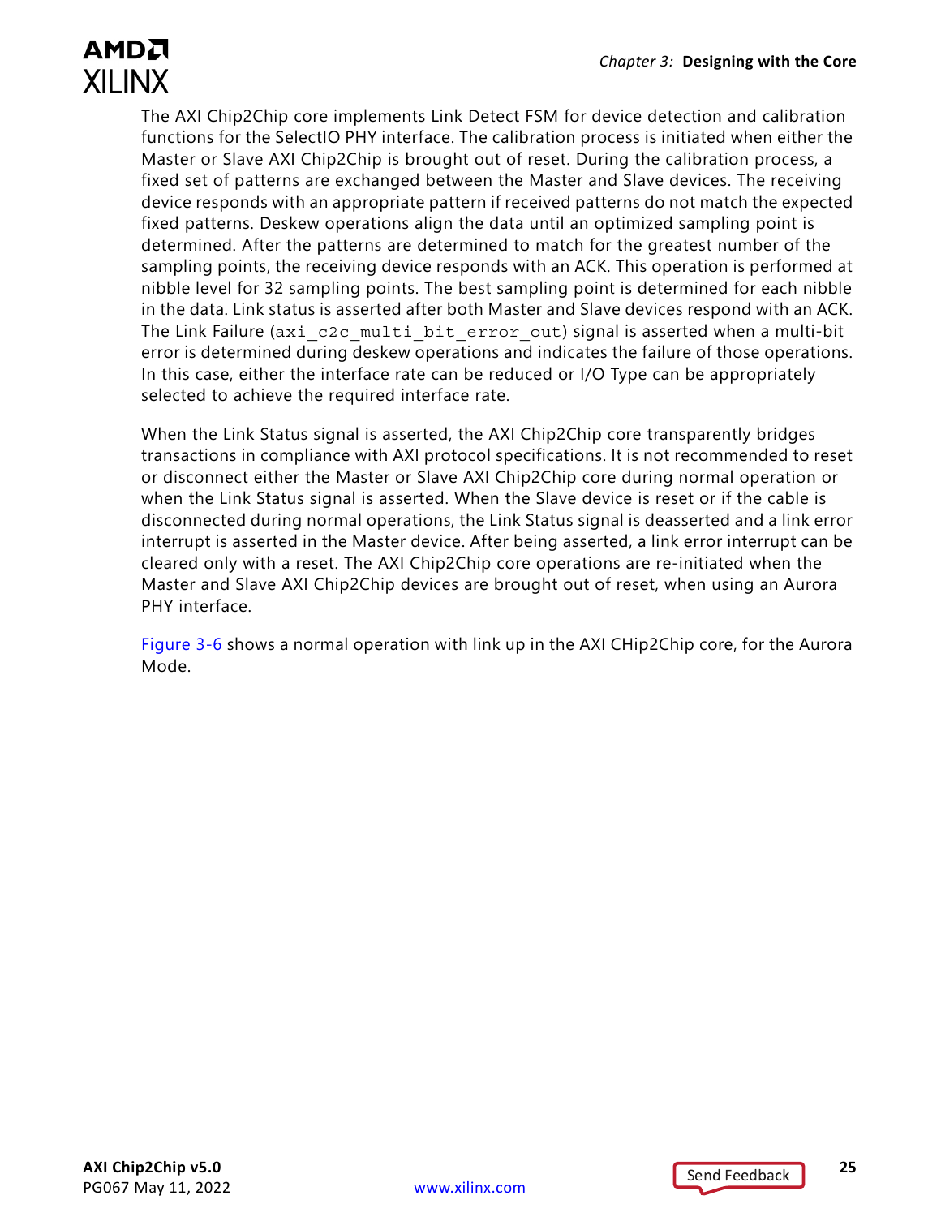The AXI Chip2Chip core implements Link Detect FSM for device detection and calibration functions for the SelectIO PHY interface. The calibration process is initiated when either the Master or Slave AXI Chip2Chip is brought out of reset. During the calibration process, a fixed set of patterns are exchanged between the Master and Slave devices. The receiving device responds with an appropriate pattern if received patterns do not match the expected fixed patterns. Deskew operations align the data until an optimized sampling point is determined. After the patterns are determined to match for the greatest number of the sampling points, the receiving device responds with an ACK. This operation is performed at nibble level for 32 sampling points. The best sampling point is determined for each nibble in the data. Link status is asserted after both Master and Slave devices respond with an ACK. The Link Failure (`axi_c2c_multi_bit_error_out`) signal is asserted when a multi-bit error is determined during deskew operations and indicates the failure of those operations. In this case, either the interface rate can be reduced or I/O Type can be appropriately selected to achieve the required interface rate.

When the Link Status signal is asserted, the AXI Chip2Chip core transparently bridges transactions in compliance with AXI protocol specifications. It is not recommended to reset or disconnect either the Master or Slave AXI Chip2Chip core during normal operation or when the Link Status signal is asserted. When the Slave device is reset or if the cable is disconnected during normal operations, the Link Status signal is deasserted and a link error interrupt is asserted in the Master device. After being asserted, a link error interrupt can be cleared only with a reset. The AXI Chip2Chip core operations are re-initiated when the Master and Slave AXI Chip2Chip devices are brought out of reset, when using an Aurora PHY interface.

Figure 3-6 shows a normal operation with link up in the AXI CHip2Chip core, for the Aurora Mode.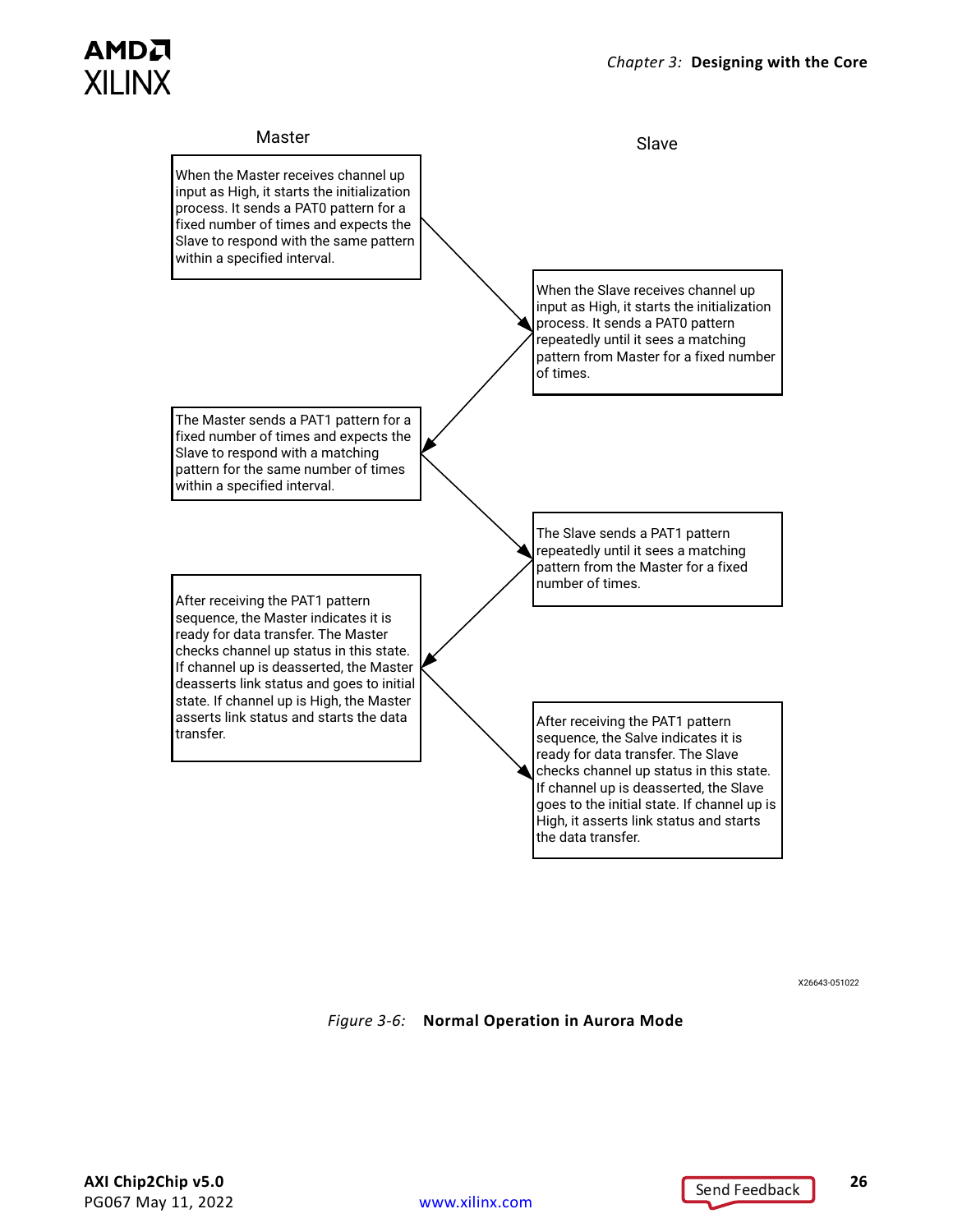**Master**

When the Master receives channel up input as High, it starts the initialization process. It sends a PAT0 pattern for a fixed number of times and expects the Slave to respond with the same pattern within a specified interval.

**Slave**

When the Slave receives channel up input as High, it starts the initialization process. It sends a PAT0 pattern repeatedly until it sees a matching pattern from Master for a fixed number of times.

**Master**

The Master sends a PAT1 pattern for a fixed number of times and expects the Slave to respond with a matching pattern for the same number of times within a specified interval.

**Slave**

The Slave sends a PAT1 pattern repeatedly until it sees a matching pattern from the Master for a fixed number of times.

**Master**

After receiving the PAT1 pattern sequence, the Master indicates it is ready for data transfer. The Master checks channel up status in this state. If channel up is deasserted, the Master deasserts link status and goes to initial state. If channel up is High, the Master asserts link status and starts the data transfer.

**Slave**

After receiving the PAT1 pattern sequence, the Salve indicates it is ready for data transfer. The Slave checks channel up status in this state. If channel up is deasserted, the Slave goes to the initial state. If channel up is High, it asserts link status and starts the data transfer.

X26643-051022

*Figure 3-6:* **Normal Operation in Aurora Mode**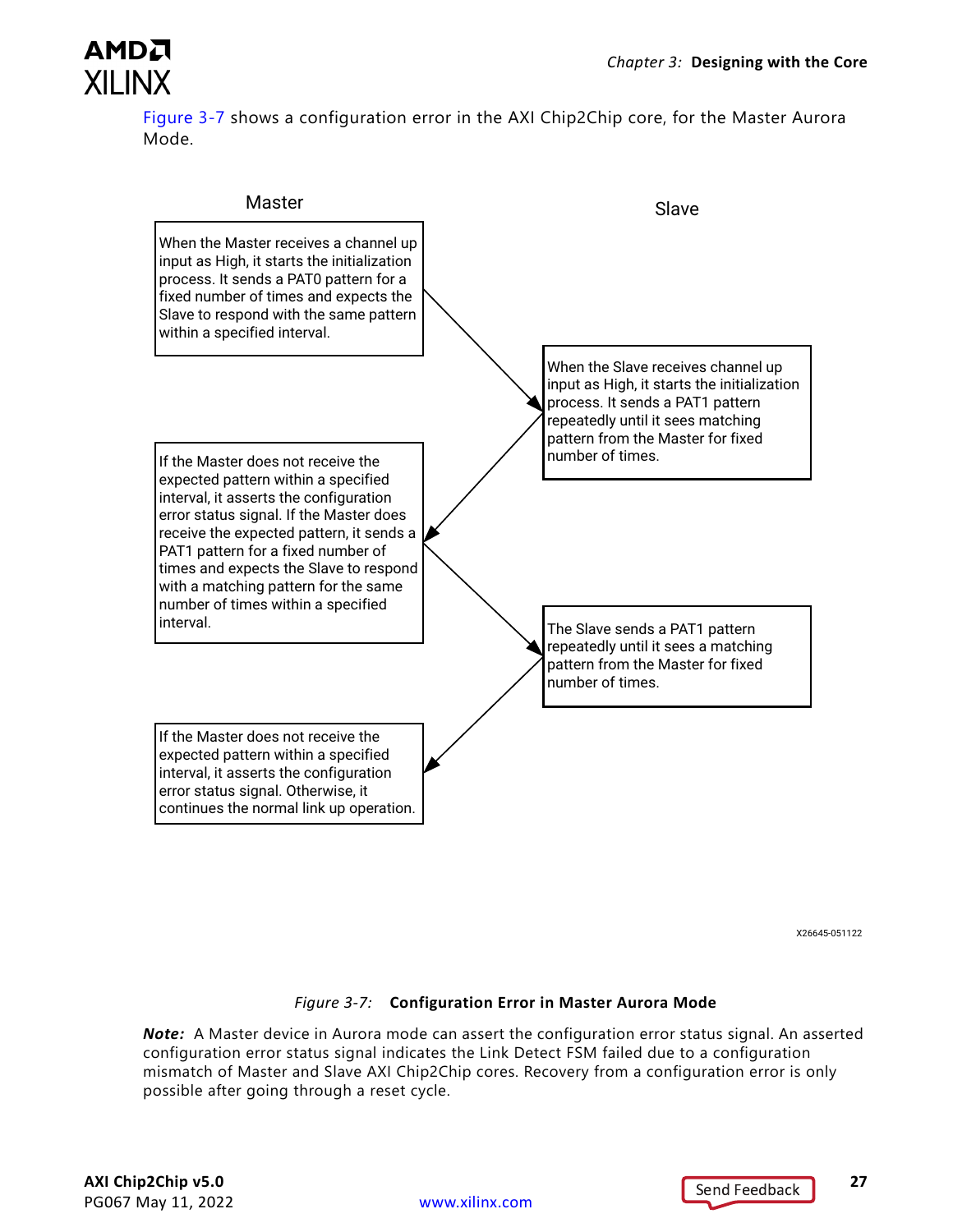Figure 3-7 shows a configuration error in the AXI Chip2Chip core, for the Master Aurora Mode.

Master

When the Master receives a channel up input as High, it starts the initialization process. It sends a PAT0 pattern for a fixed number of times and expects the Slave to respond with the same pattern within a specified interval.

Slave

When the Slave receives channel up input as High, it starts the initialization process. It sends a PAT1 pattern repeatedly until it sees matching pattern from the Master for fixed number of times.

If the Master does not receive the expected pattern within a specified interval, it asserts the configuration error status signal. If the Master does receive the expected pattern, it sends a PAT1 pattern for a fixed number of times and expects the Slave to respond with a matching pattern for the same number of times within a specified interval.

The Slave sends a PAT1 pattern repeatedly until it sees a matching pattern from the Master for fixed number of times.

If the Master does not receive the expected pattern within a specified interval, it asserts the configuration error status signal. Otherwise, it continues the normal link up operation.

X26645-051122

*Figure 3-7:* **Configuration Error in Master Aurora Mode**

***Note:*** A Master device in Aurora mode can assert the configuration error status signal. An asserted configuration error status signal indicates the Link Detect FSM failed due to a configuration mismatch of Master and Slave AXI Chip2Chip cores. Recovery from a configuration error is only possible after going through a reset cycle.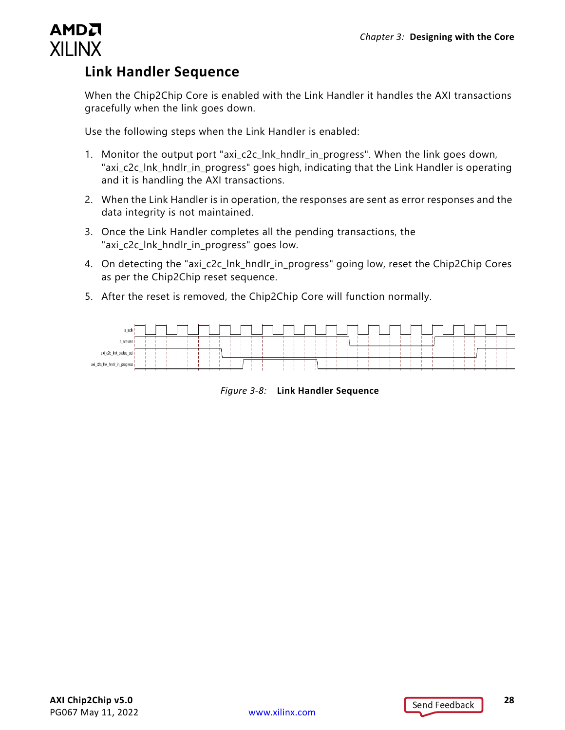## Link Handler Sequence

When the Chip2Chip Core is enabled with the Link Handler it handles the AXI transactions gracefully when the link goes down.

Use the following steps when the Link Handler is enabled:

1. Monitor the output port "axi_c2c_lnk_hndlr_in_progress". When the link goes down, "axi_c2c_lnk_hndlr_in_progress" goes high, indicating that the Link Handler is operating and it is handling the AXI transactions.
2. When the Link Handler is in operation, the responses are sent as error responses and the data integrity is not maintained.
3. Once the Link Handler completes all the pending transactions, the "axi_c2c_lnk_hndlr_in_progress" goes low.
4. On detecting the "axi_c2c_lnk_hndlr_in_progress" going low, reset the Chip2Chip Cores as per the Chip2Chip reset sequence.
5. After the reset is removed, the Chip2Chip Core will function normally.

*Figure 3-8:* **Link Handler Sequence**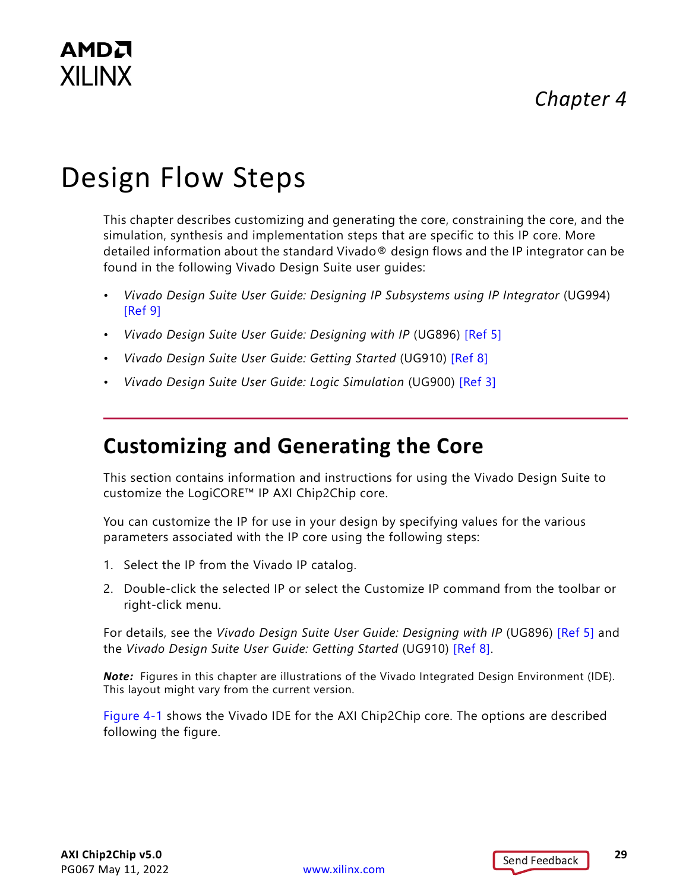*Chapter 4*

# Design Flow Steps

This chapter describes customizing and generating the core, constraining the core, and the simulation, synthesis and implementation steps that are specific to this IP core. More detailed information about the standard Vivado® design flows and the IP integrator can be found in the following Vivado Design Suite user guides:

- *Vivado Design Suite User Guide: Designing IP Subsystems using IP Integrator* (UG994) [Ref 9]
- *Vivado Design Suite User Guide: Designing with IP* (UG896) [Ref 5]
- *Vivado Design Suite User Guide: Getting Started* (UG910) [Ref 8]
- *Vivado Design Suite User Guide: Logic Simulation* (UG900) [Ref 3]

## Customizing and Generating the Core

This section contains information and instructions for using the Vivado Design Suite to customize the LogiCORE™ IP AXI Chip2Chip core.

You can customize the IP for use in your design by specifying values for the various parameters associated with the IP core using the following steps:

1. Select the IP from the Vivado IP catalog.
2. Double-click the selected IP or select the Customize IP command from the toolbar or right-click menu.

For details, see the *Vivado Design Suite User Guide: Designing with IP* (UG896) [Ref 5] and the *Vivado Design Suite User Guide: Getting Started* (UG910) [Ref 8].

***Note:*** Figures in this chapter are illustrations of the Vivado Integrated Design Environment (IDE). This layout might vary from the current version.

Figure 4-1 shows the Vivado IDE for the AXI Chip2Chip core. The options are described following the figure.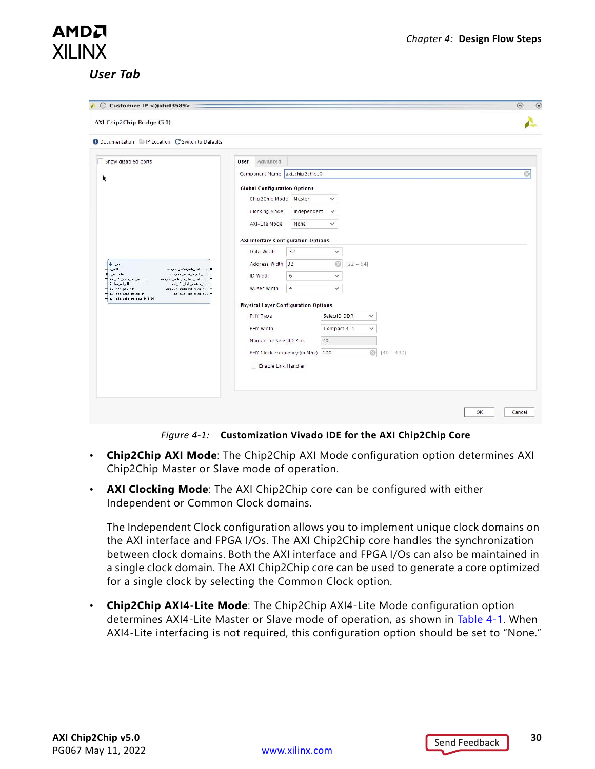### User Tab

Figure 4-1: **Customization Vivado IDE for the AXI Chip2Chip Core**

- **Chip2Chip AXI Mode**: The Chip2Chip AXI Mode configuration option determines AXI Chip2Chip Master or Slave mode of operation.
- **AXI Clocking Mode**: The AXI Chip2Chip core can be configured with either Independent or Common Clock domains.

  The Independent Clock configuration allows you to implement unique clock domains on the AXI interface and FPGA I/Os. The AXI Chip2Chip core handles the synchronization between clock domains. Both the AXI interface and FPGA I/Os can also be maintained in a single clock domain. The AXI Chip2Chip core can be used to generate a core optimized for a single clock by selecting the Common Clock option.
- **Chip2Chip AXI4-Lite Mode**: The Chip2Chip AXI4-Lite Mode configuration option determines AXI4-Lite Master or Slave mode of operation, as shown in Table 4-1. When AXI4-Lite interfacing is not required, this configuration option should be set to "None."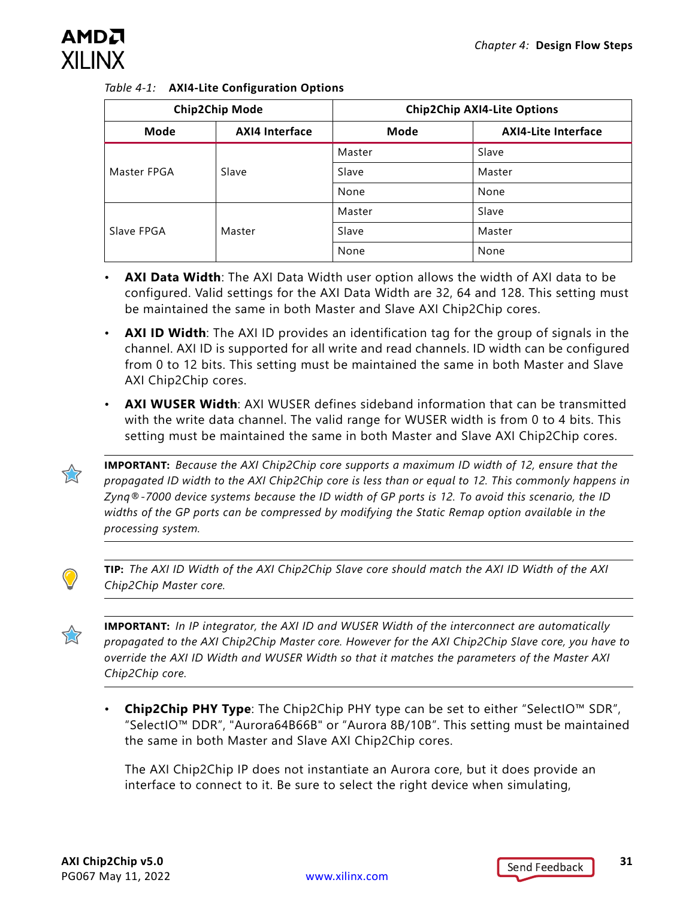Table 4-1: **AXI4-Lite Configuration Options**

| Chip2Chip Mode | | Chip2Chip AXI4-Lite Options | |
|---|---|---|---|
| **Mode** | **AXI4 Interface** | **Mode** | **AXI4-Lite Interface** |
| Master FPGA | Slave | Master | Slave |
| | | Slave | Master |
| | | None | None |
| Slave FPGA | Master | Master | Slave |
| | | Slave | Master |
| | | None | None |

- **AXI Data Width**: The AXI Data Width user option allows the width of AXI data to be configured. Valid settings for the AXI Data Width are 32, 64 and 128. This setting must be maintained the same in both Master and Slave AXI Chip2Chip cores.
- **AXI ID Width**: The AXI ID provides an identification tag for the group of signals in the channel. AXI ID is supported for all write and read channels. ID width can be configured from 0 to 12 bits. This setting must be maintained the same in both Master and Slave AXI Chip2Chip cores.
- **AXI WUSER Width**: AXI WUSER defines sideband information that can be transmitted with the write data channel. The valid range for WUSER width is from 0 to 4 bits. This setting must be maintained the same in both Master and Slave AXI Chip2Chip cores.

**IMPORTANT:** *Because the AXI Chip2Chip core supports a maximum ID width of 12, ensure that the propagated ID width to the AXI Chip2Chip core is less than or equal to 12. This commonly happens in Zynq®-7000 device systems because the ID width of GP ports is 12. To avoid this scenario, the ID widths of the GP ports can be compressed by modifying the Static Remap option available in the processing system.*

**TIP:** *The AXI ID Width of the AXI Chip2Chip Slave core should match the AXI ID Width of the AXI Chip2Chip Master core.*

**IMPORTANT:** *In IP integrator, the AXI ID and WUSER Width of the interconnect are automatically propagated to the AXI Chip2Chip Master core. However for the AXI Chip2Chip Slave core, you have to override the AXI ID Width and WUSER Width so that it matches the parameters of the Master AXI Chip2Chip core.*

- **Chip2Chip PHY Type**: The Chip2Chip PHY type can be set to either "SelectIO™ SDR", "SelectIO™ DDR", "Aurora64B66B" or "Aurora 8B/10B". This setting must be maintained the same in both Master and Slave AXI Chip2Chip cores.

  The AXI Chip2Chip IP does not instantiate an Aurora core, but it does provide an interface to connect to it. Be sure to select the right device when simulating,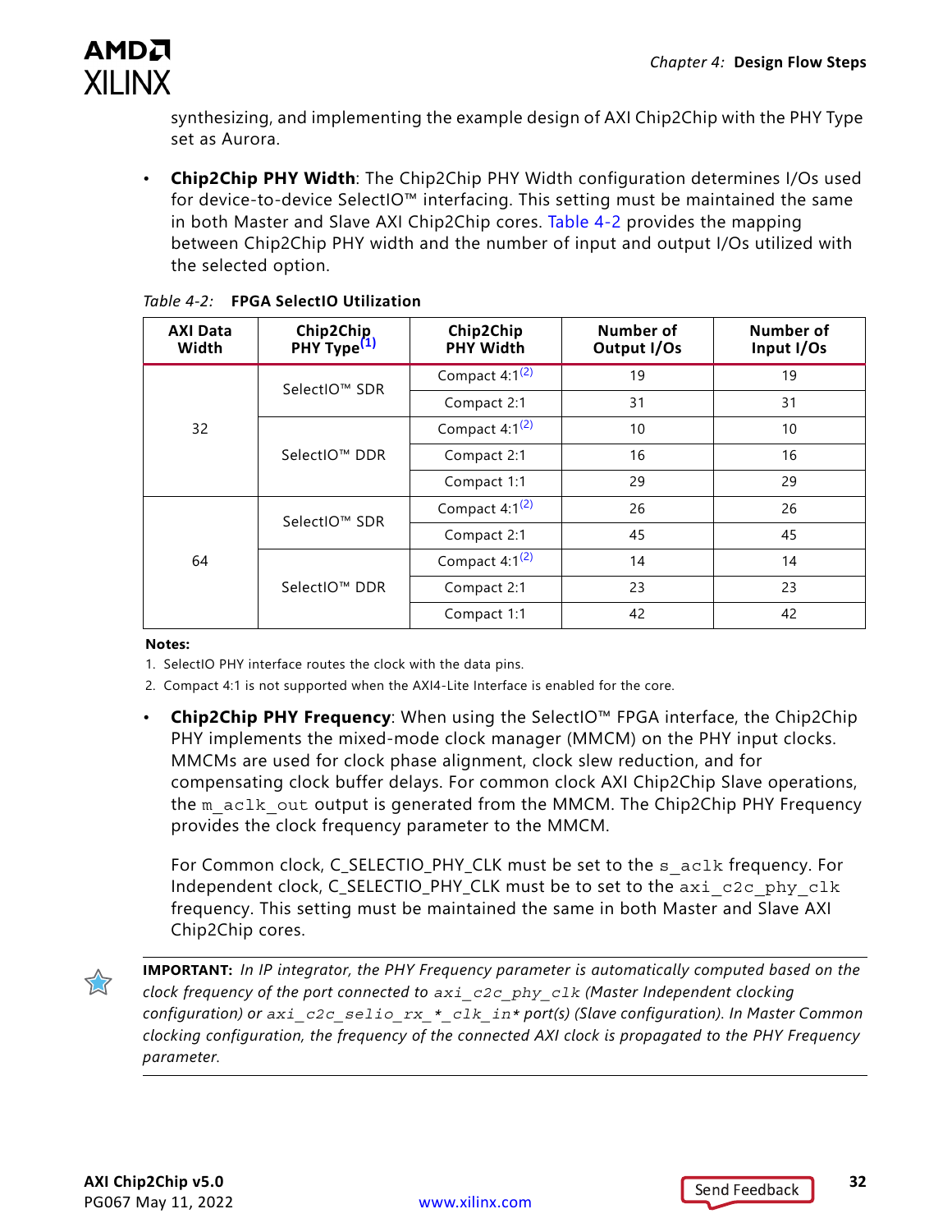synthesizing, and implementing the example design of AXI Chip2Chip with the PHY Type set as Aurora.

- **Chip2Chip PHY Width**: The Chip2Chip PHY Width configuration determines I/Os used for device-to-device SelectIO™ interfacing. This setting must be maintained the same in both Master and Slave AXI Chip2Chip cores. Table 4-2 provides the mapping between Chip2Chip PHY width and the number of input and output I/Os utilized with the selected option.

*Table 4-2:* **FPGA SelectIO Utilization**

| AXI Data Width | Chip2Chip PHY Type[1] | Chip2Chip PHY Width | Number of Output I/Os | Number of Input I/Os |
|---|---|---|---|---|
| 32 | SelectIO™ SDR | Compact 4:1[2] | 19 | 19 |
| | | Compact 2:1 | 31 | 31 |
| | SelectIO™ DDR | Compact 4:1[2] | 10 | 10 |
| | | Compact 2:1 | 16 | 16 |
| | | Compact 1:1 | 29 | 29 |
| 64 | SelectIO™ SDR | Compact 4:1[2] | 26 | 26 |
| | | Compact 2:1 | 45 | 45 |
| | SelectIO™ DDR | Compact 4:1[2] | 14 | 14 |
| | | Compact 2:1 | 23 | 23 |
| | | Compact 1:1 | 42 | 42 |

**Notes:**

1. SelectIO PHY interface routes the clock with the data pins.
2. Compact 4:1 is not supported when the AXI4-Lite Interface is enabled for the core.

- **Chip2Chip PHY Frequency**: When using the SelectIO™ FPGA interface, the Chip2Chip PHY implements the mixed-mode clock manager (MMCM) on the PHY input clocks. MMCMs are used for clock phase alignment, clock slew reduction, and for compensating clock buffer delays. For common clock AXI Chip2Chip Slave operations, the `m_aclk_out` output is generated from the MMCM. The Chip2Chip PHY Frequency provides the clock frequency parameter to the MMCM.

  For Common clock, C_SELECTIO_PHY_CLK must be set to the `s_aclk` frequency. For Independent clock, C_SELECTIO_PHY_CLK must be to set to the `axi_c2c_phy_clk` frequency. This setting must be maintained the same in both Master and Slave AXI Chip2Chip cores.

**IMPORTANT:** *In IP integrator, the PHY Frequency parameter is automatically computed based on the clock frequency of the port connected to* `axi_c2c_phy_clk` *(Master Independent clocking configuration) or* `axi_c2c_selio_rx_*_clk_in*` *port(s) (Slave configuration). In Master Common clocking configuration, the frequency of the connected AXI clock is propagated to the PHY Frequency parameter.*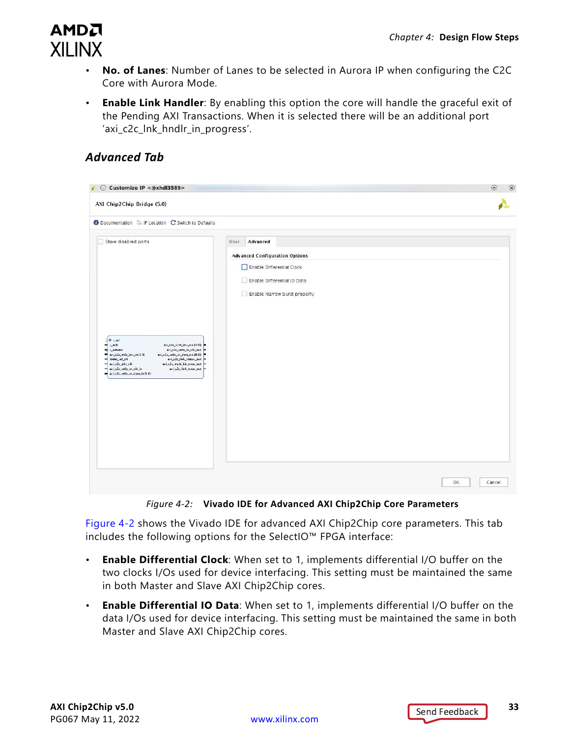- **No. of Lanes**: Number of Lanes to be selected in Aurora IP when configuring the C2C Core with Aurora Mode.
- **Enable Link Handler**: By enabling this option the core will handle the graceful exit of the Pending AXI Transactions. When it is selected there will be an additional port 'axi_c2c_lnk_hndlr_in_progress'.

### *Advanced Tab*

*Figure 4-2:* **Vivado IDE for Advanced AXI Chip2Chip Core Parameters**

Figure 4-2 shows the Vivado IDE for advanced AXI Chip2Chip core parameters. This tab includes the following options for the SelectIO™ FPGA interface:

- **Enable Differential Clock**: When set to 1, implements differential I/O buffer on the two clocks I/Os used for device interfacing. This setting must be maintained the same in both Master and Slave AXI Chip2Chip cores.
- **Enable Differential IO Data**: When set to 1, implements differential I/O buffer on the data I/Os used for device interfacing. This setting must be maintained the same in both Master and Slave AXI Chip2Chip cores.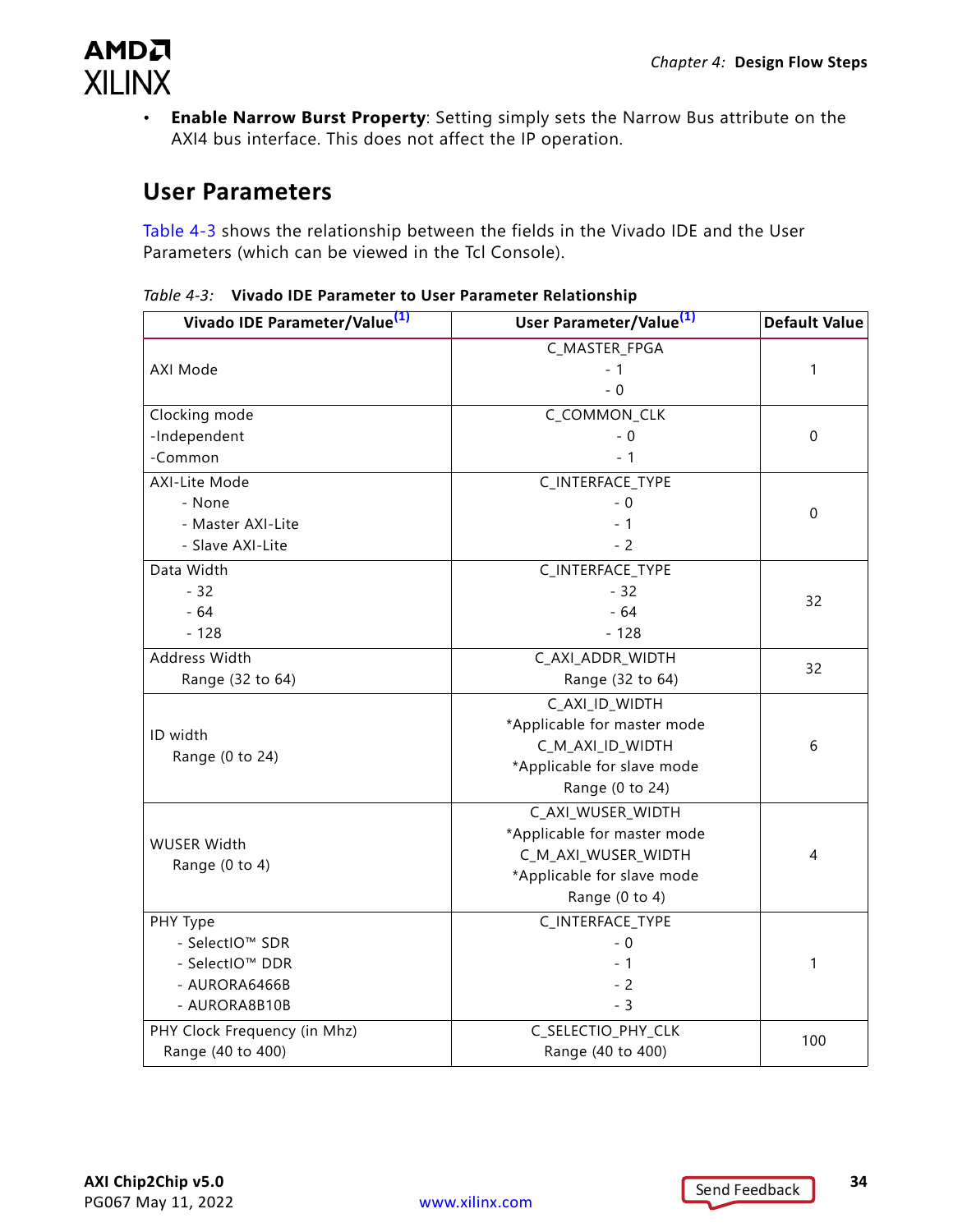- **Enable Narrow Burst Property**: Setting simply sets the Narrow Bus attribute on the AXI4 bus interface. This does not affect the IP operation.

## User Parameters

Table 4-3 shows the relationship between the fields in the Vivado IDE and the User Parameters (which can be viewed in the Tcl Console).

*Table 4-3:* **Vivado IDE Parameter to User Parameter Relationship**

| Vivado IDE Parameter/Value[(1)] | User Parameter/Value[(1)] | Default Value |
|---|---|---|
| AXI Mode | C_MASTER_FPGA<br>- 1<br>- 0 | 1 |
| Clocking mode<br>-Independent<br>-Common | C_COMMON_CLK<br>- 0<br>- 1 | 0 |
| AXI-Lite Mode<br>- None<br>- Master AXI-Lite<br>- Slave AXI-Lite | C_INTERFACE_TYPE<br>- 0<br>- 1<br>- 2 | 0 |
| Data Width<br>- 32<br>- 64<br>- 128 | C_INTERFACE_TYPE<br>- 32<br>- 64<br>- 128 | 32 |
| Address Width<br>Range (32 to 64) | C_AXI_ADDR_WIDTH<br>Range (32 to 64) | 32 |
| ID width<br>Range (0 to 24) | C_AXI_ID_WIDTH<br>*Applicable for master mode<br>C_M_AXI_ID_WIDTH<br>*Applicable for slave mode<br>Range (0 to 24) | 6 |
| WUSER Width<br>Range (0 to 4) | C_AXI_WUSER_WIDTH<br>*Applicable for master mode<br>C_M_AXI_WUSER_WIDTH<br>*Applicable for slave mode<br>Range (0 to 4) | 4 |
| PHY Type<br>- SelectIO™ SDR<br>- SelectIO™ DDR<br>- AURORA6466B<br>- AURORA8B10B | C_INTERFACE_TYPE<br>- 0<br>- 1<br>- 2<br>- 3 | 1 |
| PHY Clock Frequency (in Mhz)<br>Range (40 to 400) | C_SELECTIO_PHY_CLK<br>Range (40 to 400) | 100 |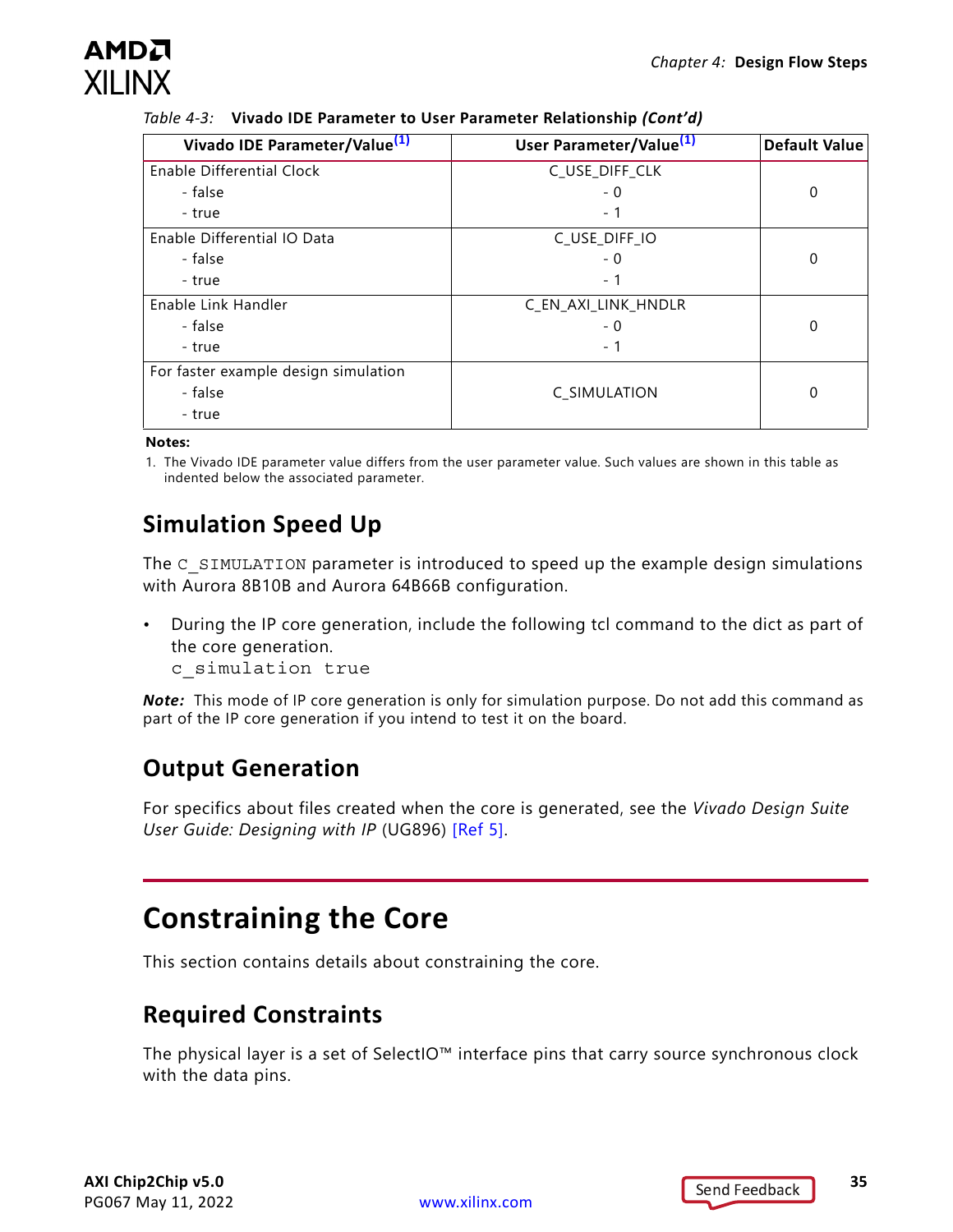Table 4-3: **Vivado IDE Parameter to User Parameter Relationship *(Cont'd)***

| Vivado IDE Parameter/Value[(1)] | User Parameter/Value[(1)] | Default Value |
|---|---|---|
| Enable Differential Clock<br>- false<br>- true | C_USE_DIFF_CLK<br>- 0<br>- 1 | 0 |
| Enable Differential IO Data<br>- false<br>- true | C_USE_DIFF_IO<br>- 0<br>- 1 | 0 |
| Enable Link Handler<br>- false<br>- true | C_EN_AXI_LINK_HNDLR<br>- 0<br>- 1 | 0 |
| For faster example design simulation<br>- false<br>- true | C_SIMULATION | 0 |

**Notes:**

1. The Vivado IDE parameter value differs from the user parameter value. Such values are shown in this table as indented below the associated parameter.

## Simulation Speed Up

The `C_SIMULATION` parameter is introduced to speed up the example design simulations with Aurora 8B10B and Aurora 64B66B configuration.

- During the IP core generation, include the following tcl command to the dict as part of the core generation.
  `c_simulation true`

***Note:*** This mode of IP core generation is only for simulation purpose. Do not add this command as part of the IP core generation if you intend to test it on the board.

## Output Generation

For specifics about files created when the core is generated, see the *Vivado Design Suite User Guide: Designing with IP* (UG896) [Ref 5].

# Constraining the Core

This section contains details about constraining the core.

## Required Constraints

The physical layer is a set of SelectIO™ interface pins that carry source synchronous clock with the data pins.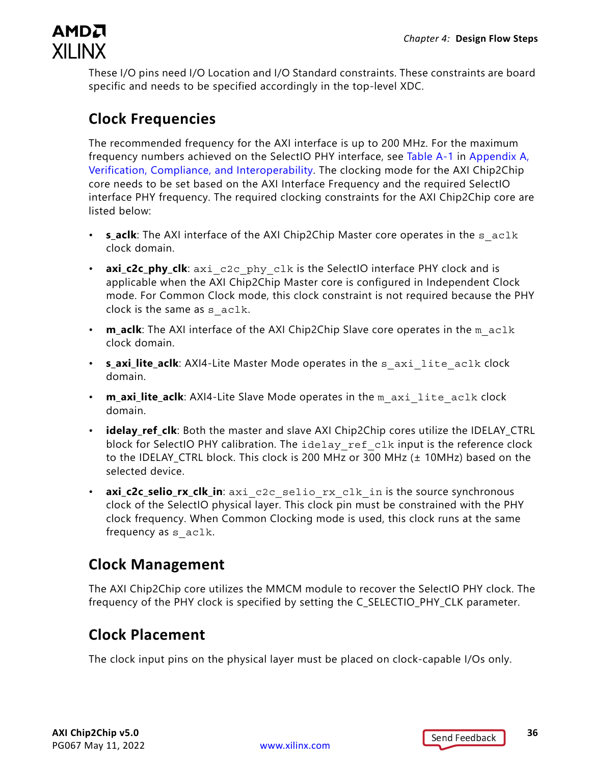These I/O pins need I/O Location and I/O Standard constraints. These constraints are board specific and needs to be specified accordingly in the top-level XDC.

## Clock Frequencies

The recommended frequency for the AXI interface is up to 200 MHz. For the maximum frequency numbers achieved on the SelectIO PHY interface, see Table A-1 in Appendix A, Verification, Compliance, and Interoperability. The clocking mode for the AXI Chip2Chip core needs to be set based on the AXI Interface Frequency and the required SelectIO interface PHY frequency. The required clocking constraints for the AXI Chip2Chip core are listed below:

- **s_aclk**: The AXI interface of the AXI Chip2Chip Master core operates in the `s_aclk` clock domain.
- **axi_c2c_phy_clk**: `axi_c2c_phy_clk` is the SelectIO interface PHY clock and is applicable when the AXI Chip2Chip Master core is configured in Independent Clock mode. For Common Clock mode, this clock constraint is not required because the PHY clock is the same as `s_aclk`.
- **m_aclk**: The AXI interface of the AXI Chip2Chip Slave core operates in the `m_aclk` clock domain.
- **s_axi_lite_aclk**: AXI4-Lite Master Mode operates in the `s_axi_lite_aclk` clock domain.
- **m_axi_lite_aclk**: AXI4-Lite Slave Mode operates in the `m_axi_lite_aclk` clock domain.
- **idelay_ref_clk**: Both the master and slave AXI Chip2Chip cores utilize the IDELAY_CTRL block for SelectIO PHY calibration. The `idelay_ref_clk` input is the reference clock to the IDELAY_CTRL block. This clock is 200 MHz or 300 MHz (± 10MHz) based on the selected device.
- **axi_c2c_selio_rx_clk_in**: `axi_c2c_selio_rx_clk_in` is the source synchronous clock of the SelectIO physical layer. This clock pin must be constrained with the PHY clock frequency. When Common Clocking mode is used, this clock runs at the same frequency as `s_aclk`.

## Clock Management

The AXI Chip2Chip core utilizes the MMCM module to recover the SelectIO PHY clock. The frequency of the PHY clock is specified by setting the C_SELECTIO_PHY_CLK parameter.

## Clock Placement

The clock input pins on the physical layer must be placed on clock-capable I/Os only.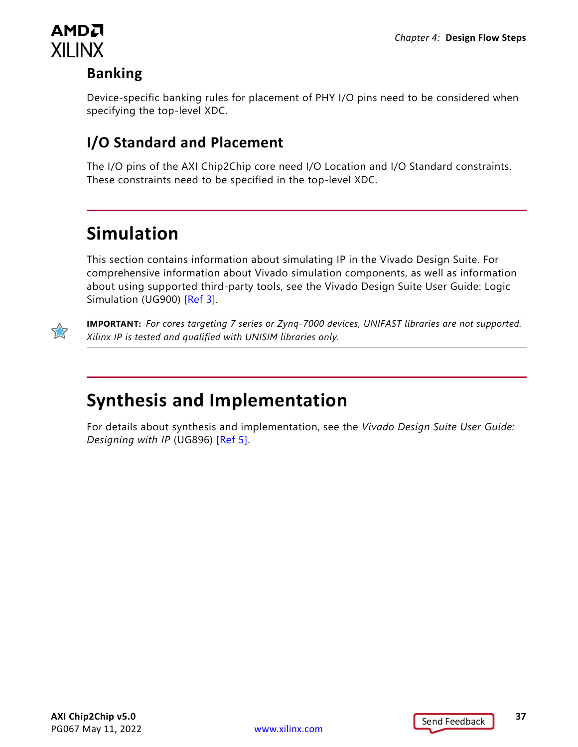### Banking

Device-specific banking rules for placement of PHY I/O pins need to be considered when specifying the top-level XDC.

### I/O Standard and Placement

The I/O pins of the AXI Chip2Chip core need I/O Location and I/O Standard constraints. These constraints need to be specified in the top-level XDC.

## Simulation

This section contains information about simulating IP in the Vivado Design Suite. For comprehensive information about Vivado simulation components, as well as information about using supported third-party tools, see the Vivado Design Suite User Guide: Logic Simulation (UG900) [Ref 3].

**IMPORTANT:** *For cores targeting 7 series or Zynq-7000 devices, UNIFAST libraries are not supported. Xilinx IP is tested and qualified with UNISIM libraries only.*

## Synthesis and Implementation

For details about synthesis and implementation, see the *Vivado Design Suite User Guide: Designing with IP* (UG896) [Ref 5].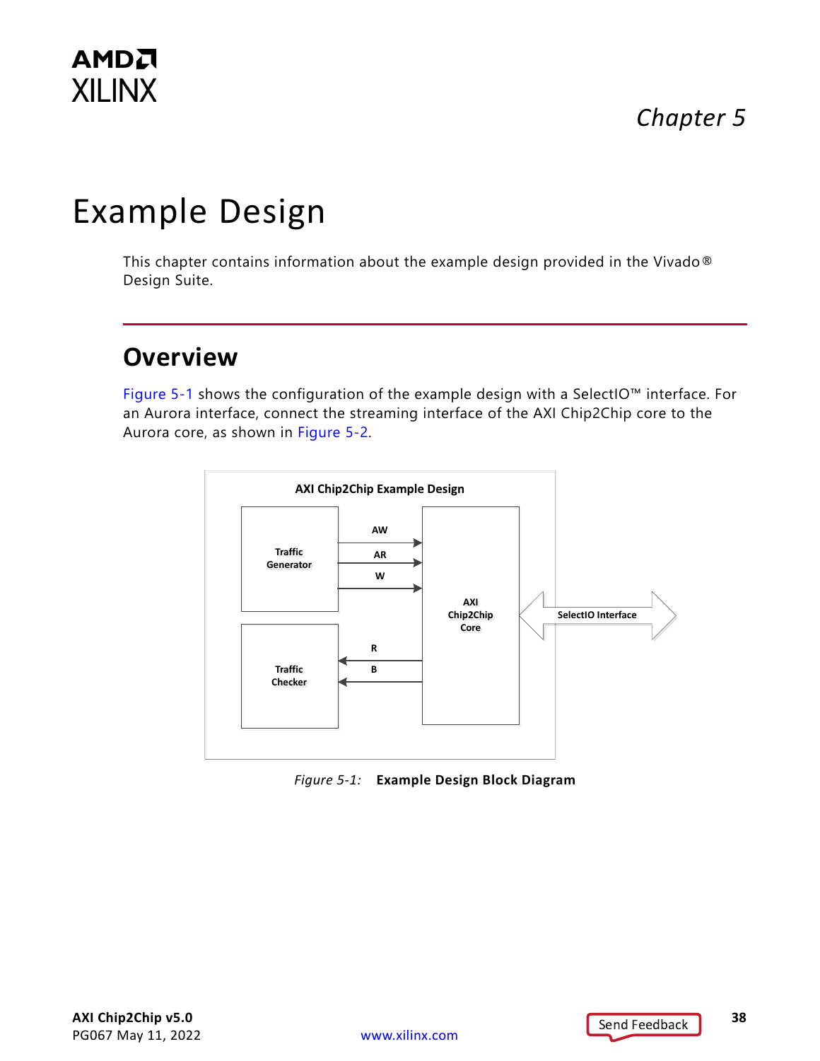# Chapter 5

# Example Design

This chapter contains information about the example design provided in the Vivado® Design Suite.

## Overview

Figure 5-1 shows the configuration of the example design with a SelectIO™ interface. For an Aurora interface, connect the streaming interface of the AXI Chip2Chip core to the Aurora core, as shown in Figure 5-2.

*Figure 5-1:* **Example Design Block Diagram**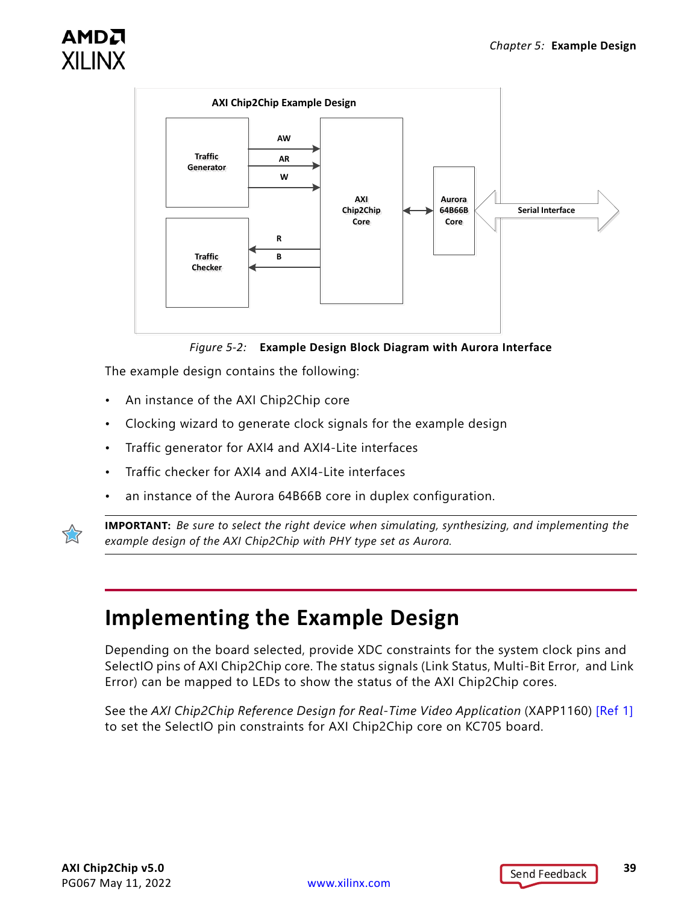Figure 5-2: **Example Design Block Diagram with Aurora Interface**

The example design contains the following:

- An instance of the AXI Chip2Chip core
- Clocking wizard to generate clock signals for the example design
- Traffic generator for AXI4 and AXI4-Lite interfaces
- Traffic checker for AXI4 and AXI4-Lite interfaces
- an instance of the Aurora 64B66B core in duplex configuration.

**IMPORTANT:** *Be sure to select the right device when simulating, synthesizing, and implementing the example design of the AXI Chip2Chip with PHY type set as Aurora.*

## Implementing the Example Design

Depending on the board selected, provide XDC constraints for the system clock pins and SelectIO pins of AXI Chip2Chip core. The status signals (Link Status, Multi-Bit Error, and Link Error) can be mapped to LEDs to show the status of the AXI Chip2Chip cores.

See the *AXI Chip2Chip Reference Design for Real-Time Video Application* (XAPP1160) [Ref 1] to set the SelectIO pin constraints for AXI Chip2Chip core on KC705 board.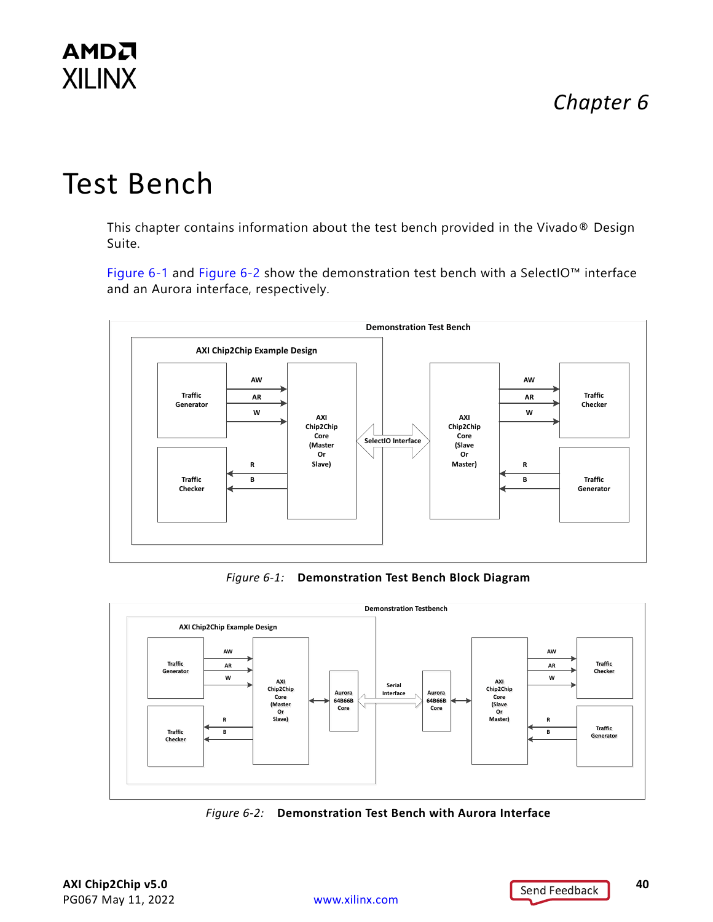# Chapter 6

# Test Bench

This chapter contains information about the test bench provided in the Vivado® Design Suite.

Figure 6-1 and Figure 6-2 show the demonstration test bench with a SelectIO™ interface and an Aurora interface, respectively.

*Figure 6-1:* **Demonstration Test Bench Block Diagram**

*Figure 6-2:* **Demonstration Test Bench with Aurora Interface**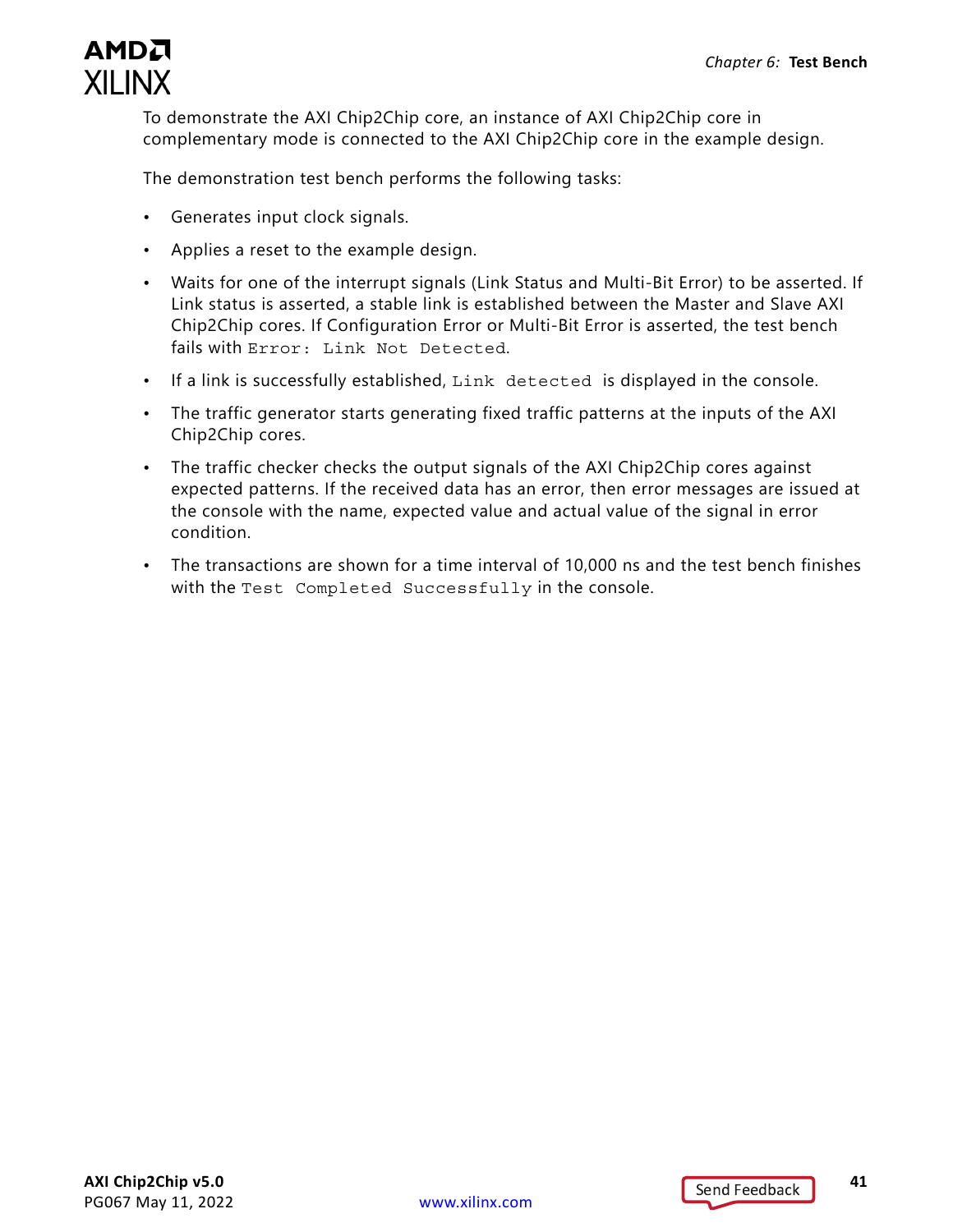To demonstrate the AXI Chip2Chip core, an instance of AXI Chip2Chip core in complementary mode is connected to the AXI Chip2Chip core in the example design.

The demonstration test bench performs the following tasks:

- Generates input clock signals.
- Applies a reset to the example design.
- Waits for one of the interrupt signals (Link Status and Multi-Bit Error) to be asserted. If Link status is asserted, a stable link is established between the Master and Slave AXI Chip2Chip cores. If Configuration Error or Multi-Bit Error is asserted, the test bench fails with `Error: Link Not Detected`.
- If a link is successfully established, `Link detected` is displayed in the console.
- The traffic generator starts generating fixed traffic patterns at the inputs of the AXI Chip2Chip cores.
- The traffic checker checks the output signals of the AXI Chip2Chip cores against expected patterns. If the received data has an error, then error messages are issued at the console with the name, expected value and actual value of the signal in error condition.
- The transactions are shown for a time interval of 10,000 ns and the test bench finishes with the `Test Completed Successfully` in the console.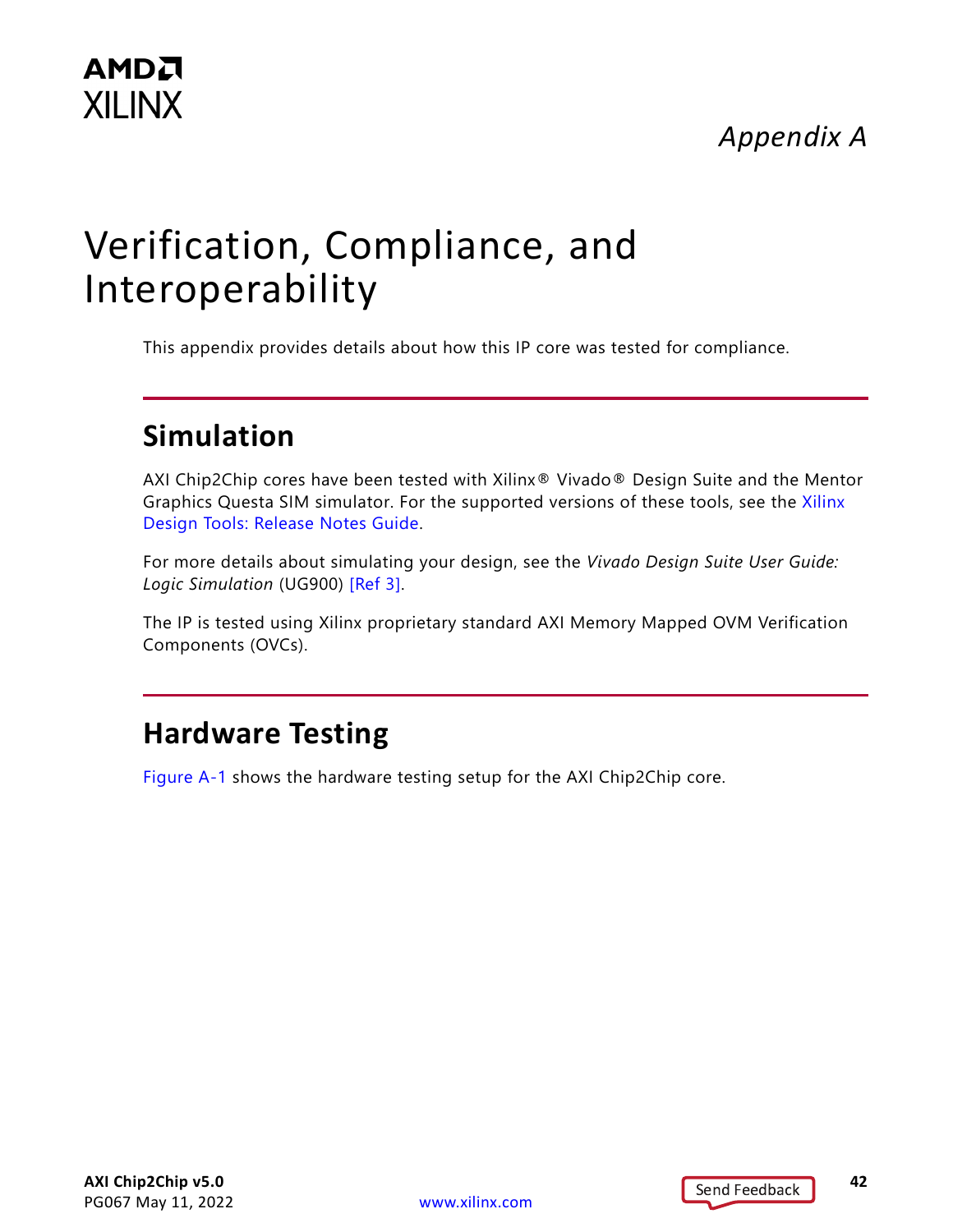*Appendix A*

# Verification, Compliance, and Interoperability

This appendix provides details about how this IP core was tested for compliance.

## Simulation

AXI Chip2Chip cores have been tested with Xilinx® Vivado® Design Suite and the Mentor Graphics Questa SIM simulator. For the supported versions of these tools, see the Xilinx Design Tools: Release Notes Guide.

For more details about simulating your design, see the *Vivado Design Suite User Guide: Logic Simulation* (UG900) [Ref 3].

The IP is tested using Xilinx proprietary standard AXI Memory Mapped OVM Verification Components (OVCs).

## Hardware Testing

Figure A-1 shows the hardware testing setup for the AXI Chip2Chip core.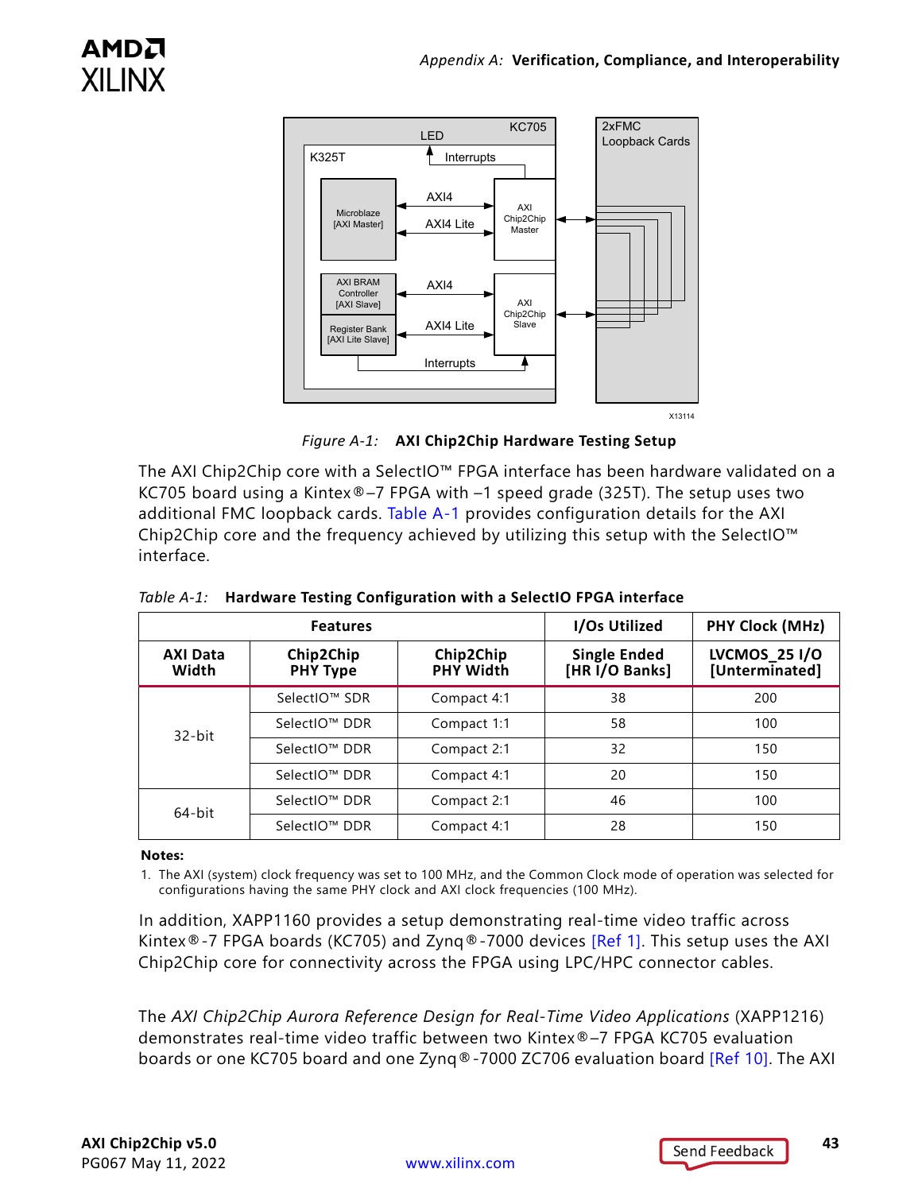*Figure A-1:* **AXI Chip2Chip Hardware Testing Setup**

The AXI Chip2Chip core with a SelectIO™ FPGA interface has been hardware validated on a KC705 board using a Kintex®–7 FPGA with –1 speed grade (325T). The setup uses two additional FMC loopback cards. Table A-1 provides configuration details for the AXI Chip2Chip core and the frequency achieved by utilizing this setup with the SelectIO™ interface.

*Table A-1:* **Hardware Testing Configuration with a SelectIO FPGA interface**

| Features | | | I/Os Utilized | PHY Clock (MHz) |
|---|---|---|---|---|
| **AXI Data Width** | **Chip2Chip PHY Type** | **Chip2Chip PHY Width** | **Single Ended [HR I/O Banks]** | **LVCMOS_25 I/O [Unterminated]** |
| 32-bit | SelectIO™ SDR | Compact 4:1 | 38 | 200 |
| | SelectIO™ DDR | Compact 1:1 | 58 | 100 |
| | SelectIO™ DDR | Compact 2:1 | 32 | 150 |
| | SelectIO™ DDR | Compact 4:1 | 20 | 150 |
| 64-bit | SelectIO™ DDR | Compact 2:1 | 46 | 100 |
| | SelectIO™ DDR | Compact 4:1 | 28 | 150 |

**Notes:**

1. The AXI (system) clock frequency was set to 100 MHz, and the Common Clock mode of operation was selected for configurations having the same PHY clock and AXI clock frequencies (100 MHz).

In addition, XAPP1160 provides a setup demonstrating real-time video traffic across Kintex®-7 FPGA boards (KC705) and Zynq®-7000 devices [Ref 1]. This setup uses the AXI Chip2Chip core for connectivity across the FPGA using LPC/HPC connector cables.

The *AXI Chip2Chip Aurora Reference Design for Real-Time Video Applications* (XAPP1216) demonstrates real-time video traffic between two Kintex®–7 FPGA KC705 evaluation boards or one KC705 board and one Zynq®-7000 ZC706 evaluation board [Ref 10]. The AXI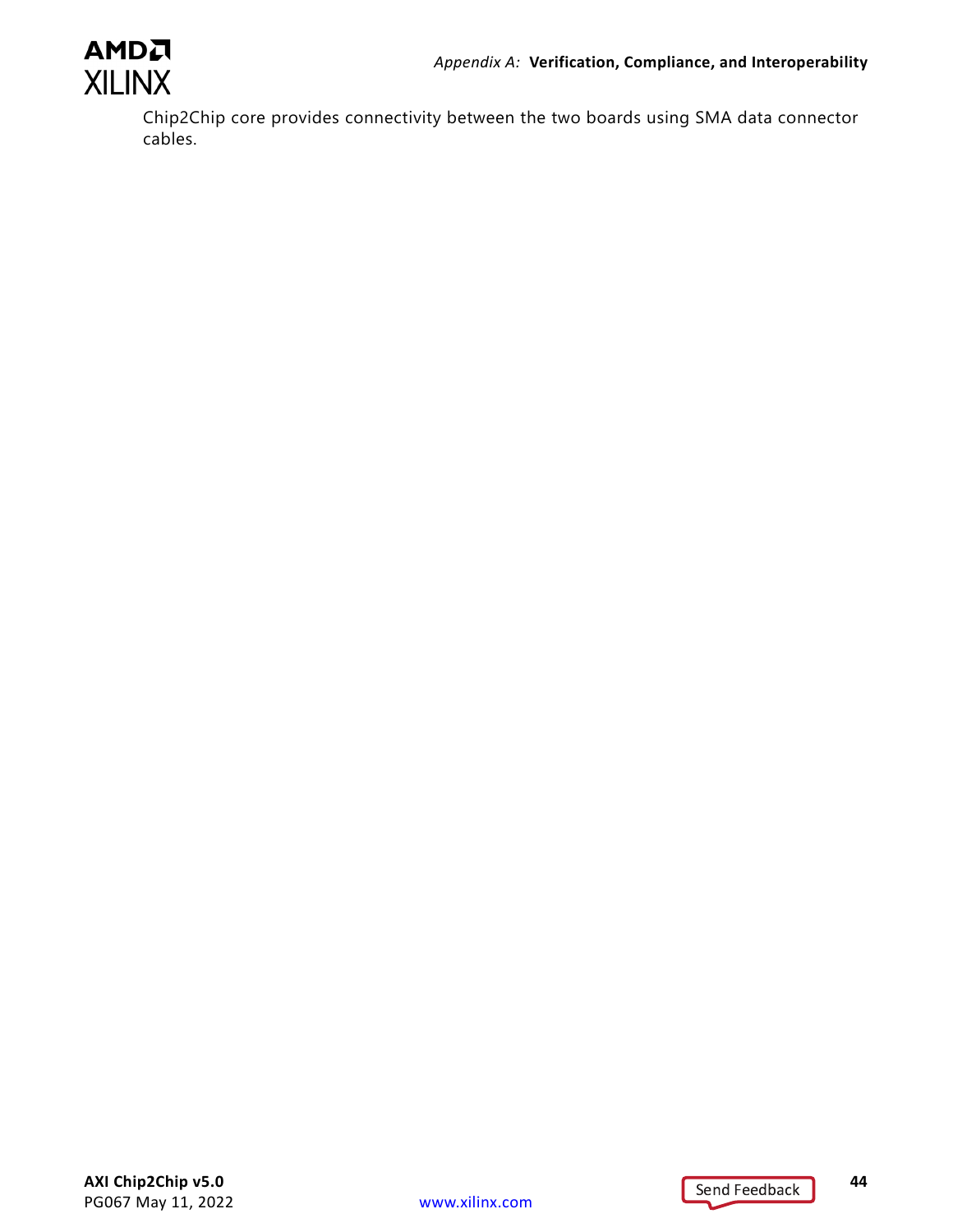Chip2Chip core provides connectivity between the two boards using SMA data connector cables.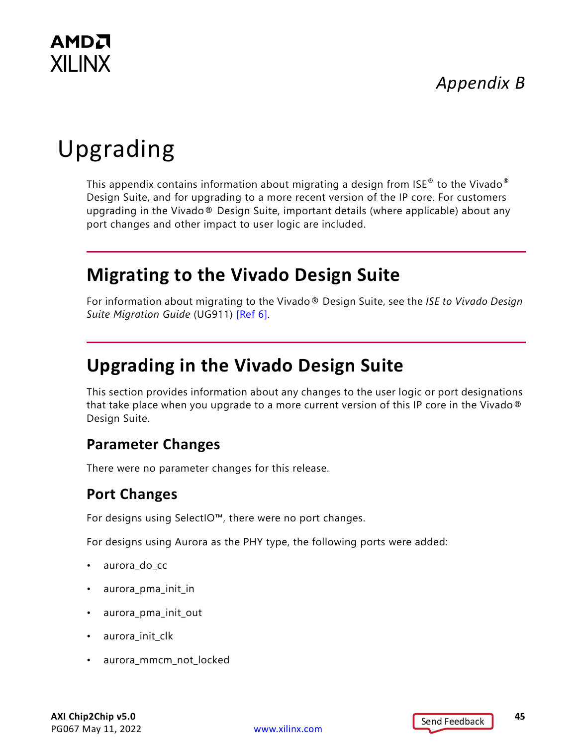*Appendix B*

# Upgrading

This appendix contains information about migrating a design from ISE® to the Vivado® Design Suite, and for upgrading to a more recent version of the IP core. For customers upgrading in the Vivado® Design Suite, important details (where applicable) about any port changes and other impact to user logic are included.

## Migrating to the Vivado Design Suite

For information about migrating to the Vivado® Design Suite, see the *ISE to Vivado Design Suite Migration Guide* (UG911) [Ref 6].

## Upgrading in the Vivado Design Suite

This section provides information about any changes to the user logic or port designations that take place when you upgrade to a more current version of this IP core in the Vivado® Design Suite.

### Parameter Changes

There were no parameter changes for this release.

### Port Changes

For designs using SelectIO™, there were no port changes.

For designs using Aurora as the PHY type, the following ports were added:

- aurora_do_cc
- aurora_pma_init_in
- aurora_pma_init_out
- aurora_init_clk
- aurora_mmcm_not_locked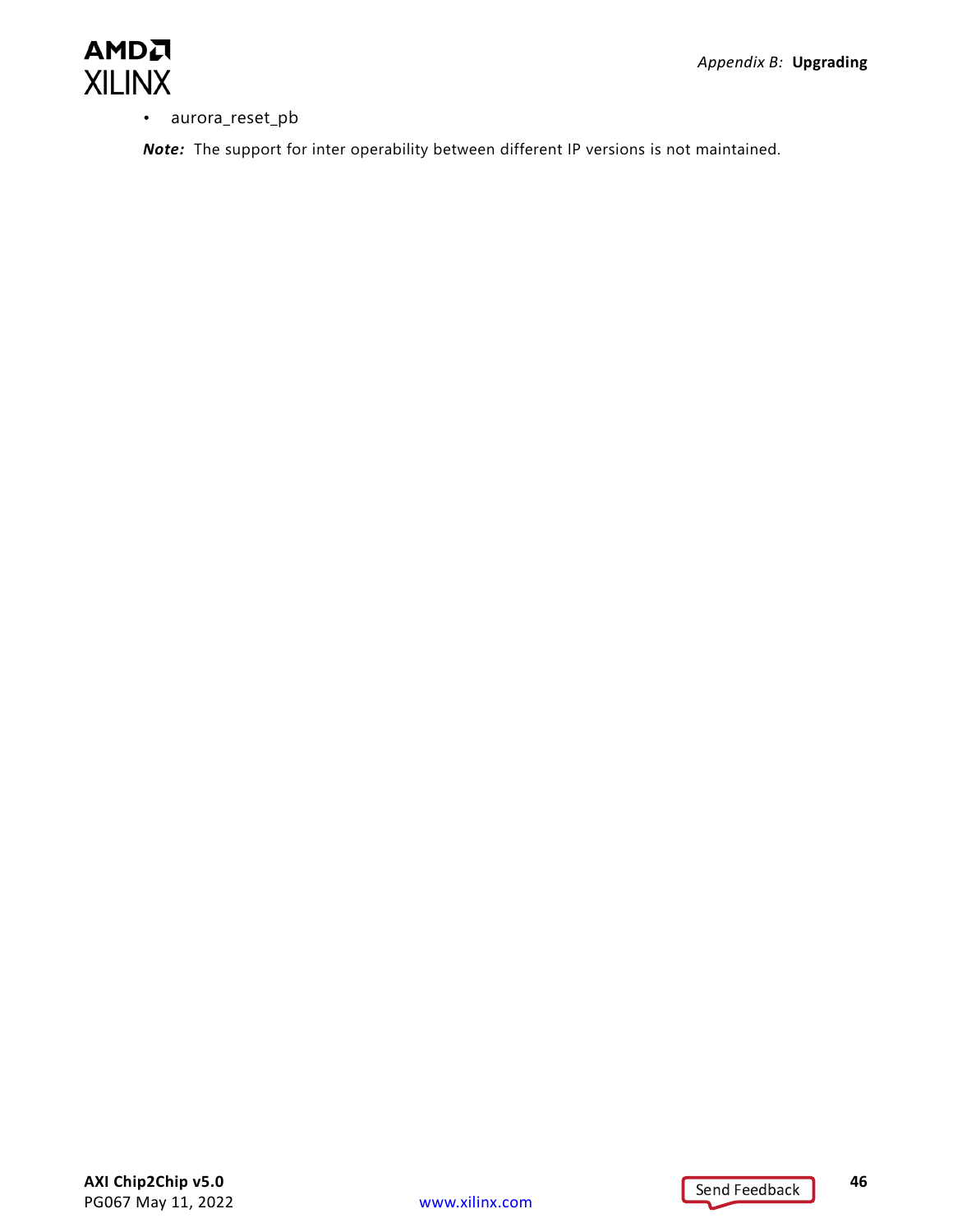- aurora_reset_pb

***Note:*** The support for inter operability between different IP versions is not maintained.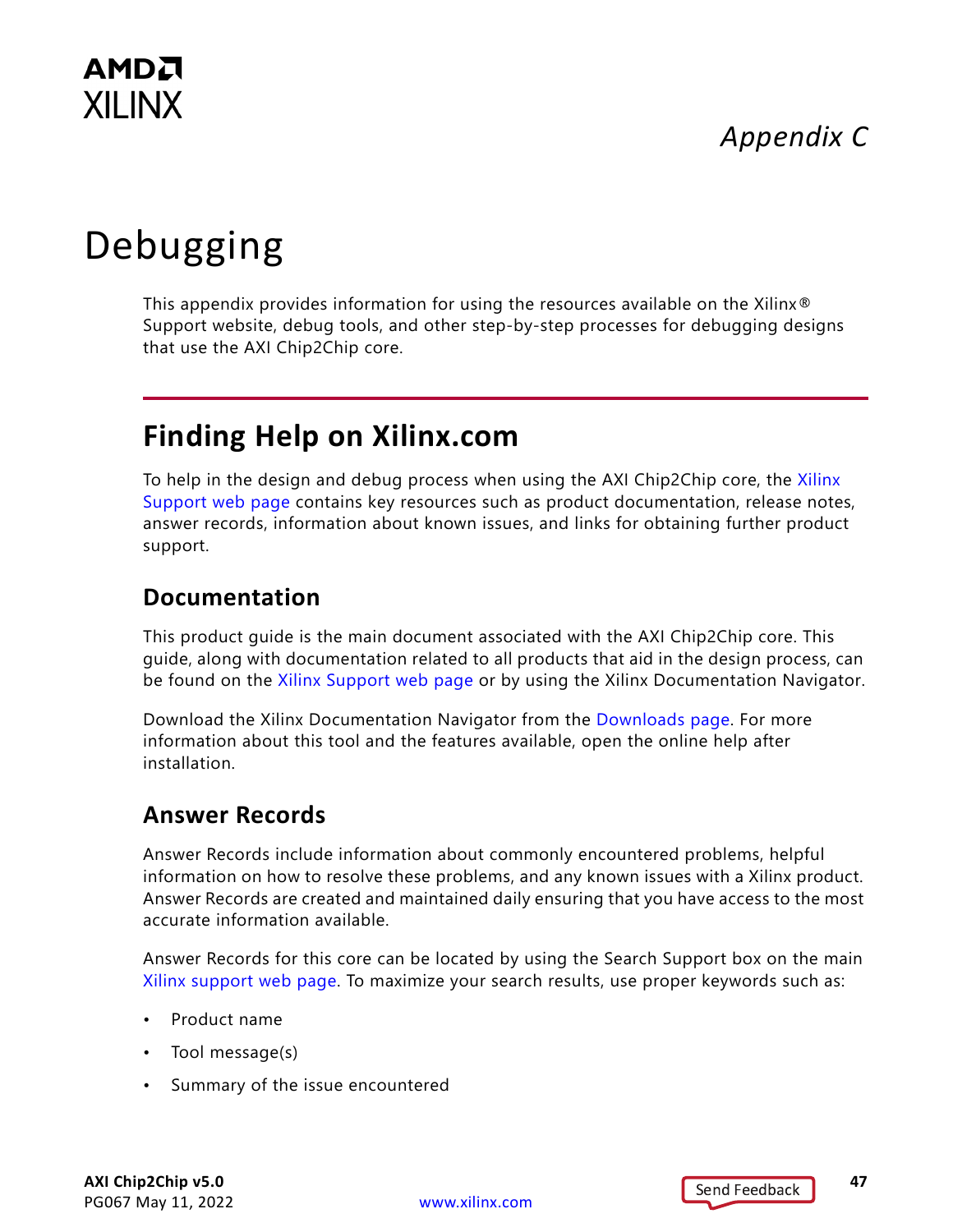*Appendix C*

# Debugging

This appendix provides information for using the resources available on the Xilinx® Support website, debug tools, and other step-by-step processes for debugging designs that use the AXI Chip2Chip core.

## Finding Help on Xilinx.com

To help in the design and debug process when using the AXI Chip2Chip core, the Xilinx Support web page contains key resources such as product documentation, release notes, answer records, information about known issues, and links for obtaining further product support.

### Documentation

This product guide is the main document associated with the AXI Chip2Chip core. This guide, along with documentation related to all products that aid in the design process, can be found on the Xilinx Support web page or by using the Xilinx Documentation Navigator.

Download the Xilinx Documentation Navigator from the Downloads page. For more information about this tool and the features available, open the online help after installation.

### Answer Records

Answer Records include information about commonly encountered problems, helpful information on how to resolve these problems, and any known issues with a Xilinx product. Answer Records are created and maintained daily ensuring that you have access to the most accurate information available.

Answer Records for this core can be located by using the Search Support box on the main Xilinx support web page. To maximize your search results, use proper keywords such as:

- Product name
- Tool message(s)
- Summary of the issue encountered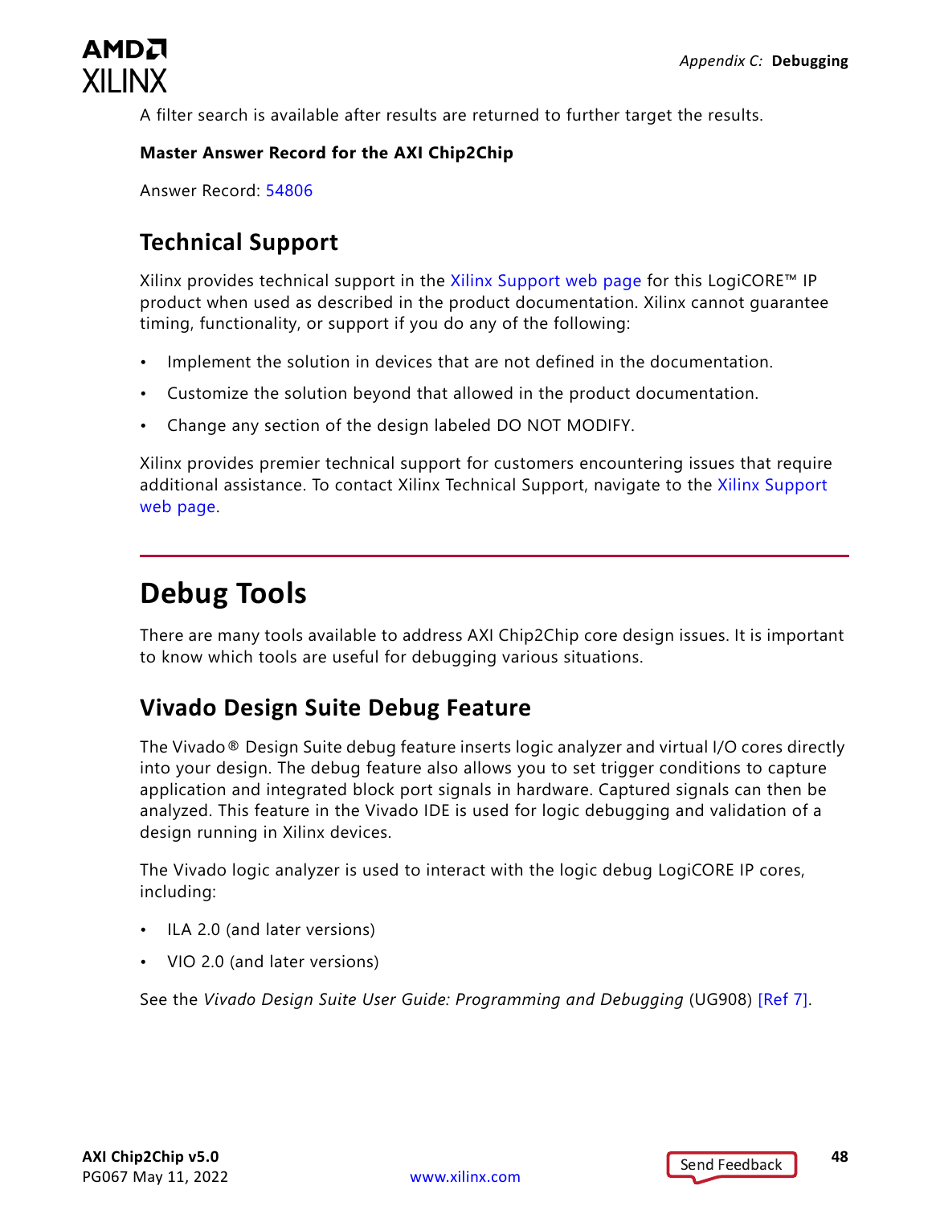A filter search is available after results are returned to further target the results.

**Master Answer Record for the AXI Chip2Chip**

Answer Record: 54806

## Technical Support

Xilinx provides technical support in the Xilinx Support web page for this LogiCORE™ IP product when used as described in the product documentation. Xilinx cannot guarantee timing, functionality, or support if you do any of the following:

- Implement the solution in devices that are not defined in the documentation.
- Customize the solution beyond that allowed in the product documentation.
- Change any section of the design labeled DO NOT MODIFY.

Xilinx provides premier technical support for customers encountering issues that require additional assistance. To contact Xilinx Technical Support, navigate to the Xilinx Support web page.

# Debug Tools

There are many tools available to address AXI Chip2Chip core design issues. It is important to know which tools are useful for debugging various situations.

## Vivado Design Suite Debug Feature

The Vivado® Design Suite debug feature inserts logic analyzer and virtual I/O cores directly into your design. The debug feature also allows you to set trigger conditions to capture application and integrated block port signals in hardware. Captured signals can then be analyzed. This feature in the Vivado IDE is used for logic debugging and validation of a design running in Xilinx devices.

The Vivado logic analyzer is used to interact with the logic debug LogiCORE IP cores, including:

- ILA 2.0 (and later versions)
- VIO 2.0 (and later versions)

See the *Vivado Design Suite User Guide: Programming and Debugging* (UG908) [Ref 7].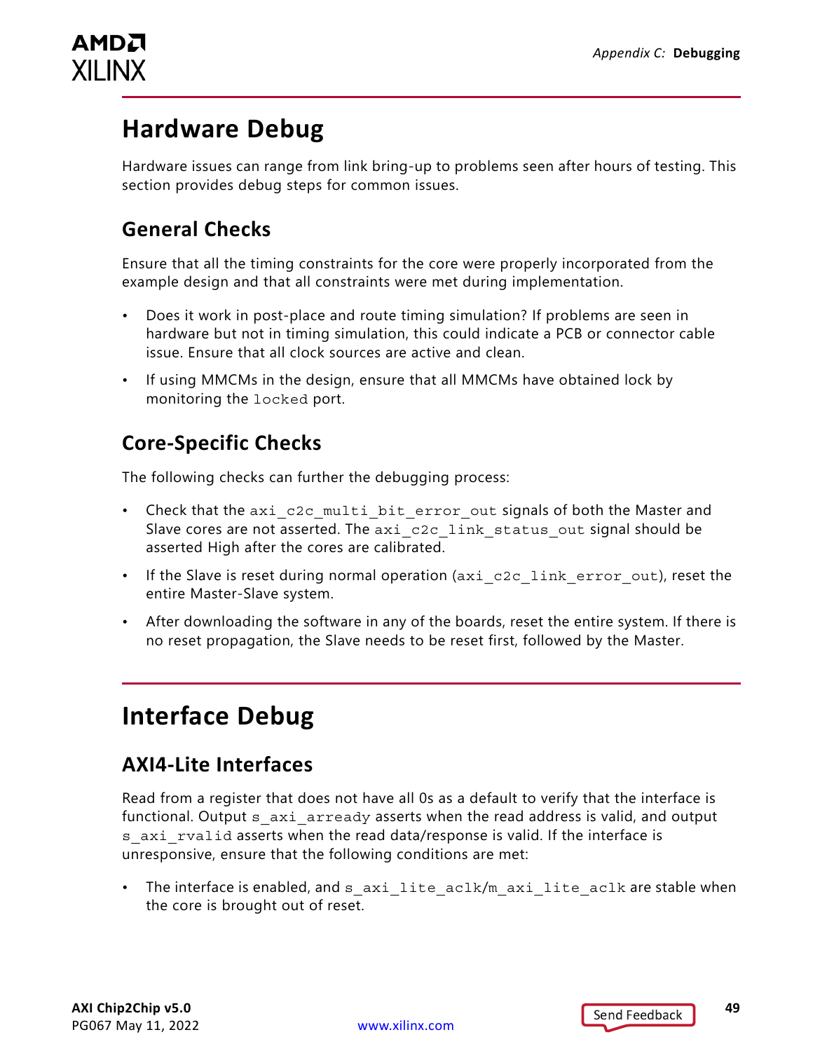# Hardware Debug

Hardware issues can range from link bring-up to problems seen after hours of testing. This section provides debug steps for common issues.

## General Checks

Ensure that all the timing constraints for the core were properly incorporated from the example design and that all constraints were met during implementation.

- Does it work in post-place and route timing simulation? If problems are seen in hardware but not in timing simulation, this could indicate a PCB or connector cable issue. Ensure that all clock sources are active and clean.
- If using MMCMs in the design, ensure that all MMCMs have obtained lock by monitoring the `locked` port.

## Core-Specific Checks

The following checks can further the debugging process:

- Check that the `axi_c2c_multi_bit_error_out` signals of both the Master and Slave cores are not asserted. The `axi_c2c_link_status_out` signal should be asserted High after the cores are calibrated.
- If the Slave is reset during normal operation (`axi_c2c_link_error_out`), reset the entire Master-Slave system.
- After downloading the software in any of the boards, reset the entire system. If there is no reset propagation, the Slave needs to be reset first, followed by the Master.

# Interface Debug

## AXI4-Lite Interfaces

Read from a register that does not have all 0s as a default to verify that the interface is functional. Output `s_axi_arready` asserts when the read address is valid, and output `s_axi_rvalid` asserts when the read data/response is valid. If the interface is unresponsive, ensure that the following conditions are met:

- The interface is enabled, and `s_axi_lite_aclk/m_axi_lite_aclk` are stable when the core is brought out of reset.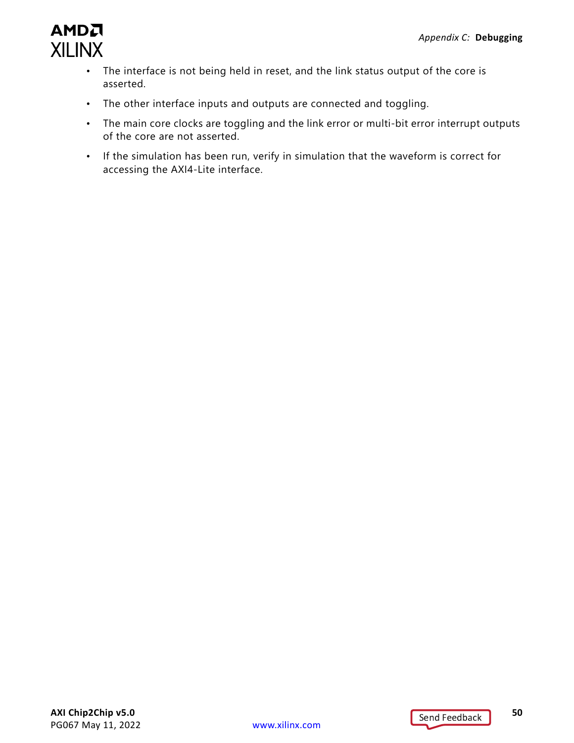- The interface is not being held in reset, and the link status output of the core is asserted.
- The other interface inputs and outputs are connected and toggling.
- The main core clocks are toggling and the link error or multi-bit error interrupt outputs of the core are not asserted.
- If the simulation has been run, verify in simulation that the waveform is correct for accessing the AXI4-Lite interface.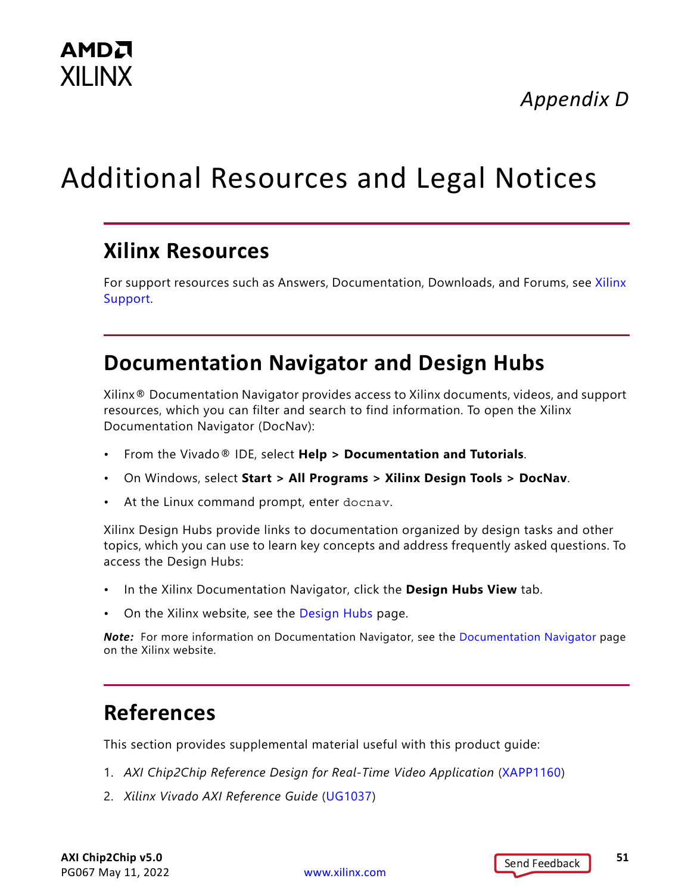*Appendix D*

# Additional Resources and Legal Notices

## Xilinx Resources

For support resources such as Answers, Documentation, Downloads, and Forums, see Xilinx Support.

## Documentation Navigator and Design Hubs

Xilinx® Documentation Navigator provides access to Xilinx documents, videos, and support resources, which you can filter and search to find information. To open the Xilinx Documentation Navigator (DocNav):

- From the Vivado® IDE, select **Help > Documentation and Tutorials**.
- On Windows, select **Start > All Programs > Xilinx Design Tools > DocNav**.
- At the Linux command prompt, enter `docnav`.

Xilinx Design Hubs provide links to documentation organized by design tasks and other topics, which you can use to learn key concepts and address frequently asked questions. To access the Design Hubs:

- In the Xilinx Documentation Navigator, click the **Design Hubs View** tab.
- On the Xilinx website, see the Design Hubs page.

***Note:*** For more information on Documentation Navigator, see the Documentation Navigator page on the Xilinx website.

## References

This section provides supplemental material useful with this product guide:

1. *AXI Chip2Chip Reference Design for Real-Time Video Application* (XAPP1160)
2. *Xilinx Vivado AXI Reference Guide* (UG1037)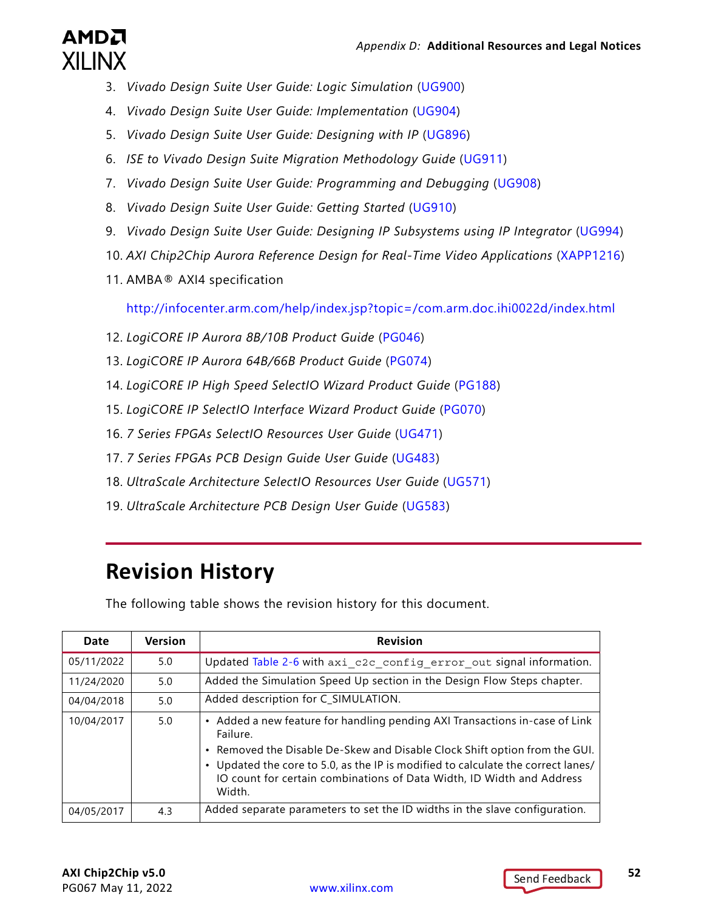3. *Vivado Design Suite User Guide: Logic Simulation* (UG900)
4. *Vivado Design Suite User Guide: Implementation* (UG904)
5. *Vivado Design Suite User Guide: Designing with IP* (UG896)
6. *ISE to Vivado Design Suite Migration Methodology Guide* (UG911)
7. *Vivado Design Suite User Guide: Programming and Debugging* (UG908)
8. *Vivado Design Suite User Guide: Getting Started* (UG910)
9. *Vivado Design Suite User Guide: Designing IP Subsystems using IP Integrator* (UG994)
10. *AXI Chip2Chip Aurora Reference Design for Real-Time Video Applications* (XAPP1216)
11. AMBA® AXI4 specification

    http://infocenter.arm.com/help/index.jsp?topic=/com.arm.doc.ihi0022d/index.html

12. *LogiCORE IP Aurora 8B/10B Product Guide* (PG046)
13. *LogiCORE IP Aurora 64B/66B Product Guide* (PG074)
14. *LogiCORE IP High Speed SelectIO Wizard Product Guide* (PG188)
15. *LogiCORE IP SelectIO Interface Wizard Product Guide* (PG070)
16. *7 Series FPGAs SelectIO Resources User Guide* (UG471)
17. *7 Series FPGAs PCB Design Guide User Guide* (UG483)
18. *UltraScale Architecture SelectIO Resources User Guide* (UG571)
19. *UltraScale Architecture PCB Design User Guide* (UG583)

## Revision History

The following table shows the revision history for this document.

| Date | Version | Revision |
|---|---|---|
| 05/11/2022 | 5.0 | Updated Table 2-6 with `axi_c2c_config_error_out` signal information. |
| 11/24/2020 | 5.0 | Added the Simulation Speed Up section in the Design Flow Steps chapter. |
| 04/04/2018 | 5.0 | Added description for C_SIMULATION. |
| 10/04/2017 | 5.0 | • Added a new feature for handling pending AXI Transactions in-case of Link Failure.<br>• Removed the Disable De-Skew and Disable Clock Shift option from the GUI.<br>• Updated the core to 5.0, as the IP is modified to calculate the correct lanes/IO count for certain combinations of Data Width, ID Width and Address Width. |
| 04/05/2017 | 4.3 | Added separate parameters to set the ID widths in the slave configuration. |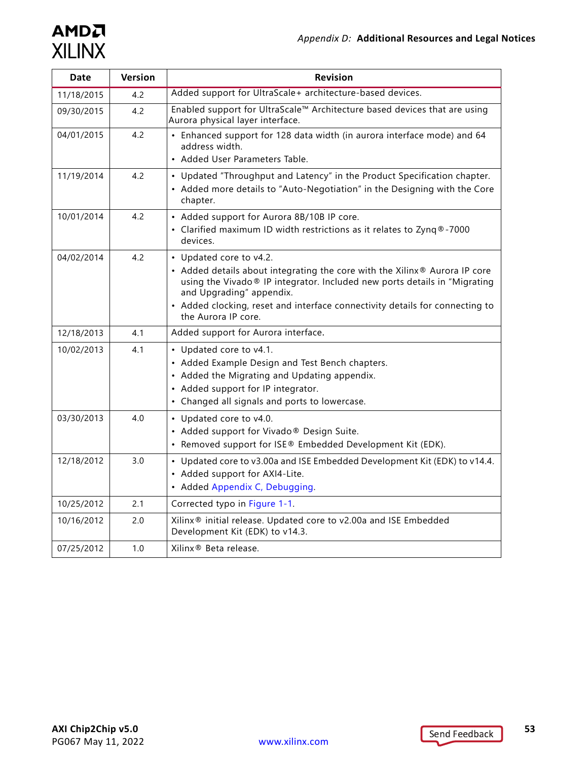| Date | Version | Revision |
|---|---|---|
| 11/18/2015 | 4.2 | Added support for UltraScale+ architecture-based devices. |
| 09/30/2015 | 4.2 | Enabled support for UltraScale™ Architecture based devices that are using Aurora physical layer interface. |
| 04/01/2015 | 4.2 | • Enhanced support for 128 data width (in aurora interface mode) and 64 address width.<br>• Added User Parameters Table. |
| 11/19/2014 | 4.2 | • Updated "Throughput and Latency" in the Product Specification chapter.<br>• Added more details to "Auto-Negotiation" in the Designing with the Core chapter. |
| 10/01/2014 | 4.2 | • Added support for Aurora 8B/10B IP core.<br>• Clarified maximum ID width restrictions as it relates to Zynq®-7000 devices. |
| 04/02/2014 | 4.2 | • Updated core to v4.2.<br>• Added details about integrating the core with the Xilinx® Aurora IP core using the Vivado® IP integrator. Included new ports details in "Migrating and Upgrading" appendix.<br>• Added clocking, reset and interface connectivity details for connecting to the Aurora IP core. |
| 12/18/2013 | 4.1 | Added support for Aurora interface. |
| 10/02/2013 | 4.1 | • Updated core to v4.1.<br>• Added Example Design and Test Bench chapters.<br>• Added the Migrating and Updating appendix.<br>• Added support for IP integrator.<br>• Changed all signals and ports to lowercase. |
| 03/30/2013 | 4.0 | • Updated core to v4.0.<br>• Added support for Vivado® Design Suite.<br>• Removed support for ISE® Embedded Development Kit (EDK). |
| 12/18/2012 | 3.0 | • Updated core to v3.00a and ISE Embedded Development Kit (EDK) to v14.4.<br>• Added support for AXI4-Lite.<br>• Added Appendix C, Debugging. |
| 10/25/2012 | 2.1 | Corrected typo in Figure 1-1. |
| 10/16/2012 | 2.0 | Xilinx® initial release. Updated core to v2.00a and ISE Embedded Development Kit (EDK) to v14.3. |
| 07/25/2012 | 1.0 | Xilinx® Beta release. |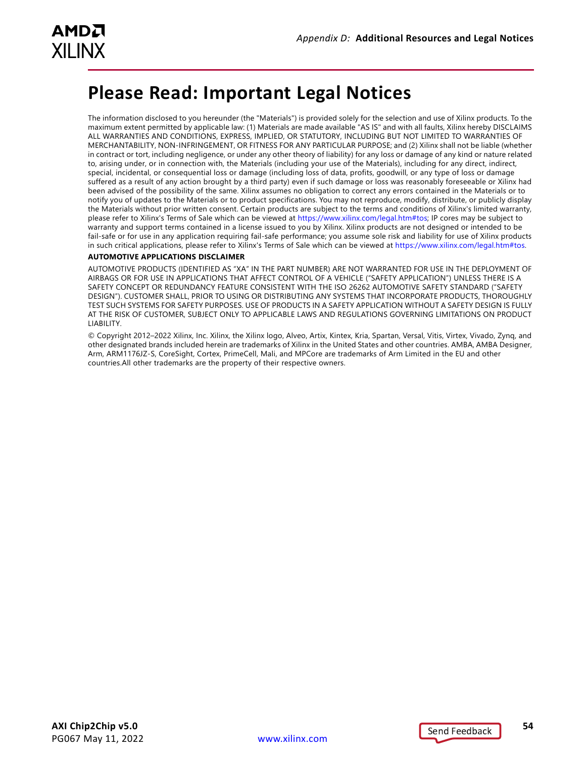# Please Read: Important Legal Notices

The information disclosed to you hereunder (the "Materials") is provided solely for the selection and use of Xilinx products. To the maximum extent permitted by applicable law: (1) Materials are made available "AS IS" and with all faults, Xilinx hereby DISCLAIMS ALL WARRANTIES AND CONDITIONS, EXPRESS, IMPLIED, OR STATUTORY, INCLUDING BUT NOT LIMITED TO WARRANTIES OF MERCHANTABILITY, NON-INFRINGEMENT, OR FITNESS FOR ANY PARTICULAR PURPOSE; and (2) Xilinx shall not be liable (whether in contract or tort, including negligence, or under any other theory of liability) for any loss or damage of any kind or nature related to, arising under, or in connection with, the Materials (including your use of the Materials), including for any direct, indirect, special, incidental, or consequential loss or damage (including loss of data, profits, goodwill, or any type of loss or damage suffered as a result of any action brought by a third party) even if such damage or loss was reasonably foreseeable or Xilinx had been advised of the possibility of the same. Xilinx assumes no obligation to correct any errors contained in the Materials or to notify you of updates to the Materials or to product specifications. You may not reproduce, modify, distribute, or publicly display the Materials without prior written consent. Certain products are subject to the terms and conditions of Xilinx's limited warranty, please refer to Xilinx's Terms of Sale which can be viewed at https://www.xilinx.com/legal.htm#tos; IP cores may be subject to warranty and support terms contained in a license issued to you by Xilinx. Xilinx products are not designed or intended to be fail-safe or for use in any application requiring fail-safe performance; you assume sole risk and liability for use of Xilinx products in such critical applications, please refer to Xilinx's Terms of Sale which can be viewed at https://www.xilinx.com/legal.htm#tos.

**AUTOMOTIVE APPLICATIONS DISCLAIMER**

AUTOMOTIVE PRODUCTS (IDENTIFIED AS "XA" IN THE PART NUMBER) ARE NOT WARRANTED FOR USE IN THE DEPLOYMENT OF AIRBAGS OR FOR USE IN APPLICATIONS THAT AFFECT CONTROL OF A VEHICLE ("SAFETY APPLICATION") UNLESS THERE IS A SAFETY CONCEPT OR REDUNDANCY FEATURE CONSISTENT WITH THE ISO 26262 AUTOMOTIVE SAFETY STANDARD ("SAFETY DESIGN"). CUSTOMER SHALL, PRIOR TO USING OR DISTRIBUTING ANY SYSTEMS THAT INCORPORATE PRODUCTS, THOROUGHLY TEST SUCH SYSTEMS FOR SAFETY PURPOSES. USE OF PRODUCTS IN A SAFETY APPLICATION WITHOUT A SAFETY DESIGN IS FULLY AT THE RISK OF CUSTOMER, SUBJECT ONLY TO APPLICABLE LAWS AND REGULATIONS GOVERNING LIMITATIONS ON PRODUCT LIABILITY.

© Copyright 2012–2022 Xilinx, Inc. Xilinx, the Xilinx logo, Alveo, Artix, Kintex, Kria, Spartan, Versal, Vitis, Virtex, Vivado, Zynq, and other designated brands included herein are trademarks of Xilinx in the United States and other countries. AMBA, AMBA Designer, Arm, ARM1176JZ-S, CoreSight, Cortex, PrimeCell, Mali, and MPCore are trademarks of Arm Limited in the EU and other countries.All other trademarks are the property of their respective owners.